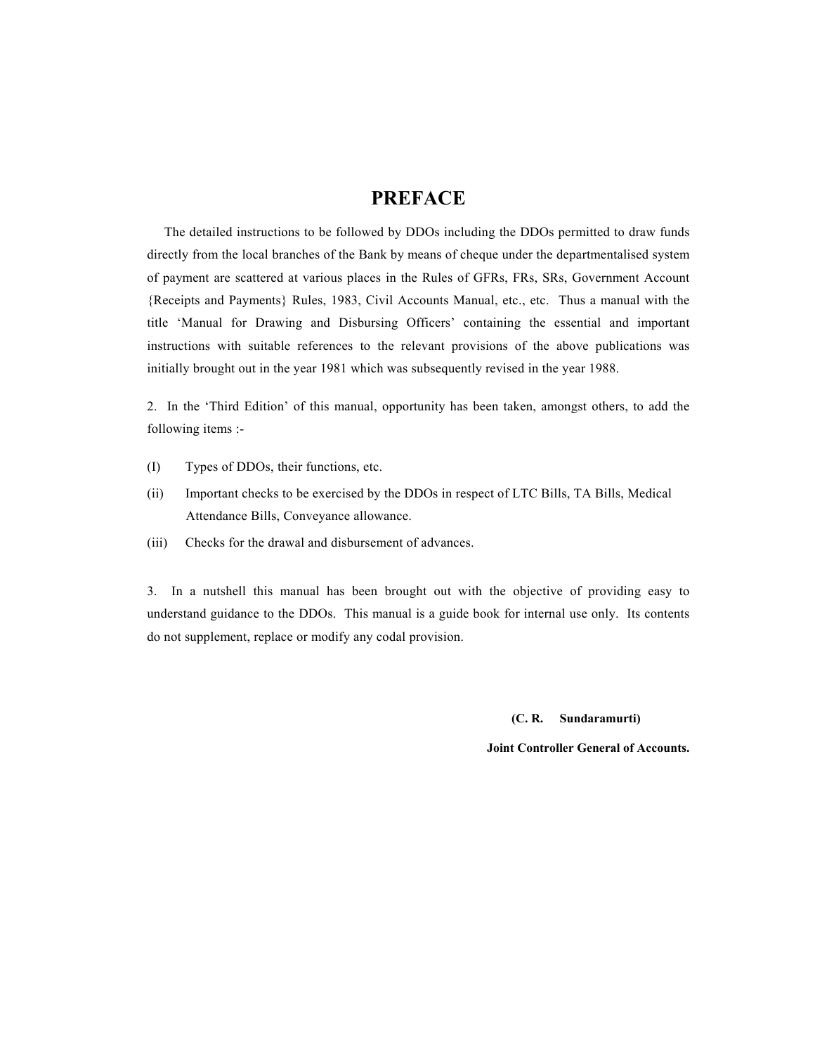# PREFACE

The detailed instructions to be followed by DDOs including the DDOs permitted to draw funds directly from the local branches of the Bank by means of cheque under the departmentalised system of payment are scattered at various places in the Rules of GFRs, FRs, SRs, Government Account {Receipts and Payments} Rules, 1983, Civil Accounts Manual, etc., etc. Thus a manual with the title 'Manual for Drawing and Disbursing Officers' containing the essential and important instructions with suitable references to the relevant provisions of the above publications was initially brought out in the year 1981 which was subsequently revised in the year 1988.

2. In the 'Third Edition' of this manual, opportunity has been taken, amongst others, to add the following items :-

(I) Types of DDOs, their functions, etc.

(ii) Important checks to be exercised by the DDOs in respect of LTC Bills, TA Bills, Medical Attendance Bills, Conveyance allowance.

(iii) Checks for the drawal and disbursement of advances.

3. In a nutshell this manual has been brought out with the objective of providing easy to understand guidance to the DDOs. This manual is a guide book for internal use only. Its contents do not supplement, replace or modify any codal provision.

**(C. R. Sundaramurti)**

**Joint Controller General of Accounts.**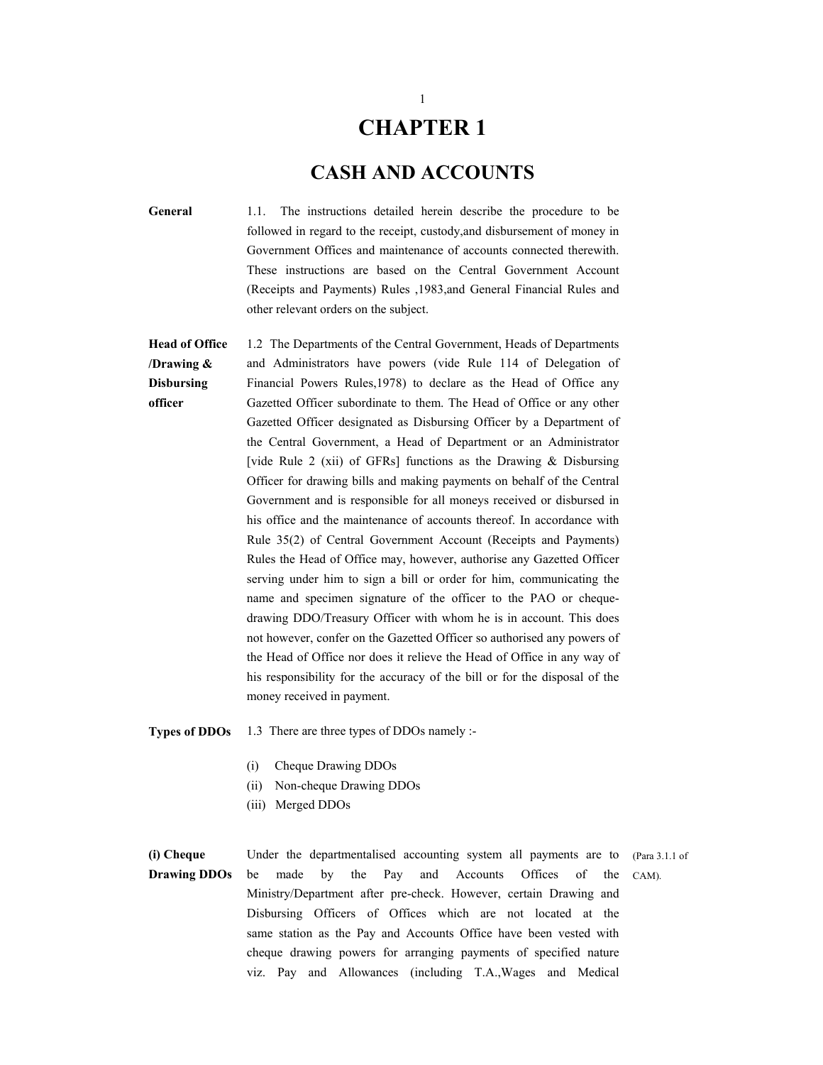# CHAPTER 1

## CASH AND ACCOUNTS

**General**

1.1. The instructions detailed herein describe the procedure to be followed in regard to the receipt, custody,and disbursement of money in Government Offices and maintenance of accounts connected therewith. These instructions are based on the Central Government Account (Receipts and Payments) Rules ,1983,and General Financial Rules and other relevant orders on the subject.

**Head of Office /Drawing & Disbursing officer**

1.2 The Departments of the Central Government, Heads of Departments and Administrators have powers (vide Rule 114 of Delegation of Financial Powers Rules,1978) to declare as the Head of Office any Gazetted Officer subordinate to them. The Head of Office or any other Gazetted Officer designated as Disbursing Officer by a Department of the Central Government, a Head of Department or an Administrator [vide Rule 2 (xii) of GFRs] functions as the Drawing & Disbursing Officer for drawing bills and making payments on behalf of the Central Government and is responsible for all moneys received or disbursed in his office and the maintenance of accounts thereof. In accordance with Rule 35(2) of Central Government Account (Receipts and Payments) Rules the Head of Office may, however, authorise any Gazetted Officer serving under him to sign a bill or order for him, communicating the name and specimen signature of the officer to the PAO or cheque-drawing DDO/Treasury Officer with whom he is in account. This does not however, confer on the Gazetted Officer so authorised any powers of the Head of Office nor does it relieve the Head of Office in any way of his responsibility for the accuracy of the bill or for the disposal of the money received in payment.

**Types of DDOs**

1.3 There are three types of DDOs namely :-

(i) Cheque Drawing DDOs
(ii) Non-cheque Drawing DDOs
(iii) Merged DDOs

**(i) Cheque Drawing DDOs**

Under the departmentalised accounting system all payments are to be made by the Pay and Accounts Offices of the Ministry/Department after pre-check. However, certain Drawing and Disbursing Officers of Offices which are not located at the same station as the Pay and Accounts Office have been vested with cheque drawing powers for arranging payments of specified nature viz. Pay and Allowances (including T.A.,Wages and Medical

(Para 3.1.1 of CAM).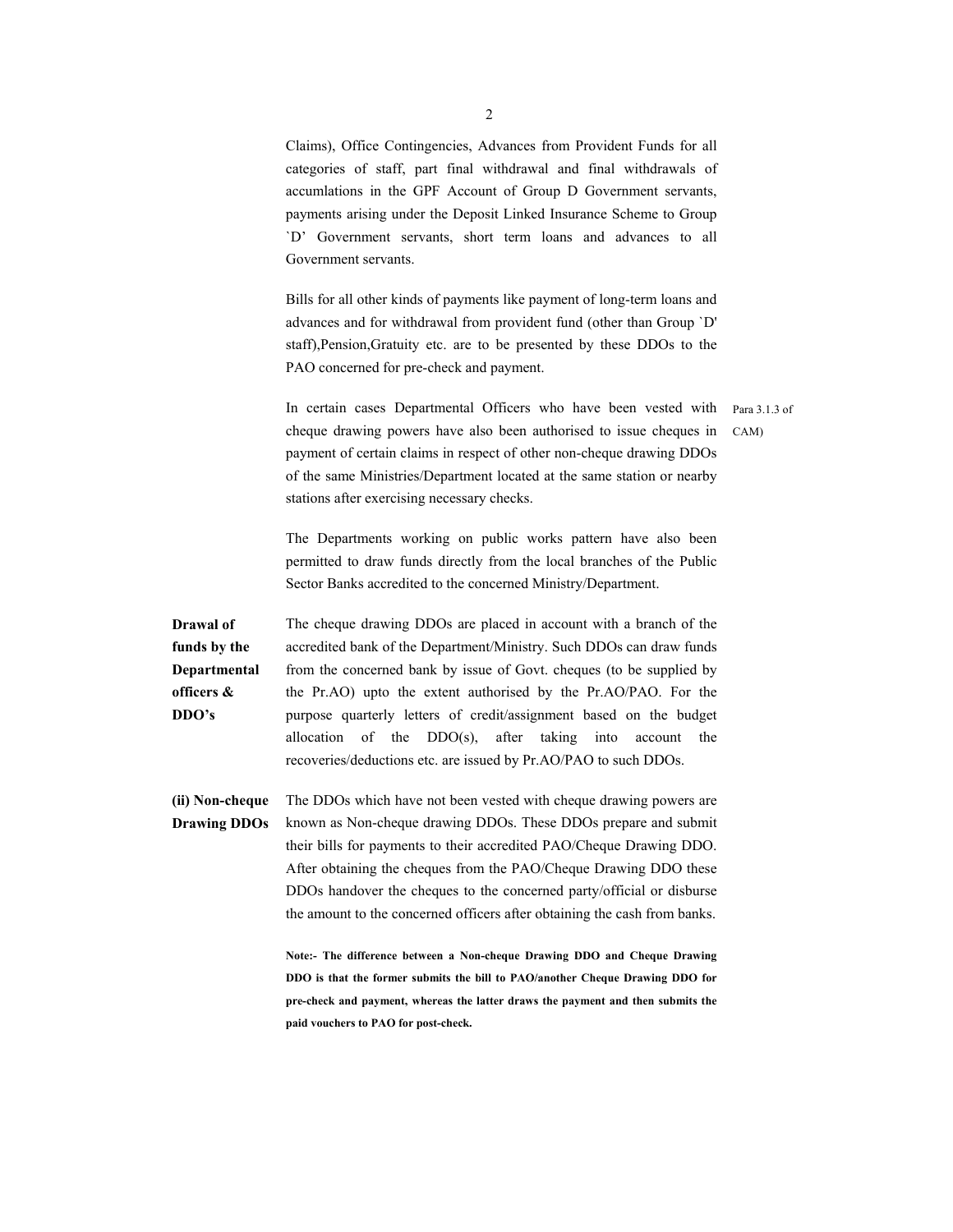Claims), Office Contingencies, Advances from Provident Funds for all categories of staff, part final withdrawal and final withdrawals of accumlations in the GPF Account of Group D Government servants, payments arising under the Deposit Linked Insurance Scheme to Group `D' Government servants, short term loans and advances to all Government servants.

Bills for all other kinds of payments like payment of long-term loans and advances and for withdrawal from provident fund (other than Group `D' staff),Pension,Gratuity etc. are to be presented by these DDOs to the PAO concerned for pre-check and payment.

In certain cases Departmental Officers who have been vested with cheque drawing powers have also been authorised to issue cheques in payment of certain claims in respect of other non-cheque drawing DDOs of the same Ministries/Department located at the same station or nearby stations after exercising necessary checks. (Para 3.1.3 of CAM)

The Departments working on public works pattern have also been permitted to draw funds directly from the local branches of the Public Sector Banks accredited to the concerned Ministry/Department.

**Drawal of funds by the Departmental officers & DDO's**

The cheque drawing DDOs are placed in account with a branch of the accredited bank of the Department/Ministry. Such DDOs can draw funds from the concerned bank by issue of Govt. cheques (to be supplied by the Pr.AO) upto the extent authorised by the Pr.AO/PAO. For the purpose quarterly letters of credit/assignment based on the budget allocation of the DDO(s), after taking into account the recoveries/deductions etc. are issued by Pr.AO/PAO to such DDOs.

**(ii) Non-cheque Drawing DDOs**

The DDOs which have not been vested with cheque drawing powers are known as Non-cheque drawing DDOs. These DDOs prepare and submit their bills for payments to their accredited PAO/Cheque Drawing DDO. After obtaining the cheques from the PAO/Cheque Drawing DDO these DDOs handover the cheques to the concerned party/official or disburse the amount to the concerned officers after obtaining the cash from banks.

**Note:- The difference between a Non-cheque Drawing DDO and Cheque Drawing DDO is that the former submits the bill to PAO/another Cheque Drawing DDO for pre-check and payment, whereas the latter draws the payment and then submits the paid vouchers to PAO for post-check.**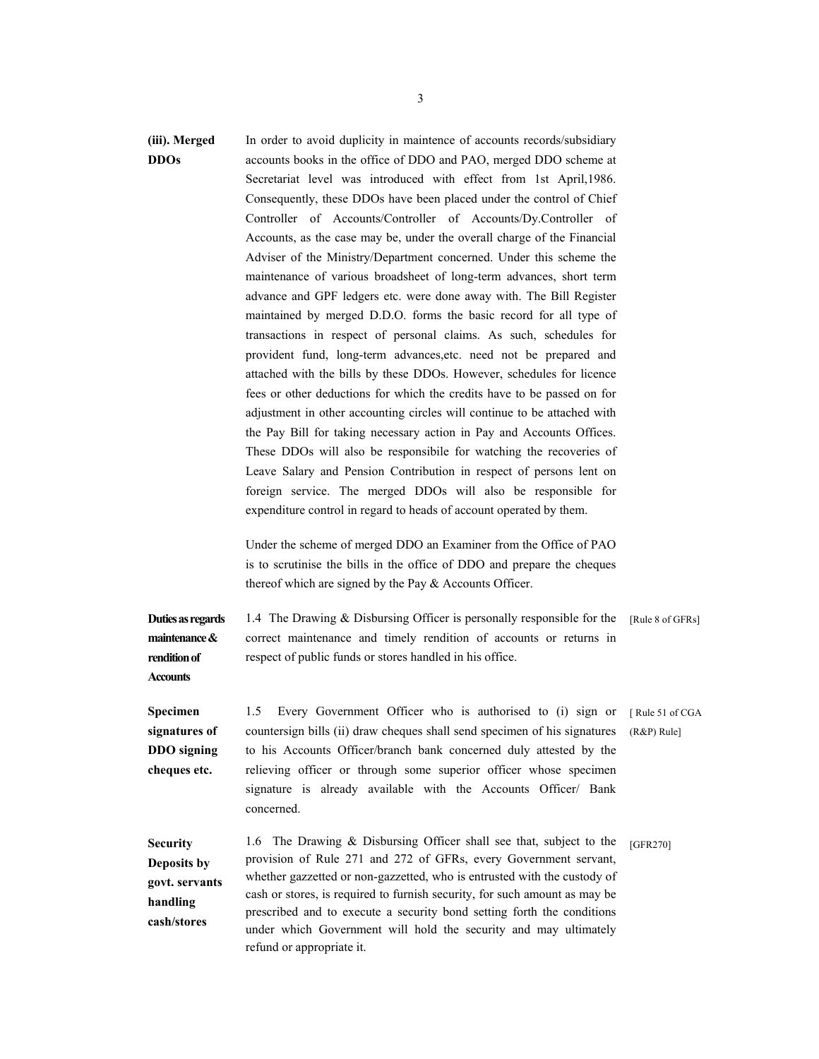**(iii). Merged DDOs**

In order to avoid duplicity in maintence of accounts records/subsidiary accounts books in the office of DDO and PAO, merged DDO scheme at Secretariat level was introduced with effect from 1st April,1986. Consequently, these DDOs have been placed under the control of Chief Controller of Accounts/Controller of Accounts/Dy.Controller of Accounts, as the case may be, under the overall charge of the Financial Adviser of the Ministry/Department concerned. Under this scheme the maintenance of various broadsheet of long-term advances, short term advance and GPF ledgers etc. were done away with. The Bill Register maintained by merged D.D.O. forms the basic record for all type of transactions in respect of personal claims. As such, schedules for provident fund, long-term advances,etc. need not be prepared and attached with the bills by these DDOs. However, schedules for licence fees or other deductions for which the credits have to be passed on for adjustment in other accounting circles will continue to be attached with the Pay Bill for taking necessary action in Pay and Accounts Offices. These DDOs will also be responsibile for watching the recoveries of Leave Salary and Pension Contribution in respect of persons lent on foreign service. The merged DDOs will also be responsible for expenditure control in regard to heads of account operated by them.

Under the scheme of merged DDO an Examiner from the Office of PAO is to scrutinise the bills in the office of DDO and prepare the cheques thereof which are signed by the Pay & Accounts Officer.

**Duties as regards maintenance & rendition of Accounts**

1.4 The Drawing & Disbursing Officer is personally responsible for the correct maintenance and timely rendition of accounts or returns in respect of public funds or stores handled in his office. [Rule 8 of GFRs]

**Specimen signatures of DDO signing cheques etc.**

1.5 Every Government Officer who is authorised to (i) sign or countersign bills (ii) draw cheques shall send specimen of his signatures to his Accounts Officer/branch bank concerned duly attested by the relieving officer or through some superior officer whose specimen signature is already available with the Accounts Officer/ Bank concerned. [ Rule 51 of CGA (R&P) Rule]

**Security Deposits by govt. servants handling cash/stores**

1.6 The Drawing & Disbursing Officer shall see that, subject to the provision of Rule 271 and 272 of GFRs, every Government servant, whether gazzetted or non-gazzetted, who is entrusted with the custody of cash or stores, is required to furnish security, for such amount as may be prescribed and to execute a security bond setting forth the conditions under which Government will hold the security and may ultimately refund or appropriate it. [GFR270]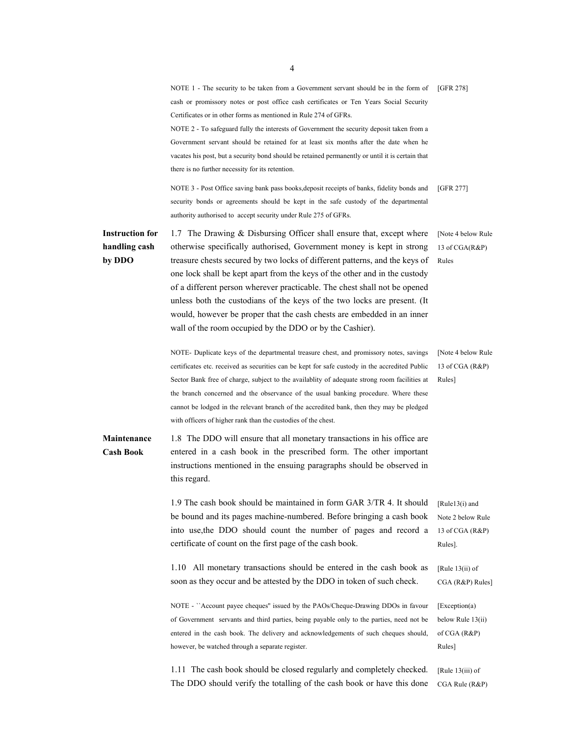NOTE 1 - The security to be taken from a Government servant should be in the form of cash or promissory notes or post office cash certificates or Ten Years Social Security Certificates or in other forms as mentioned in Rule 274 of GFRs. [GFR 278]

NOTE 2 - To safeguard fully the interests of Government the security deposit taken from a Government servant should be retained for at least six months after the date when he vacates his post, but a security bond should be retained permanently or until it is certain that there is no further necessity for its retention.

NOTE 3 - Post Office saving bank pass books,deposit receipts of banks, fidelity bonds and security bonds or agreements should be kept in the safe custody of the departmental authority authorised to accept security under Rule 275 of GFRs. [GFR 277]

**Instruction for handling cash by DDO**

1.7 The Drawing & Disbursing Officer shall ensure that, except where otherwise specifically authorised, Government money is kept in strong treasure chests secured by two locks of different patterns, and the keys of one lock shall be kept apart from the keys of the other and in the custody of a different person wherever practicable. The chest shall not be opened unless both the custodians of the keys of the two locks are present. (It would, however be proper that the cash chests are embedded in an inner wall of the room occupied by the DDO or by the Cashier). [Note 4 below Rule 13 of CGA(R&P) Rules

NOTE- Duplicate keys of the departmental treasure chest, and promissory notes, savings certificates etc. received as securities can be kept for safe custody in the accredited Public Sector Bank free of charge, subject to the availablity of adequate strong room facilities at the branch concerned and the observance of the usual banking procedure. Where these cannot be lodged in the relevant branch of the accredited bank, then they may be pledged with officers of higher rank than the custodies of the chest. [Note 4 below Rule 13 of CGA (R&P) Rules]

**Maintenance Cash Book**

1.8 The DDO will ensure that all monetary transactions in his office are entered in a cash book in the prescribed form. The other important instructions mentioned in the ensuing paragraphs should be observed in this regard.

1.9 The cash book should be maintained in form GAR 3/TR 4. It should be bound and its pages machine-numbered. Before bringing a cash book into use,the DDO should count the number of pages and record a certificate of count on the first page of the cash book. [Rule13(i) and Note 2 below Rule 13 of CGA (R&P) Rules].

1.10 All monetary transactions should be entered in the cash book as soon as they occur and be attested by the DDO in token of such check. [Rule 13(ii) of CGA (R&P) Rules]

NOTE - ``Account payee cheques'' issued by the PAOs/Cheque-Drawing DDOs in favour of Government servants and third parties, being payable only to the parties, need not be entered in the cash book. The delivery and acknowledgements of such cheques should, however, be watched through a separate register. [Exception(a) below Rule 13(ii) of CGA (R&P) Rules]

1.11 The cash book should be closed regularly and completely checked. The DDO should verify the totalling of the cash book or have this done [Rule 13(iii) of CGA Rule (R&P)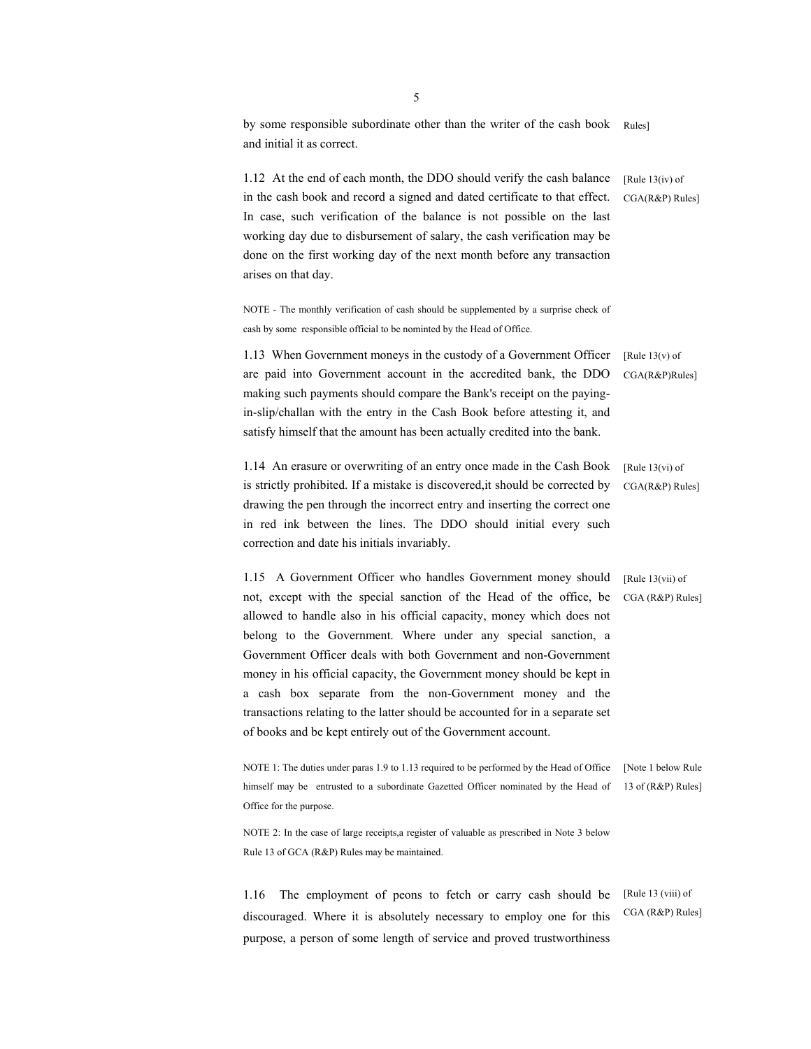by some responsible subordinate other than the writer of the cash book and initial it as correct. Rules]

1.12 At the end of each month, the DDO should verify the cash balance in the cash book and record a signed and dated certificate to that effect. In case, such verification of the balance is not possible on the last working day due to disbursement of salary, the cash verification may be done on the first working day of the next month before any transaction arises on that day. [Rule 13(iv) of CGA(R&P) Rules]

NOTE - The monthly verification of cash should be supplemented by a surprise check of cash by some responsible official to be nominted by the Head of Office.

1.13 When Government moneys in the custody of a Government Officer are paid into Government account in the accredited bank, the DDO making such payments should compare the Bank's receipt on the paying-in-slip/challan with the entry in the Cash Book before attesting it, and satisfy himself that the amount has been actually credited into the bank. [Rule 13(v) of CGA(R&P)Rules]

1.14 An erasure or overwriting of an entry once made in the Cash Book is strictly prohibited. If a mistake is discovered,it should be corrected by drawing the pen through the incorrect entry and inserting the correct one in red ink between the lines. The DDO should initial every such correction and date his initials invariably. [Rule 13(vi) of CGA(R&P) Rules]

1.15 A Government Officer who handles Government money should not, except with the special sanction of the Head of the office, be allowed to handle also in his official capacity, money which does not belong to the Government. Where under any special sanction, a Government Officer deals with both Government and non-Government money in his official capacity, the Government money should be kept in a cash box separate from the non-Government money and the transactions relating to the latter should be accounted for in a separate set of books and be kept entirely out of the Government account. [Rule 13(vii) of CGA (R&P) Rules]

NOTE 1: The duties under paras 1.9 to 1.13 required to be performed by the Head of Office himself may be entrusted to a subordinate Gazetted Officer nominated by the Head of Office for the purpose. [Note 1 below Rule 13 of (R&P) Rules]

NOTE 2: In the case of large receipts,a register of valuable as prescribed in Note 3 below Rule 13 of GCA (R&P) Rules may be maintained.

1.16 The employment of peons to fetch or carry cash should be discouraged. Where it is absolutely necessary to employ one for this purpose, a person of some length of service and proved trustworthiness [Rule 13 (viii) of CGA (R&P) Rules]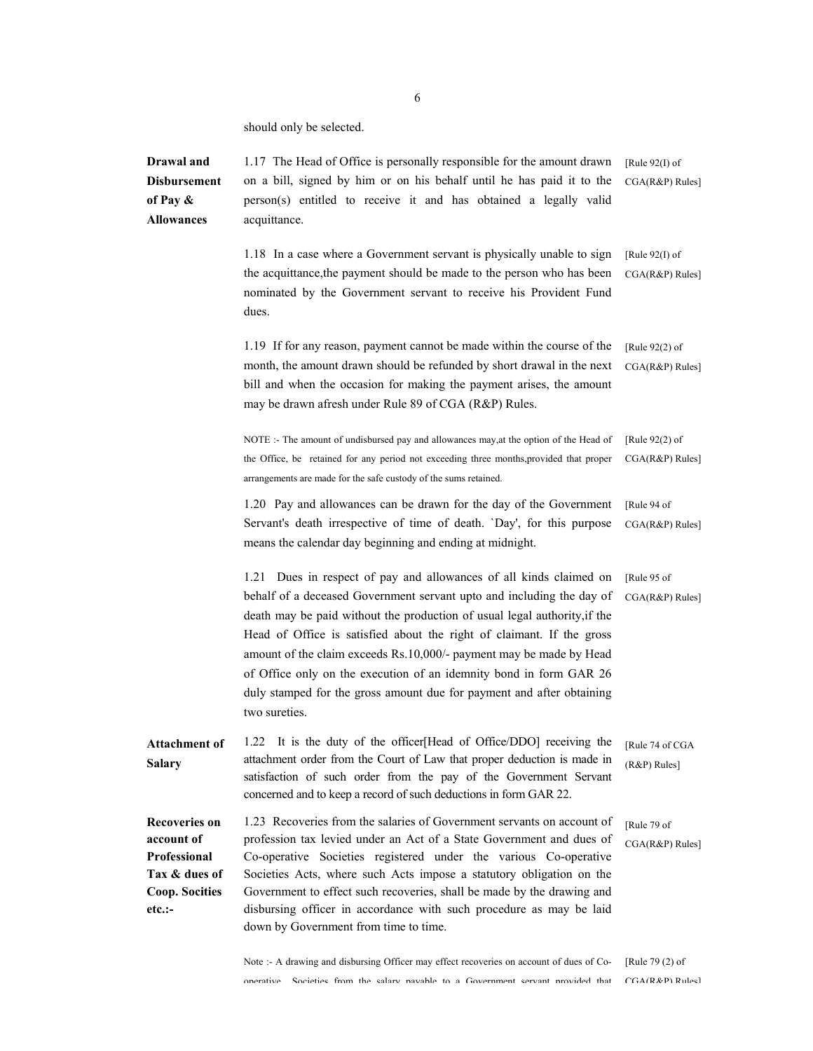should only be selected.

**Drawal and Disbursement of Pay & Allowances**

1.17 The Head of Office is personally responsible for the amount drawn on a bill, signed by him or on his behalf until he has paid it to the person(s) entitled to receive it and has obtained a legally valid acquittance. [Rule 92(I) of CGA(R&P) Rules]

1.18 In a case where a Government servant is physically unable to sign the acquittance,the payment should be made to the person who has been nominated by the Government servant to receive his Provident Fund dues. [Rule 92(I) of CGA(R&P) Rules]

1.19 If for any reason, payment cannot be made within the course of the month, the amount drawn should be refunded by short drawal in the next bill and when the occasion for making the payment arises, the amount may be drawn afresh under Rule 89 of CGA (R&P) Rules. [Rule 92(2) of CGA(R&P) Rules]

NOTE :- The amount of undisbursed pay and allowances may,at the option of the Head of the Office, be retained for any period not exceeding three months,provided that proper arrangements are made for the safe custody of the sums retained. [Rule 92(2) of CGA(R&P) Rules]

1.20 Pay and allowances can be drawn for the day of the Government Servant's death irrespective of time of death. `Day', for this purpose means the calendar day beginning and ending at midnight. [Rule 94 of CGA(R&P) Rules]

1.21 Dues in respect of pay and allowances of all kinds claimed on behalf of a deceased Government servant upto and including the day of death may be paid without the production of usual legal authority,if the Head of Office is satisfied about the right of claimant. If the gross amount of the claim exceeds Rs.10,000/- payment may be made by Head of Office only on the execution of an idemnity bond in form GAR 26 duly stamped for the gross amount due for payment and after obtaining two sureties. [Rule 95 of CGA(R&P) Rules]

**Attachment of Salary**

1.22 It is the duty of the officer[Head of Office/DDO] receiving the attachment order from the Court of Law that proper deduction is made in satisfaction of such order from the pay of the Government Servant concerned and to keep a record of such deductions in form GAR 22. [Rule 74 of CGA (R&P) Rules]

**Recoveries on account of Professional Tax & dues of Coop. Socities etc.:-**

1.23 Recoveries from the salaries of Government servants on account of profession tax levied under an Act of a State Government and dues of Co-operative Societies registered under the various Co-operative Societies Acts, where such Acts impose a statutory obligation on the Government to effect such recoveries, shall be made by the drawing and disbursing officer in accordance with such procedure as may be laid down by Government from time to time. [Rule 79 of CGA(R&P) Rules]

Note :- A drawing and disbursing Officer may effect recoveries on account of dues of Co-operative Societies from the salary payable to a Government servant provided that [Rule 79 (2) of CGA(R&P) Rules]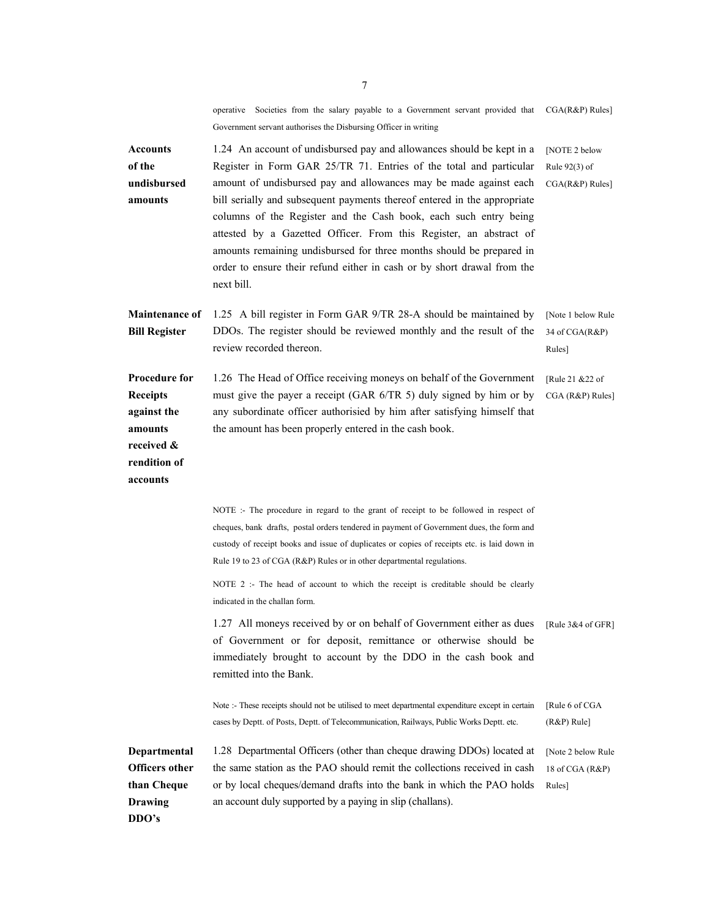operative Societies from the salary payable to a Government servant provided that Government servant authorises the Disbursing Officer in writing CGA(R&P) Rules]

**Accounts of the undisbursed amounts**

1.24 An account of undisbursed pay and allowances should be kept in a Register in Form GAR 25/TR 71. Entries of the total and particular amount of undisbursed pay and allowances may be made against each bill serially and subsequent payments thereof entered in the appropriate columns of the Register and the Cash book, each such entry being attested by a Gazetted Officer. From this Register, an abstract of amounts remaining undisbursed for three months should be prepared in order to ensure their refund either in cash or by short drawal from the next bill. [NOTE 2 below Rule 92(3) of CGA(R&P) Rules]

**Maintenance of Bill Register**

1.25 A bill register in Form GAR 9/TR 28-A should be maintained by DDOs. The register should be reviewed monthly and the result of the review recorded thereon. [Note 1 below Rule 34 of CGA(R&P) Rules]

**Procedure for Receipts against the amounts received & rendition of accounts**

1.26 The Head of Office receiving moneys on behalf of the Government must give the payer a receipt (GAR 6/TR 5) duly signed by him or by any subordinate officer authorisied by him after satisfying himself that the amount has been properly entered in the cash book. [Rule 21 &22 of CGA (R&P) Rules]

NOTE :- The procedure in regard to the grant of receipt to be followed in respect of cheques, bank drafts, postal orders tendered in payment of Government dues, the form and custody of receipt books and issue of duplicates or copies of receipts etc. is laid down in Rule 19 to 23 of CGA (R&P) Rules or in other departmental regulations.

NOTE 2 :- The head of account to which the receipt is creditable should be clearly indicated in the challan form.

1.27 All moneys received by or on behalf of Government either as dues of Government or for deposit, remittance or otherwise should be immediately brought to account by the DDO in the cash book and remitted into the Bank. [Rule 3&4 of GFR]

Note :- These receipts should not be utilised to meet departmental expenditure except in certain cases by Deptt. of Posts, Deptt. of Telecommunication, Railways, Public Works Deptt. etc. [Rule 6 of CGA (R&P) Rule]

**Departmental Officers other than Cheque Drawing DDO's**

1.28 Departmental Officers (other than cheque drawing DDOs) located at the same station as the PAO should remit the collections received in cash or by local cheques/demand drafts into the bank in which the PAO holds an account duly supported by a paying in slip (challans). [Note 2 below Rule 18 of CGA (R&P) Rules]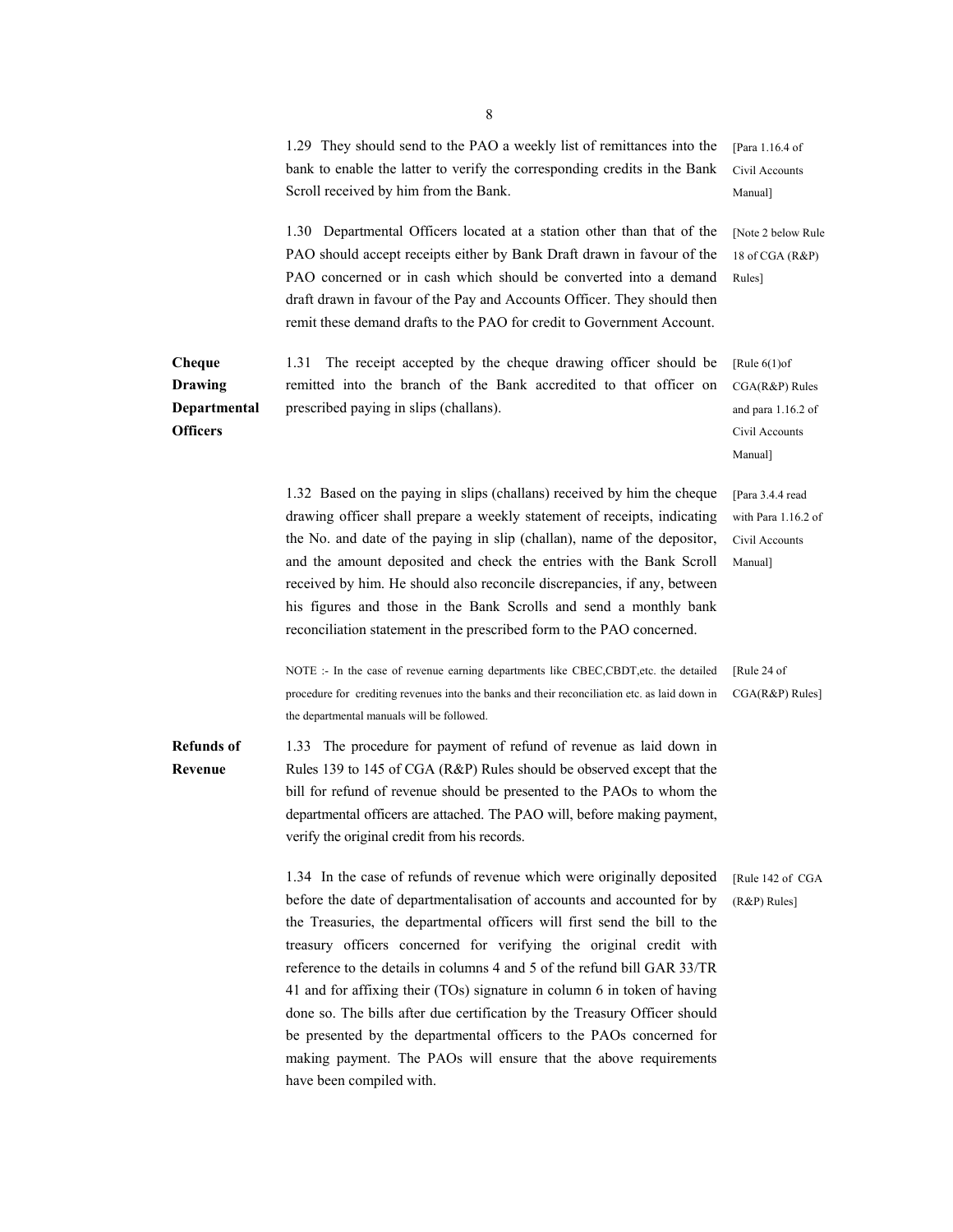1.29 They should send to the PAO a weekly list of remittances into the bank to enable the latter to verify the corresponding credits in the Bank Scroll received by him from the Bank. [Para 1.16.4 of Civil Accounts Manual]

1.30 Departmental Officers located at a station other than that of the PAO should accept receipts either by Bank Draft drawn in favour of the PAO concerned or in cash which should be converted into a demand draft drawn in favour of the Pay and Accounts Officer. They should then remit these demand drafts to the PAO for credit to Government Account. [Note 2 below Rule 18 of CGA (R&P) Rules]

**Cheque Drawing Departmental Officers**

1.31 The receipt accepted by the cheque drawing officer should be remitted into the branch of the Bank accredited to that officer on prescribed paying in slips (challans). [Rule 6(1)of CGA(R&P) Rules and para 1.16.2 of Civil Accounts Manual]

1.32 Based on the paying in slips (challans) received by him the cheque drawing officer shall prepare a weekly statement of receipts, indicating the No. and date of the paying in slip (challan), name of the depositor, and the amount deposited and check the entries with the Bank Scroll received by him. He should also reconcile discrepancies, if any, between his figures and those in the Bank Scrolls and send a monthly bank reconciliation statement in the prescribed form to the PAO concerned. [Para 3.4.4 read with Para 1.16.2 of Civil Accounts Manual]

NOTE :- In the case of revenue earning departments like CBEC,CBDT,etc. the detailed procedure for crediting revenues into the banks and their reconciliation etc. as laid down in the departmental manuals will be followed. [Rule 24 of CGA(R&P) Rules]

**Refunds of Revenue**

1.33 The procedure for payment of refund of revenue as laid down in Rules 139 to 145 of CGA (R&P) Rules should be observed except that the bill for refund of revenue should be presented to the PAOs to whom the departmental officers are attached. The PAO will, before making payment, verify the original credit from his records.

1.34 In the case of refunds of revenue which were originally deposited before the date of departmentalisation of accounts and accounted for by the Treasuries, the departmental officers will first send the bill to the treasury officers concerned for verifying the original credit with reference to the details in columns 4 and 5 of the refund bill GAR 33/TR 41 and for affixing their (TOs) signature in column 6 in token of having done so. The bills after due certification by the Treasury Officer should be presented by the departmental officers to the PAOs concerned for making payment. The PAOs will ensure that the above requirements have been compiled with. [Rule 142 of CGA (R&P) Rules]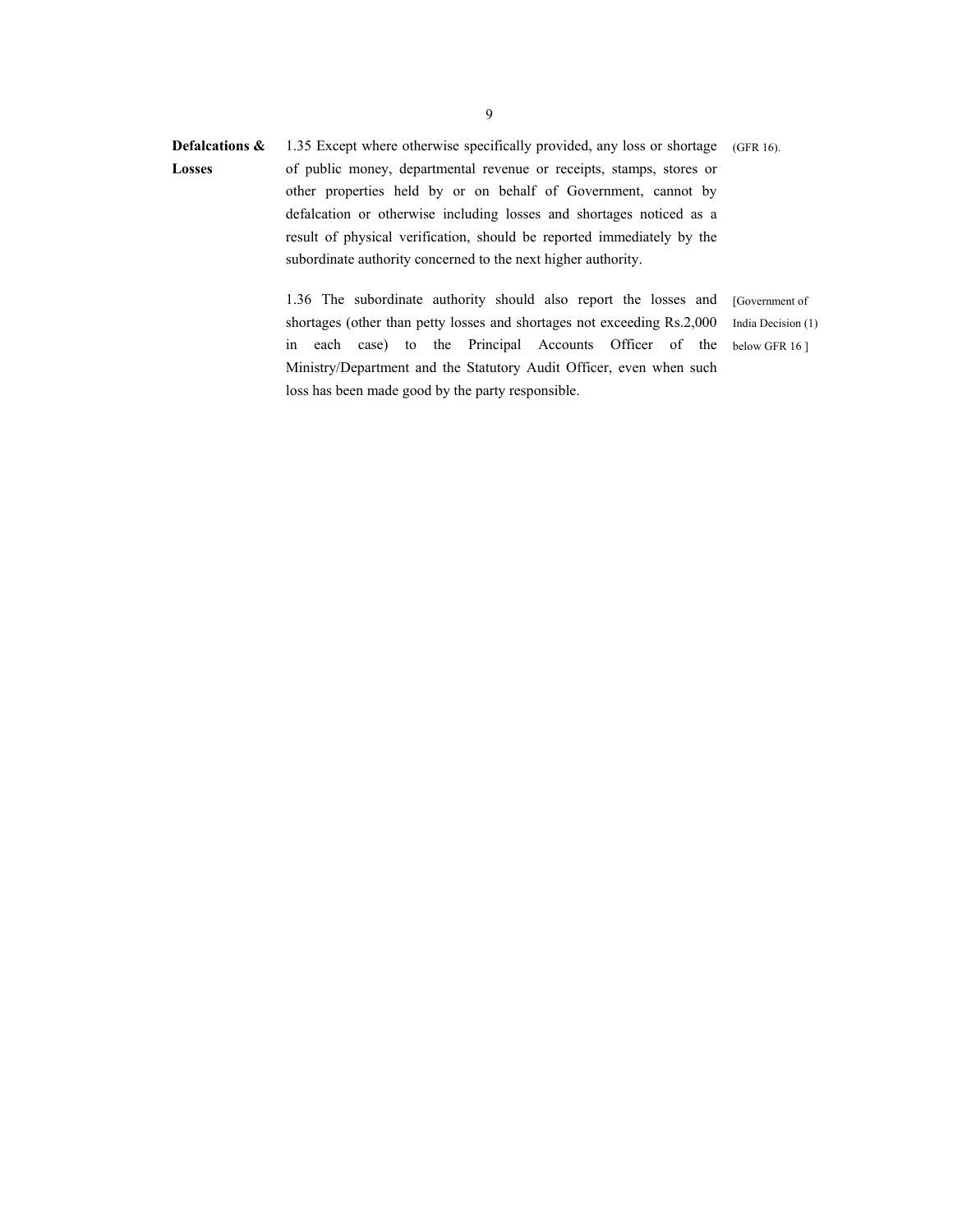**Defalcations & Losses**

1.35 Except where otherwise specifically provided, any loss or shortage of public money, departmental revenue or receipts, stamps, stores or other properties held by or on behalf of Government, cannot by defalcation or otherwise including losses and shortages noticed as a result of physical verification, should be reported immediately by the subordinate authority concerned to the next higher authority. (GFR 16).

1.36 The subordinate authority should also report the losses and shortages (other than petty losses and shortages not exceeding Rs.2,000 in each case) to the Principal Accounts Officer of the Ministry/Department and the Statutory Audit Officer, even when such loss has been made good by the party responsible. [Government of India Decision (1) below GFR 16 ]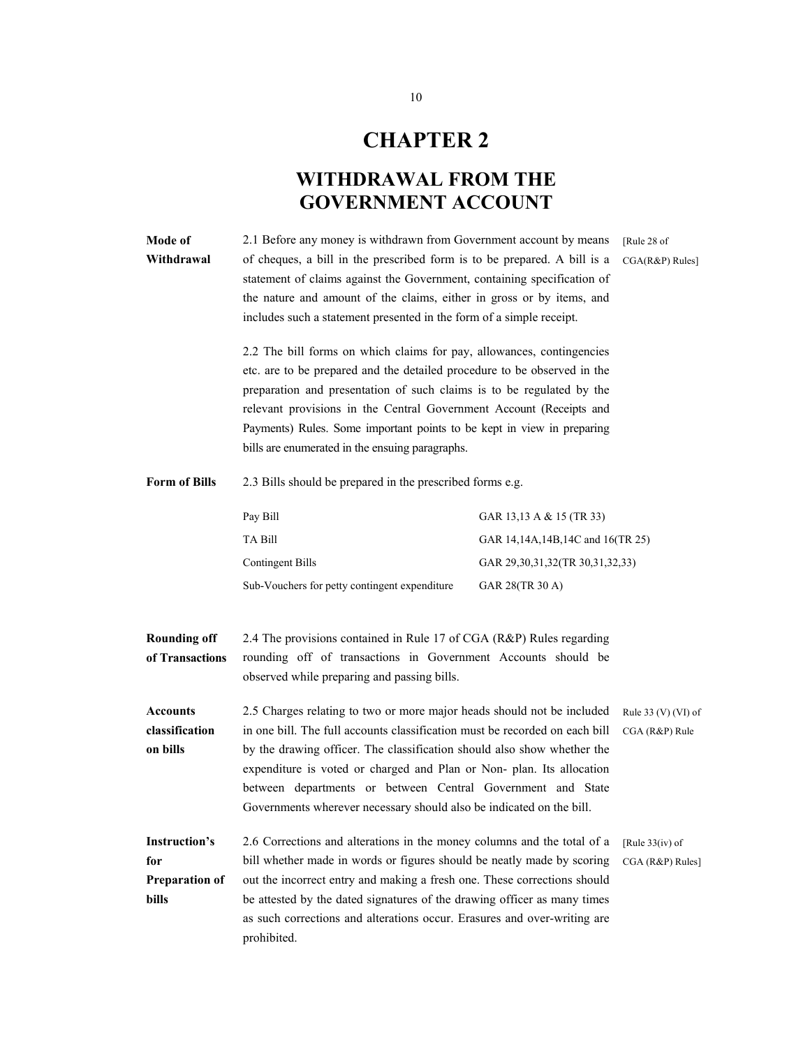# CHAPTER 2

## WITHDRAWAL FROM THE GOVERNMENT ACCOUNT

**Mode of Withdrawal**

2.1 Before any money is withdrawn from Government account by means of cheques, a bill in the prescribed form is to be prepared. A bill is a statement of claims against the Government, containing specification of the nature and amount of the claims, either in gross or by items, and includes such a statement presented in the form of a simple receipt. [Rule 28 of CGA(R&P) Rules]

2.2 The bill forms on which claims for pay, allowances, contingencies etc. are to be prepared and the detailed procedure to be observed in the preparation and presentation of such claims is to be regulated by the relevant provisions in the Central Government Account (Receipts and Payments) Rules. Some important points to be kept in view in preparing bills are enumerated in the ensuing paragraphs.

**Form of Bills**

2.3 Bills should be prepared in the prescribed forms e.g.

| | |
|---|---|
| Pay Bill | GAR 13,13 A & 15 (TR 33) |
| TA Bill | GAR 14,14A,14B,14C and 16(TR 25) |
| Contingent Bills | GAR 29,30,31,32(TR 30,31,32,33) |
| Sub-Vouchers for petty contingent expenditure | GAR 28(TR 30 A) |

**Rounding off of Transactions**

2.4 The provisions contained in Rule 17 of CGA (R&P) Rules regarding rounding off of transactions in Government Accounts should be observed while preparing and passing bills.

**Accounts classification on bills**

2.5 Charges relating to two or more major heads should not be included in one bill. The full accounts classification must be recorded on each bill by the drawing officer. The classification should also show whether the expenditure is voted or charged and Plan or Non- plan. Its allocation between departments or between Central Government and State Governments wherever necessary should also be indicated on the bill. Rule 33 (V) (VI) of CGA (R&P) Rule

**Instruction's for Preparation of bills**

2.6 Corrections and alterations in the money columns and the total of a bill whether made in words or figures should be neatly made by scoring out the incorrect entry and making a fresh one. These corrections should be attested by the dated signatures of the drawing officer as many times as such corrections and alterations occur. Erasures and over-writing are prohibited. [Rule 33(iv) of CGA (R&P) Rules]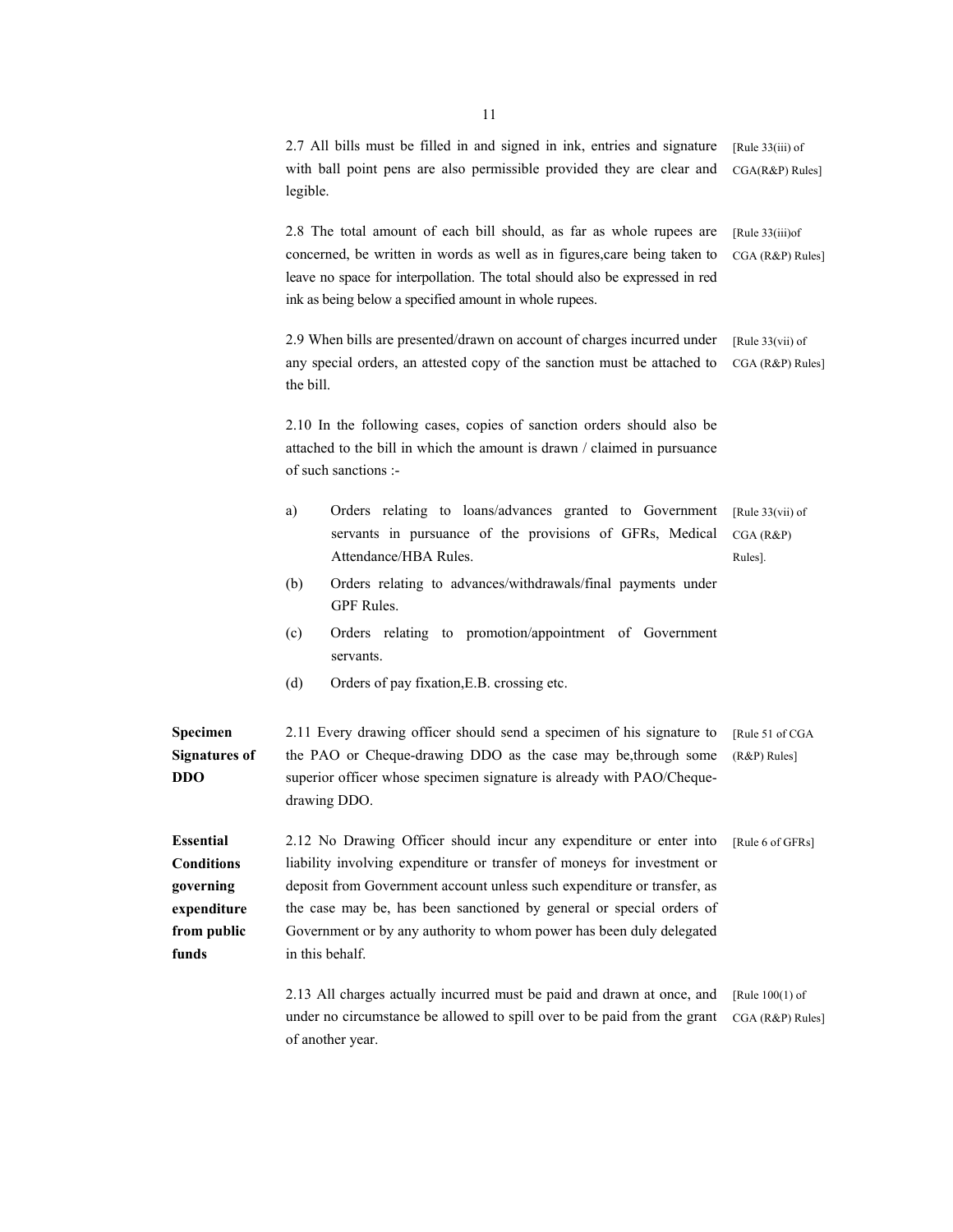2.7 All bills must be filled in and signed in ink, entries and signature with ball point pens are also permissible provided they are clear and legible. [Rule 33(iii) of CGA(R&P) Rules]

2.8 The total amount of each bill should, as far as whole rupees are concerned, be written in words as well as in figures,care being taken to leave no space for interpollation. The total should also be expressed in red ink as being below a specified amount in whole rupees. [Rule 33(iii)of CGA (R&P) Rules]

2.9 When bills are presented/drawn on account of charges incurred under any special orders, an attested copy of the sanction must be attached to the bill. [Rule 33(vii) of CGA (R&P) Rules]

2.10 In the following cases, copies of sanction orders should also be attached to the bill in which the amount is drawn / claimed in pursuance of such sanctions :-

a) Orders relating to loans/advances granted to Government servants in pursuance of the provisions of GFRs, Medical Attendance/HBA Rules. [Rule 33(vii) of CGA (R&P) Rules].

(b) Orders relating to advances/withdrawals/final payments under GPF Rules.

(c) Orders relating to promotion/appointment of Government servants.

(d) Orders of pay fixation,E.B. crossing etc.

**Specimen Signatures of DDO**

2.11 Every drawing officer should send a specimen of his signature to the PAO or Cheque-drawing DDO as the case may be,through some superior officer whose specimen signature is already with PAO/Cheque-drawing DDO. [Rule 51 of CGA (R&P) Rules]

**Essential Conditions governing expenditure from public funds**

2.12 No Drawing Officer should incur any expenditure or enter into liability involving expenditure or transfer of moneys for investment or deposit from Government account unless such expenditure or transfer, as the case may be, has been sanctioned by general or special orders of Government or by any authority to whom power has been duly delegated in this behalf. [Rule 6 of GFRs]

2.13 All charges actually incurred must be paid and drawn at once, and under no circumstance be allowed to spill over to be paid from the grant of another year. [Rule 100(1) of CGA (R&P) Rules]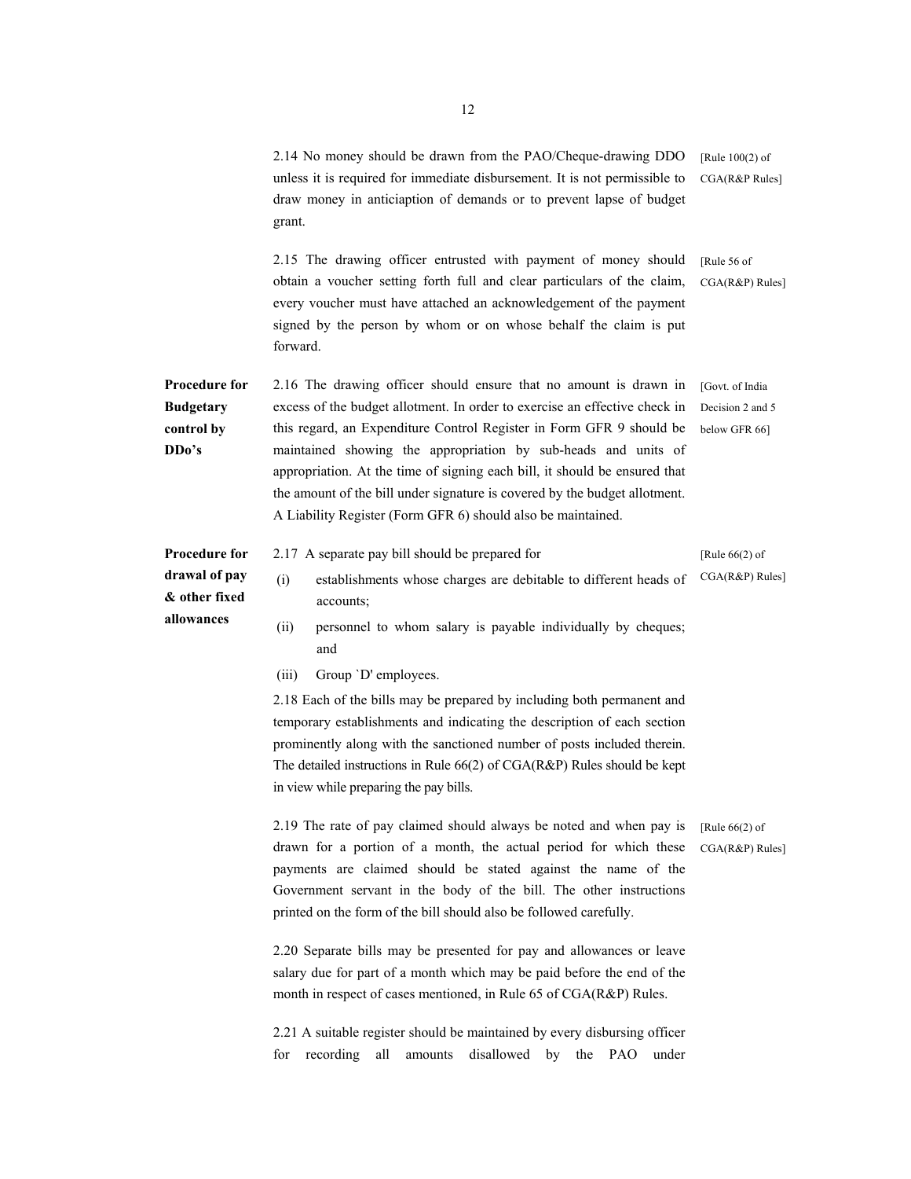2.14 No money should be drawn from the PAO/Cheque-drawing DDO unless it is required for immediate disbursement. It is not permissible to draw money in anticiaption of demands or to prevent lapse of budget grant. [Rule 100(2) of CGA(R&P Rules]

2.15 The drawing officer entrusted with payment of money should obtain a voucher setting forth full and clear particulars of the claim, every voucher must have attached an acknowledgement of the payment signed by the person by whom or on whose behalf the claim is put forward. [Rule 56 of CGA(R&P) Rules]

**Procedure for Budgetary control by DDo's**

2.16 The drawing officer should ensure that no amount is drawn in excess of the budget allotment. In order to exercise an effective check in this regard, an Expenditure Control Register in Form GFR 9 should be maintained showing the appropriation by sub-heads and units of appropriation. At the time of signing each bill, it should be ensured that the amount of the bill under signature is covered by the budget allotment. A Liability Register (Form GFR 6) should also be maintained. [Govt. of India Decision 2 and 5 below GFR 66]

**Procedure for drawal of pay & other fixed allowances**

2.17 A separate pay bill should be prepared for [Rule 66(2) of CGA(R&P) Rules]

(i) establishments whose charges are debitable to different heads of accounts;

(ii) personnel to whom salary is payable individually by cheques; and

(iii) Group `D' employees.

2.18 Each of the bills may be prepared by including both permanent and temporary establishments and indicating the description of each section prominently along with the sanctioned number of posts included therein. The detailed instructions in Rule 66(2) of CGA(R&P) Rules should be kept in view while preparing the pay bills.

2.19 The rate of pay claimed should always be noted and when pay is drawn for a portion of a month, the actual period for which these payments are claimed should be stated against the name of the Government servant in the body of the bill. The other instructions printed on the form of the bill should also be followed carefully. [Rule 66(2) of CGA(R&P) Rules]

2.20 Separate bills may be presented for pay and allowances or leave salary due for part of a month which may be paid before the end of the month in respect of cases mentioned, in Rule 65 of CGA(R&P) Rules.

2.21 A suitable register should be maintained by every disbursing officer for recording all amounts disallowed by the PAO under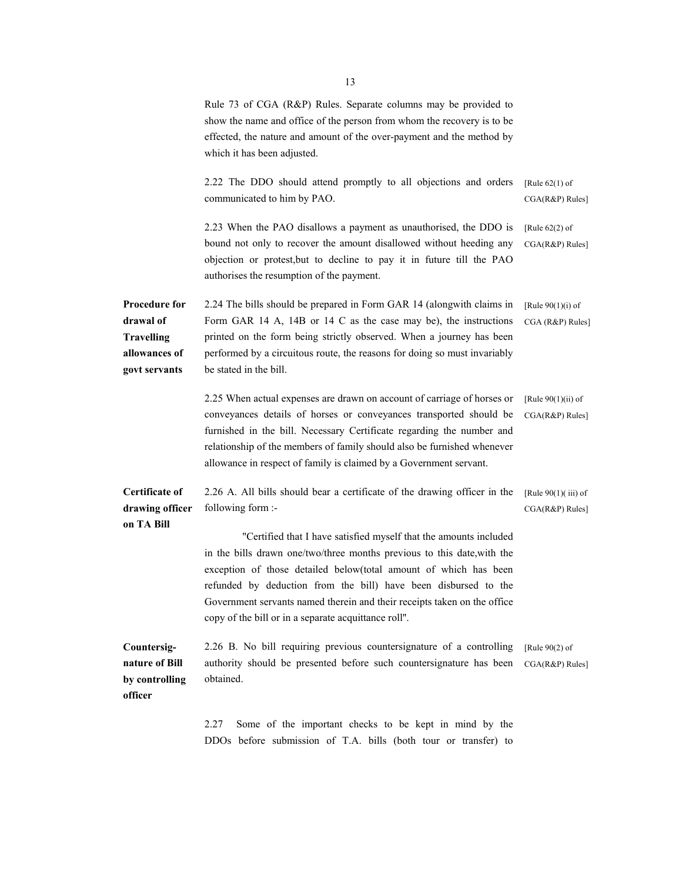Rule 73 of CGA (R&P) Rules. Separate columns may be provided to show the name and office of the person from whom the recovery is to be effected, the nature and amount of the over-payment and the method by which it has been adjusted.

2.22 The DDO should attend promptly to all objections and orders communicated to him by PAO. [Rule 62(1) of CGA(R&P) Rules]

2.23 When the PAO disallows a payment as unauthorised, the DDO is bound not only to recover the amount disallowed without heeding any objection or protest,but to decline to pay it in future till the PAO authorises the resumption of the payment. [Rule 62(2) of CGA(R&P) Rules]

**Procedure for drawal of Travelling allowances of govt servants**

2.24 The bills should be prepared in Form GAR 14 (alongwith claims in Form GAR 14 A, 14B or 14 C as the case may be), the instructions printed on the form being strictly observed. When a journey has been performed by a circuitous route, the reasons for doing so must invariably be stated in the bill. [Rule 90(1)(i) of CGA (R&P) Rules]

2.25 When actual expenses are drawn on account of carriage of horses or conveyances details of horses or conveyances transported should be furnished in the bill. Necessary Certificate regarding the number and relationship of the members of family should also be furnished whenever allowance in respect of family is claimed by a Government servant. [Rule 90(1)(ii) of CGA(R&P) Rules]

**Certificate of drawing officer on TA Bill**

2.26 A. All bills should bear a certificate of the drawing officer in the following form :- [Rule 90(1)( iii) of CGA(R&P) Rules]

"Certified that I have satisfied myself that the amounts included in the bills drawn one/two/three months previous to this date,with the exception of those detailed below(total amount of which has been refunded by deduction from the bill) have been disbursed to the Government servants named therein and their receipts taken on the office copy of the bill or in a separate acquittance roll".

**Countersignature of Bill by controlling officer**

2.26 B. No bill requiring previous countersignature of a controlling authority should be presented before such countersignature has been obtained. [Rule 90(2) of CGA(R&P) Rules]

2.27 Some of the important checks to be kept in mind by the DDOs before submission of T.A. bills (both tour or transfer) to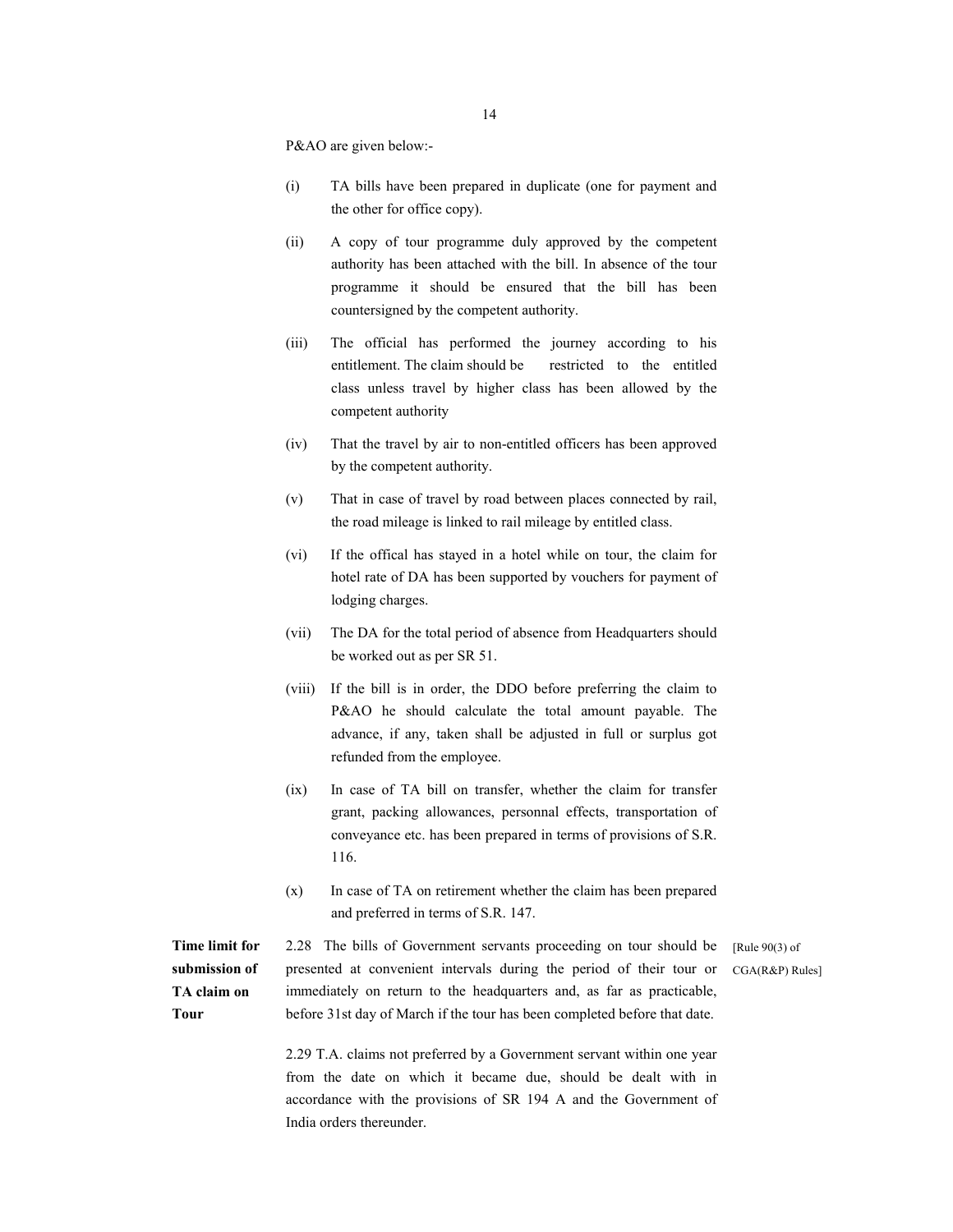P&AO are given below:-

(i) TA bills have been prepared in duplicate (one for payment and the other for office copy).

(ii) A copy of tour programme duly approved by the competent authority has been attached with the bill. In absence of the tour programme it should be ensured that the bill has been countersigned by the competent authority.

(iii) The official has performed the journey according to his entitlement. The claim should be restricted to the entitled class unless travel by higher class has been allowed by the competent authority

(iv) That the travel by air to non-entitled officers has been approved by the competent authority.

(v) That in case of travel by road between places connected by rail, the road mileage is linked to rail mileage by entitled class.

(vi) If the offical has stayed in a hotel while on tour, the claim for hotel rate of DA has been supported by vouchers for payment of lodging charges.

(vii) The DA for the total period of absence from Headquarters should be worked out as per SR 51.

(viii) If the bill is in order, the DDO before preferring the claim to P&AO he should calculate the total amount payable. The advance, if any, taken shall be adjusted in full or surplus got refunded from the employee.

(ix) In case of TA bill on transfer, whether the claim for transfer grant, packing allowances, personnal effects, transportation of conveyance etc. has been prepared in terms of provisions of S.R. 116.

(x) In case of TA on retirement whether the claim has been prepared and preferred in terms of S.R. 147.

**Time limit for submission of TA claim on Tour**

2.28 The bills of Government servants proceeding on tour should be presented at convenient intervals during the period of their tour or immediately on return to the headquarters and, as far as practicable, before 31st day of March if the tour has been completed before that date. [Rule 90(3) of CGA(R&P) Rules]

2.29 T.A. claims not preferred by a Government servant within one year from the date on which it became due, should be dealt with in accordance with the provisions of SR 194 A and the Government of India orders thereunder.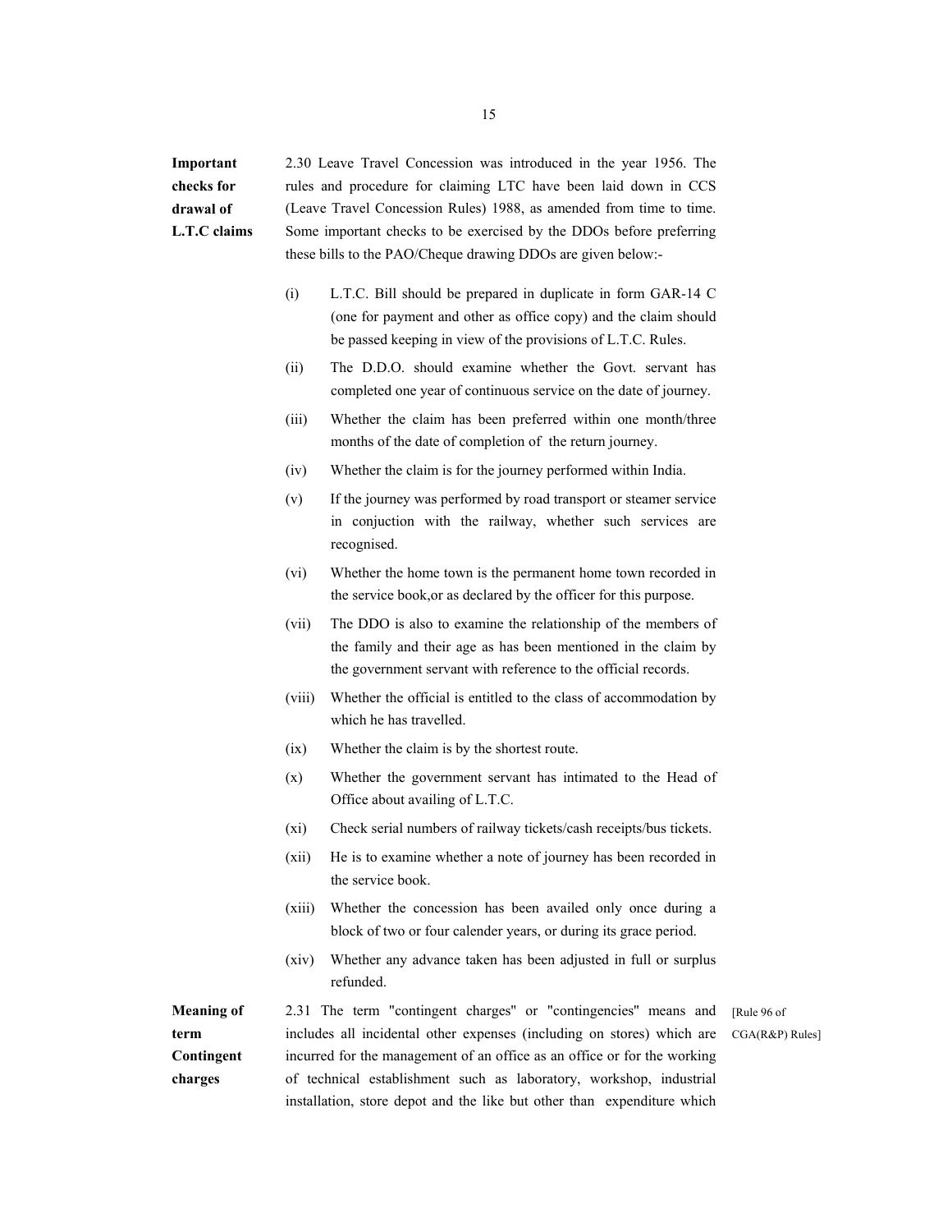**Important checks for drawal of L.T.C claims**

2.30 Leave Travel Concession was introduced in the year 1956. The rules and procedure for claiming LTC have been laid down in CCS (Leave Travel Concession Rules) 1988, as amended from time to time. Some important checks to be exercised by the DDOs before preferring these bills to the PAO/Cheque drawing DDOs are given below:-

(i) L.T.C. Bill should be prepared in duplicate in form GAR-14 C (one for payment and other as office copy) and the claim should be passed keeping in view of the provisions of L.T.C. Rules.

(ii) The D.D.O. should examine whether the Govt. servant has completed one year of continuous service on the date of journey.

(iii) Whether the claim has been preferred within one month/three months of the date of completion of the return journey.

(iv) Whether the claim is for the journey performed within India.

(v) If the journey was performed by road transport or steamer service in conjuction with the railway, whether such services are recognised.

(vi) Whether the home town is the permanent home town recorded in the service book,or as declared by the officer for this purpose.

(vii) The DDO is also to examine the relationship of the members of the family and their age as has been mentioned in the claim by the government servant with reference to the official records.

(viii) Whether the official is entitled to the class of accommodation by which he has travelled.

(ix) Whether the claim is by the shortest route.

(x) Whether the government servant has intimated to the Head of Office about availing of L.T.C.

(xi) Check serial numbers of railway tickets/cash receipts/bus tickets.

(xii) He is to examine whether a note of journey has been recorded in the service book.

(xiii) Whether the concession has been availed only once during a block of two or four calender years, or during its grace period.

(xiv) Whether any advance taken has been adjusted in full or surplus refunded.

**Meaning of term Contingent charges**

[Rule 96 of CGA(R&P) Rules]

2.31 The term "contingent charges" or "contingencies" means and includes all incidental other expenses (including on stores) which are incurred for the management of an office as an office or for the working of technical establishment such as laboratory, workshop, industrial installation, store depot and the like but other than expenditure which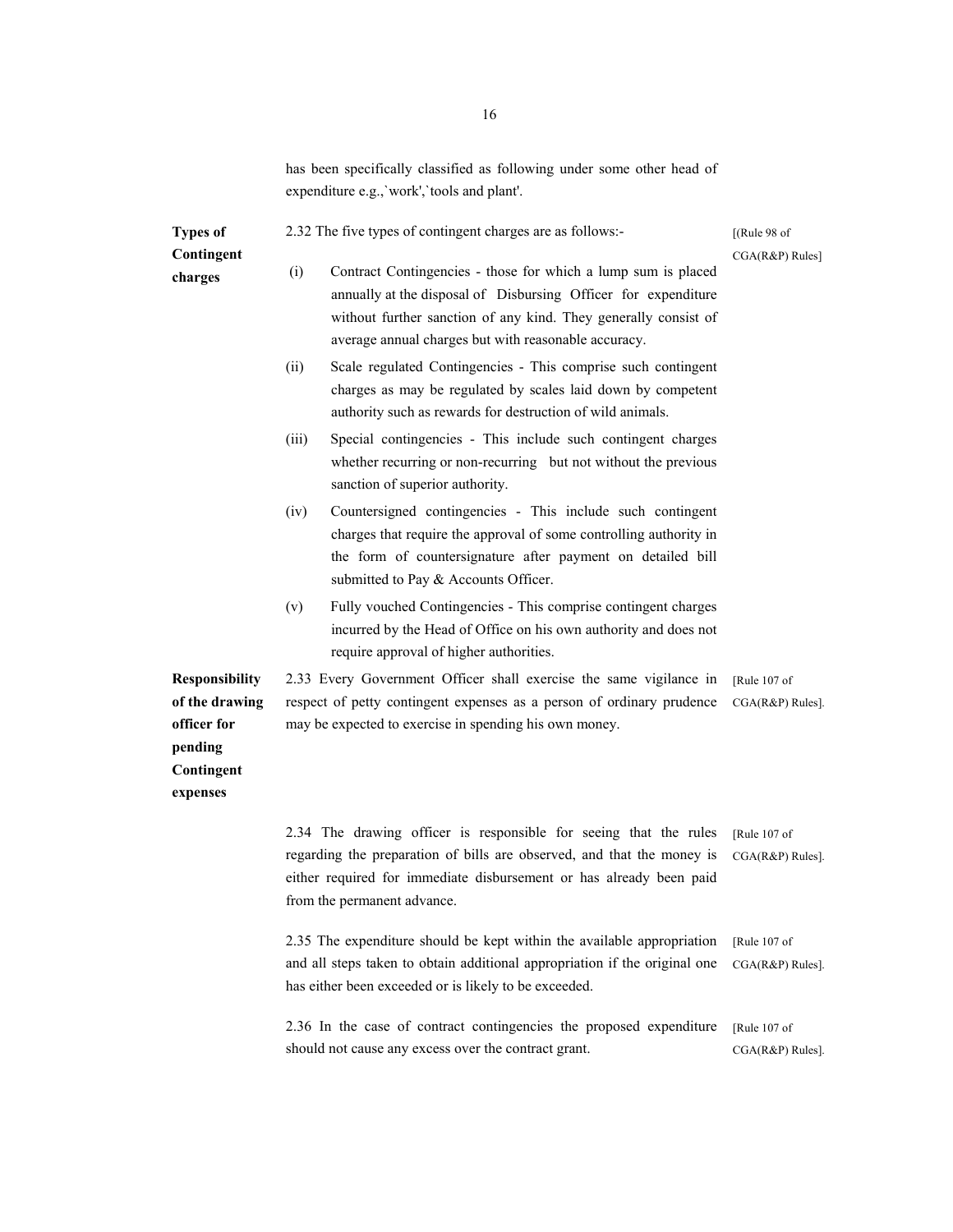has been specifically classified as following under some other head of expenditure e.g.,`work',`tools and plant'.

**Types of Contingent charges**

2.32 The five types of contingent charges are as follows:- [(Rule 98 of CGA(R&P) Rules]

(i) Contract Contingencies - those for which a lump sum is placed annually at the disposal of Disbursing Officer for expenditure without further sanction of any kind. They generally consist of average annual charges but with reasonable accuracy.

(ii) Scale regulated Contingencies - This comprise such contingent charges as may be regulated by scales laid down by competent authority such as rewards for destruction of wild animals.

(iii) Special contingencies - This include such contingent charges whether recurring or non-recurring but not without the previous sanction of superior authority.

(iv) Countersigned contingencies - This include such contingent charges that require the approval of some controlling authority in the form of countersignature after payment on detailed bill submitted to Pay & Accounts Officer.

(v) Fully vouched Contingencies - This comprise contingent charges incurred by the Head of Office on his own authority and does not require approval of higher authorities.

**Responsibility of the drawing officer for pending Contingent expenses**

2.33 Every Government Officer shall exercise the same vigilance in respect of petty contingent expenses as a person of ordinary prudence may be expected to exercise in spending his own money. [Rule 107 of CGA(R&P) Rules].

2.34 The drawing officer is responsible for seeing that the rules regarding the preparation of bills are observed, and that the money is either required for immediate disbursement or has already been paid from the permanent advance. [Rule 107 of CGA(R&P) Rules].

2.35 The expenditure should be kept within the available appropriation and all steps taken to obtain additional appropriation if the original one has either been exceeded or is likely to be exceeded. [Rule 107 of CGA(R&P) Rules].

2.36 In the case of contract contingencies the proposed expenditure should not cause any excess over the contract grant. [Rule 107 of CGA(R&P) Rules].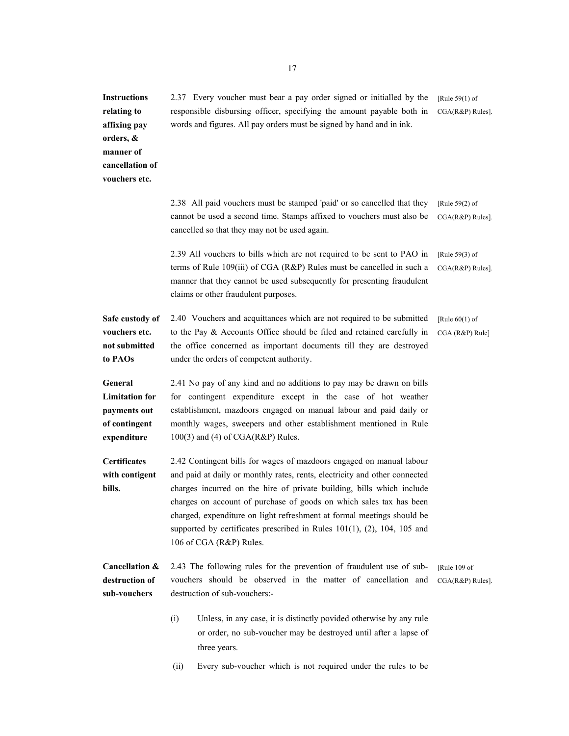**Instructions relating to affixing pay orders, & manner of cancellation of vouchers etc.**

2.37 Every voucher must bear a pay order signed or initialled by the responsible disbursing officer, specifying the amount payable both in words and figures. All pay orders must be signed by hand and in ink. [Rule 59(1) of CGA(R&P) Rules].

2.38 All paid vouchers must be stamped 'paid' or so cancelled that they cannot be used a second time. Stamps affixed to vouchers must also be cancelled so that they may not be used again. [Rule 59(2) of CGA(R&P) Rules].

2.39 All vouchers to bills which are not required to be sent to PAO in terms of Rule 109(iii) of CGA (R&P) Rules must be cancelled in such a manner that they cannot be used subsequently for presenting fraudulent claims or other fraudulent purposes. [Rule 59(3) of CGA(R&P) Rules].

**Safe custody of vouchers etc. not submitted to PAOs**

2.40 Vouchers and acquittances which are not required to be submitted to the Pay & Accounts Office should be filed and retained carefully in the office concerned as important documents till they are destroyed under the orders of competent authority. [Rule 60(1) of CGA (R&P) Rule]

**General Limitation for payments out of contingent expenditure**

2.41 No pay of any kind and no additions to pay may be drawn on bills for contingent expenditure except in the case of hot weather establishment, mazdoors engaged on manual labour and paid daily or monthly wages, sweepers and other establishment mentioned in Rule 100(3) and (4) of CGA(R&P) Rules.

**Certificates with contigent bills.**

2.42 Contingent bills for wages of mazdoors engaged on manual labour and paid at daily or monthly rates, rents, electricity and other connected charges incurred on the hire of private building, bills which include charges on account of purchase of goods on which sales tax has been charged, expenditure on light refreshment at formal meetings should be supported by certificates prescribed in Rules 101(1), (2), 104, 105 and 106 of CGA (R&P) Rules.

**Cancellation & destruction of sub-vouchers**

2.43 The following rules for the prevention of fraudulent use of sub-vouchers should be observed in the matter of cancellation and destruction of sub-vouchers:- [Rule 109 of CGA(R&P) Rules].

(i) Unless, in any case, it is distinctly povided otherwise by any rule or order, no sub-voucher may be destroyed until after a lapse of three years.

(ii) Every sub-voucher which is not required under the rules to be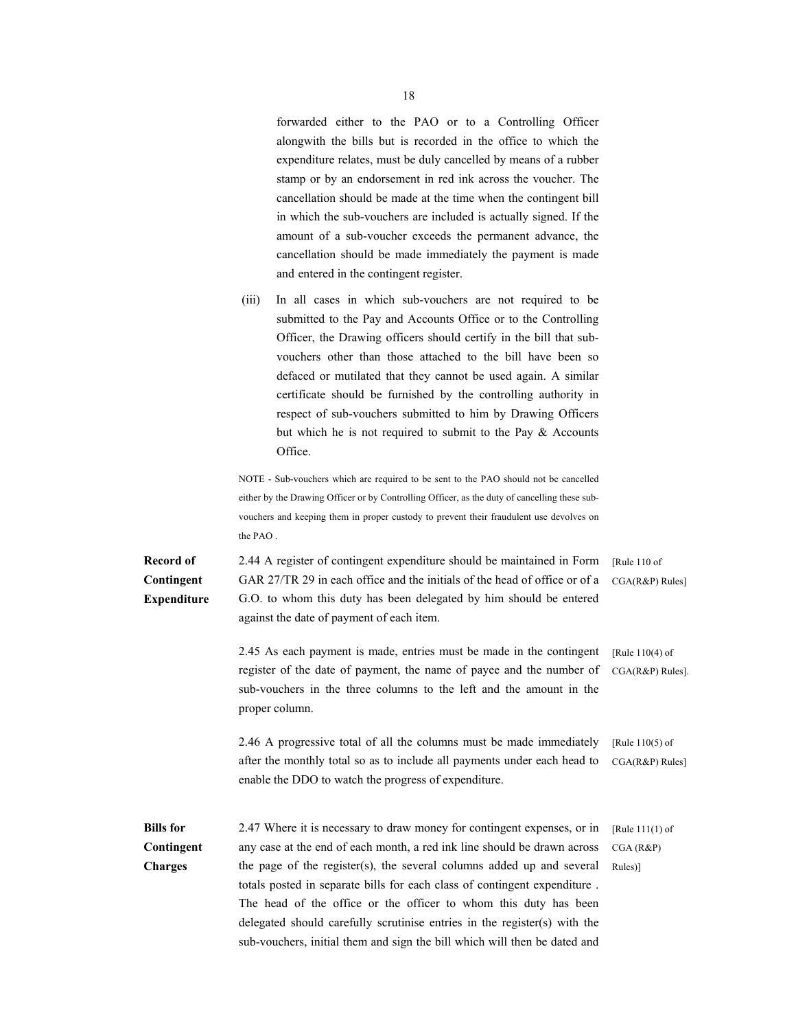forwarded either to the PAO or to a Controlling Officer alongwith the bills but is recorded in the office to which the expenditure relates, must be duly cancelled by means of a rubber stamp or by an endorsement in red ink across the voucher. The cancellation should be made at the time when the contingent bill in which the sub-vouchers are included is actually signed. If the amount of a sub-voucher exceeds the permanent advance, the cancellation should be made immediately the payment is made and entered in the contingent register.

(iii) In all cases in which sub-vouchers are not required to be submitted to the Pay and Accounts Office or to the Controlling Officer, the Drawing officers should certify in the bill that sub-vouchers other than those attached to the bill have been so defaced or mutilated that they cannot be used again. A similar certificate should be furnished by the controlling authority in respect of sub-vouchers submitted to him by Drawing Officers but which he is not required to submit to the Pay & Accounts Office.

NOTE - Sub-vouchers which are required to be sent to the PAO should not be cancelled either by the Drawing Officer or by Controlling Officer, as the duty of cancelling these sub-vouchers and keeping them in proper custody to prevent their fraudulent use devolves on the PAO .

**Record of Contingent Expenditure**

2.44 A register of contingent expenditure should be maintained in Form GAR 27/TR 29 in each office and the initials of the head of office or of a G.O. to whom this duty has been delegated by him should be entered against the date of payment of each item. [Rule 110 of CGA(R&P) Rules]

2.45 As each payment is made, entries must be made in the contingent register of the date of payment, the name of payee and the number of sub-vouchers in the three columns to the left and the amount in the proper column. [Rule 110(4) of CGA(R&P) Rules].

2.46 A progressive total of all the columns must be made immediately after the monthly total so as to include all payments under each head to enable the DDO to watch the progress of expenditure. [Rule 110(5) of CGA(R&P) Rules]

**Bills for Contingent Charges**

2.47 Where it is necessary to draw money for contingent expenses, or in any case at the end of each month, a red ink line should be drawn across the page of the register(s), the several columns added up and several totals posted in separate bills for each class of contingent expenditure . The head of the office or the officer to whom this duty has been delegated should carefully scrutinise entries in the register(s) with the sub-vouchers, initial them and sign the bill which will then be dated and [Rule 111(1) of CGA (R&P) Rules)]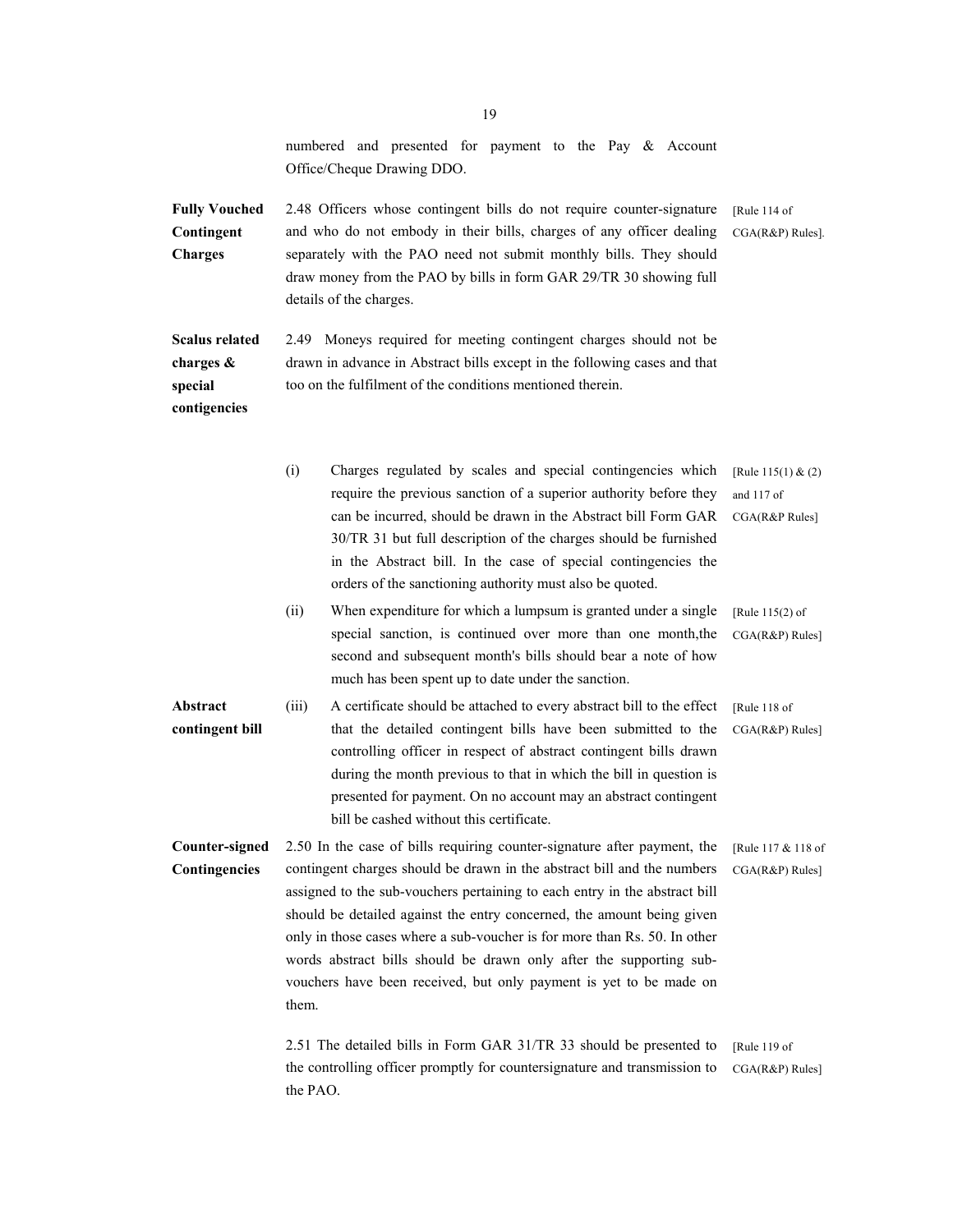numbered and presented for payment to the Pay & Account Office/Cheque Drawing DDO.

**Fully Vouched Contingent Charges**

2.48 Officers whose contingent bills do not require counter-signature and who do not embody in their bills, charges of any officer dealing separately with the PAO need not submit monthly bills. They should draw money from the PAO by bills in form GAR 29/TR 30 showing full details of the charges. [Rule 114 of CGA(R&P) Rules].

**Scalus related charges & special contigencies**

2.49 Moneys required for meeting contingent charges should not be drawn in advance in Abstract bills except in the following cases and that too on the fulfilment of the conditions mentioned therein.

(i) Charges regulated by scales and special contingencies which require the previous sanction of a superior authority before they can be incurred, should be drawn in the Abstract bill Form GAR 30/TR 31 but full description of the charges should be furnished in the Abstract bill. In the case of special contingencies the orders of the sanctioning authority must also be quoted. [Rule 115(1) & (2) and 117 of CGA(R&P Rules]

(ii) When expenditure for which a lumpsum is granted under a single special sanction, is continued over more than one month,the second and subsequent month's bills should bear a note of how much has been spent up to date under the sanction. [Rule 115(2) of CGA(R&P) Rules]

**Abstract contingent bill**

(iii) A certificate should be attached to every abstract bill to the effect that the detailed contingent bills have been submitted to the controlling officer in respect of abstract contingent bills drawn during the month previous to that in which the bill in question is presented for payment. On no account may an abstract contingent bill be cashed without this certificate. [Rule 118 of CGA(R&P) Rules]

**Counter-signed Contingencies**

2.50 In the case of bills requiring counter-signature after payment, the contingent charges should be drawn in the abstract bill and the numbers assigned to the sub-vouchers pertaining to each entry in the abstract bill should be detailed against the entry concerned, the amount being given only in those cases where a sub-voucher is for more than Rs. 50. In other words abstract bills should be drawn only after the supporting sub-vouchers have been received, but only payment is yet to be made on them. [Rule 117 & 118 of CGA(R&P) Rules]

2.51 The detailed bills in Form GAR 31/TR 33 should be presented to the controlling officer promptly for countersignature and transmission to the PAO. [Rule 119 of CGA(R&P) Rules]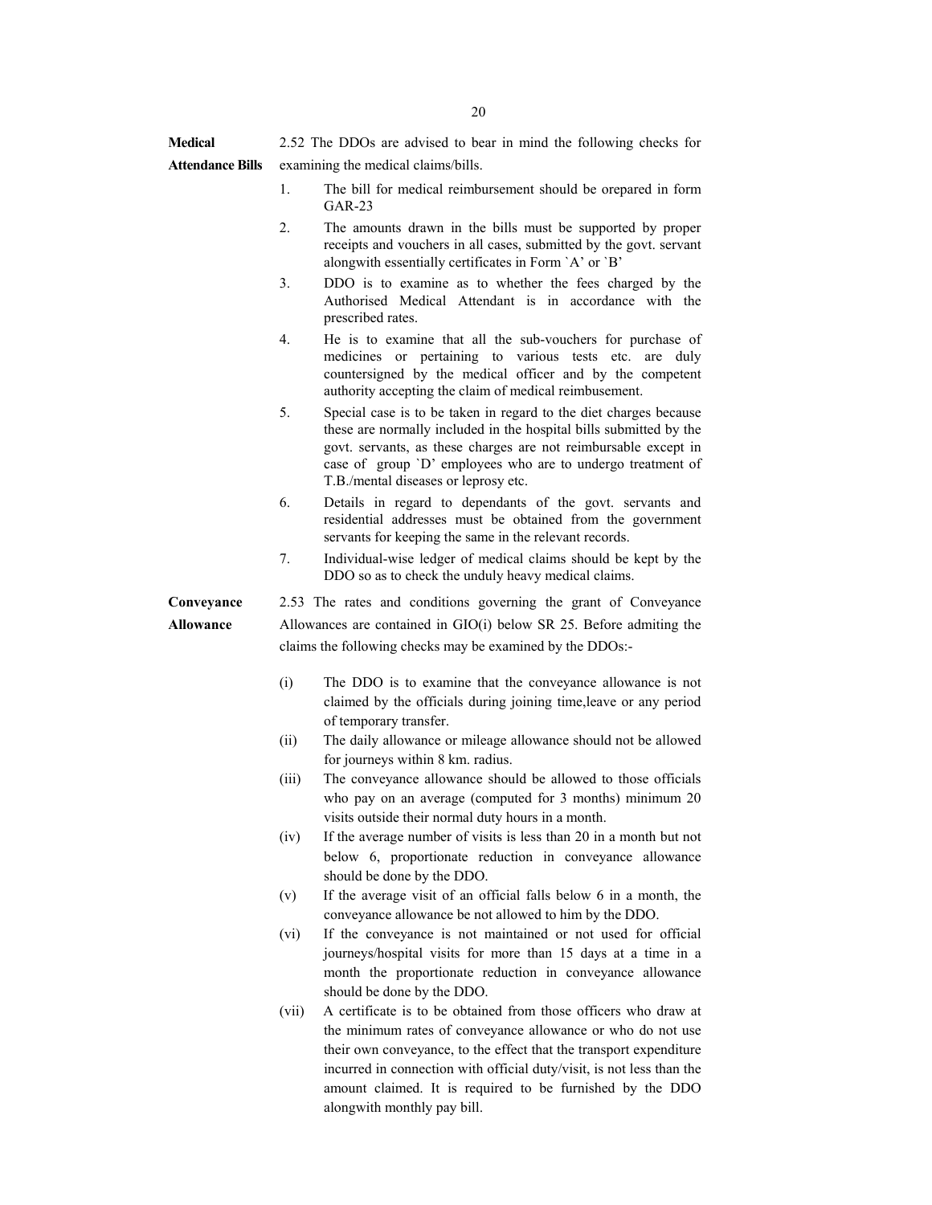**Medical Attendance Bills**

2.52 The DDOs are advised to bear in mind the following checks for examining the medical claims/bills.

1. The bill for medical reimbursement should be orepared in form GAR-23
2. The amounts drawn in the bills must be supported by proper receipts and vouchers in all cases, submitted by the govt. servant alongwith essentially certificates in Form `A' or `B'
3. DDO is to examine as to whether the fees charged by the Authorised Medical Attendant is in accordance with the prescribed rates.
4. He is to examine that all the sub-vouchers for purchase of medicines or pertaining to various tests etc. are duly countersigned by the medical officer and by the competent authority accepting the claim of medical reimbusement.
5. Special case is to be taken in regard to the diet charges because these are normally included in the hospital bills submitted by the govt. servants, as these charges are not reimbursable except in case of group `D' employees who are to undergo treatment of T.B./mental diseases or leprosy etc.
6. Details in regard to dependants of the govt. servants and residential addresses must be obtained from the government servants for keeping the same in the relevant records.
7. Individual-wise ledger of medical claims should be kept by the DDO so as to check the unduly heavy medical claims.

**Conveyance Allowance**

2.53 The rates and conditions governing the grant of Conveyance Allowances are contained in GIO(i) below SR 25. Before admiting the claims the following checks may be examined by the DDOs:-

(i) The DDO is to examine that the conveyance allowance is not claimed by the officials during joining time,leave or any period of temporary transfer.

(ii) The daily allowance or mileage allowance should not be allowed for journeys within 8 km. radius.

(iii) The conveyance allowance should be allowed to those officials who pay on an average (computed for 3 months) minimum 20 visits outside their normal duty hours in a month.

(iv) If the average number of visits is less than 20 in a month but not below 6, proportionate reduction in conveyance allowance should be done by the DDO.

(v) If the average visit of an official falls below 6 in a month, the conveyance allowance be not allowed to him by the DDO.

(vi) If the conveyance is not maintained or not used for official journeys/hospital visits for more than 15 days at a time in a month the proportionate reduction in conveyance allowance should be done by the DDO.

(vii) A certificate is to be obtained from those officers who draw at the minimum rates of conveyance allowance or who do not use their own conveyance, to the effect that the transport expenditure incurred in connection with official duty/visit, is not less than the amount claimed. It is required to be furnished by the DDO alongwith monthly pay bill.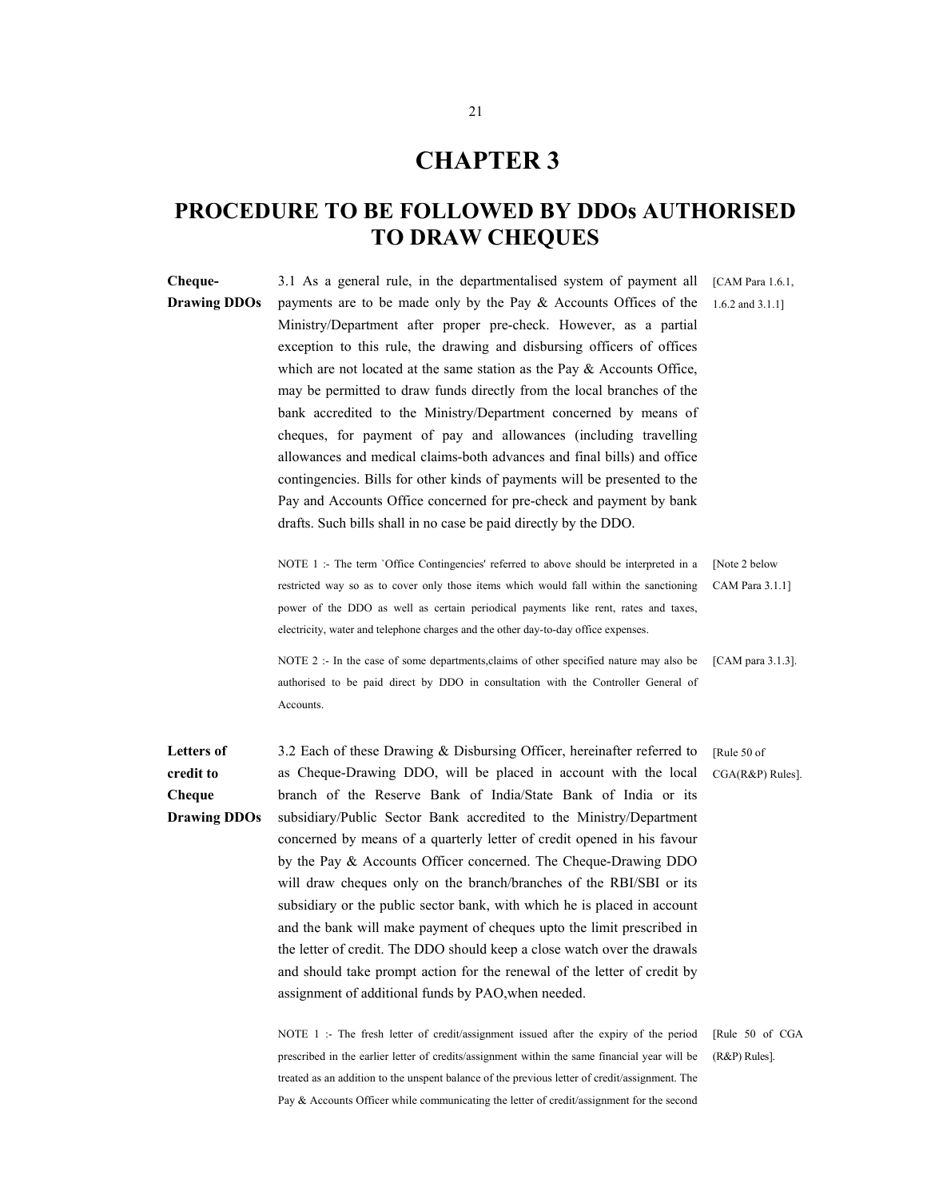# CHAPTER 3

## PROCEDURE TO BE FOLLOWED BY DDOs AUTHORISED TO DRAW CHEQUES

**Cheque-Drawing DDOs**

3.1 As a general rule, in the departmentalised system of payment all payments are to be made only by the Pay & Accounts Offices of the Ministry/Department after proper pre-check. However, as a partial exception to this rule, the drawing and disbursing officers of offices which are not located at the same station as the Pay & Accounts Office, may be permitted to draw funds directly from the local branches of the bank accredited to the Ministry/Department concerned by means of cheques, for payment of pay and allowances (including travelling allowances and medical claims-both advances and final bills) and office contingencies. Bills for other kinds of payments will be presented to the Pay and Accounts Office concerned for pre-check and payment by bank drafts. Such bills shall in no case be paid directly by the DDO. [CAM Para 1.6.1, 1.6.2 and 3.1.1]

NOTE 1 :- The term `Office Contingencies' referred to above should be interpreted in a restricted way so as to cover only those items which would fall within the sanctioning power of the DDO as well as certain periodical payments like rent, rates and taxes, electricity, water and telephone charges and the other day-to-day office expenses. [Note 2 below CAM Para 3.1.1]

NOTE 2 :- In the case of some departments,claims of other specified nature may also be authorised to be paid direct by DDO in consultation with the Controller General of Accounts. [CAM para 3.1.3].

**Letters of credit to Cheque Drawing DDOs**

3.2 Each of these Drawing & Disbursing Officer, hereinafter referred to as Cheque-Drawing DDO, will be placed in account with the local branch of the Reserve Bank of India/State Bank of India or its subsidiary/Public Sector Bank accredited to the Ministry/Department concerned by means of a quarterly letter of credit opened in his favour by the Pay & Accounts Officer concerned. The Cheque-Drawing DDO will draw cheques only on the branch/branches of the RBI/SBI or its subsidiary or the public sector bank, with which he is placed in account and the bank will make payment of cheques upto the limit prescribed in the letter of credit. The DDO should keep a close watch over the drawals and should take prompt action for the renewal of the letter of credit by assignment of additional funds by PAO,when needed. [Rule 50 of CGA(R&P) Rules].

NOTE 1 :- The fresh letter of credit/assignment issued after the expiry of the period prescribed in the earlier letter of credits/assignment within the same financial year will be treated as an addition to the unspent balance of the previous letter of credit/assignment. The Pay & Accounts Officer while communicating the letter of credit/assignment for the second [Rule 50 of CGA (R&P) Rules].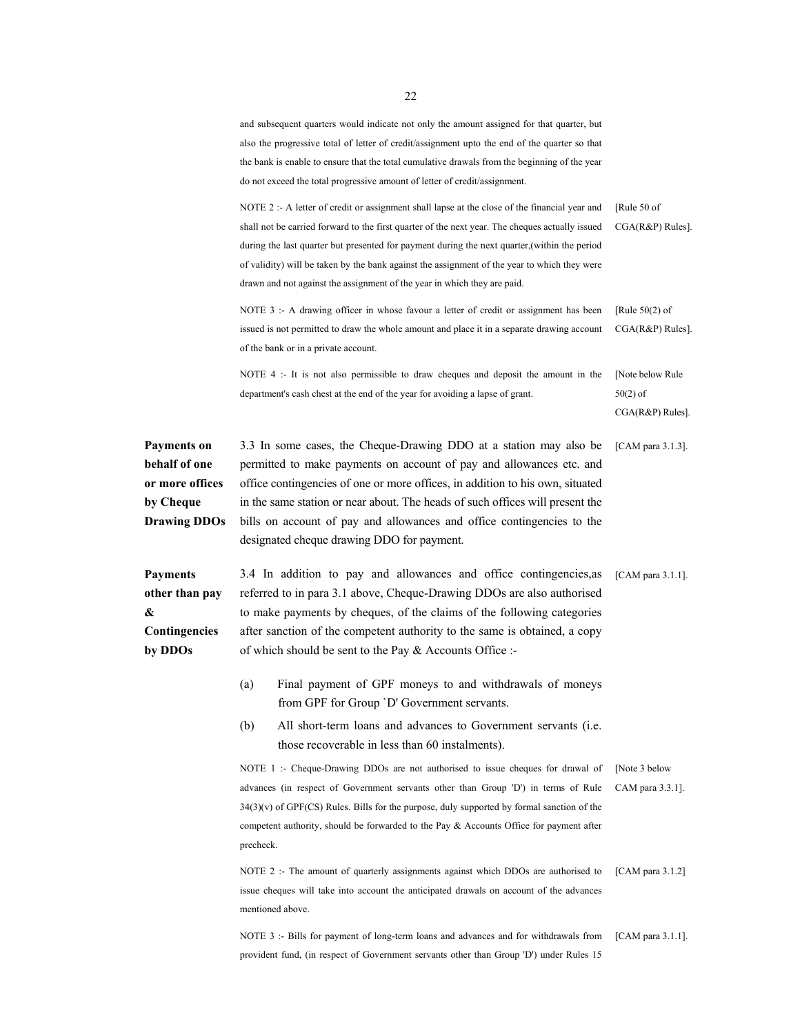and subsequent quarters would indicate not only the amount assigned for that quarter, but also the progressive total of letter of credit/assignment upto the end of the quarter so that the bank is enable to ensure that the total cumulative drawals from the beginning of the year do not exceed the total progressive amount of letter of credit/assignment.

NOTE 2 :- A letter of credit or assignment shall lapse at the close of the financial year and shall not be carried forward to the first quarter of the next year. The cheques actually issued during the last quarter but presented for payment during the next quarter,(within the period of validity) will be taken by the bank against the assignment of the year to which they were drawn and not against the assignment of the year in which they are paid. [Rule 50 of CGA(R&P) Rules].

NOTE 3 :- A drawing officer in whose favour a letter of credit or assignment has been issued is not permitted to draw the whole amount and place it in a separate drawing account of the bank or in a private account. [Rule 50(2) of CGA(R&P) Rules].

NOTE 4 :- It is not also permissible to draw cheques and deposit the amount in the department's cash chest at the end of the year for avoiding a lapse of grant. [Note below Rule 50(2) of CGA(R&P) Rules].

**Payments on behalf of one or more offices by Cheque Drawing DDOs**

3.3 In some cases, the Cheque-Drawing DDO at a station may also be permitted to make payments on account of pay and allowances etc. and office contingencies of one or more offices, in addition to his own, situated in the same station or near about. The heads of such offices will present the bills on account of pay and allowances and office contingencies to the designated cheque drawing DDO for payment. [CAM para 3.1.3].

**Payments other than pay & Contingencies by DDOs**

3.4 In addition to pay and allowances and office contingencies,as referred to in para 3.1 above, Cheque-Drawing DDOs are also authorised to make payments by cheques, of the claims of the following categories after sanction of the competent authority to the same is obtained, a copy of which should be sent to the Pay & Accounts Office :- [CAM para 3.1.1].

(a) Final payment of GPF moneys to and withdrawals of moneys from GPF for Group `D' Government servants.

(b) All short-term loans and advances to Government servants (i.e. those recoverable in less than 60 instalments).

NOTE 1 :- Cheque-Drawing DDOs are not authorised to issue cheques for drawal of advances (in respect of Government servants other than Group 'D') in terms of Rule 34(3)(v) of GPF(CS) Rules. Bills for the purpose, duly supported by formal sanction of the competent authority, should be forwarded to the Pay & Accounts Office for payment after precheck. [Note 3 below CAM para 3.3.1].

NOTE 2 :- The amount of quarterly assignments against which DDOs are authorised to issue cheques will take into account the anticipated drawals on account of the advances mentioned above. [CAM para 3.1.2]

NOTE 3 :- Bills for payment of long-term loans and advances and for withdrawals from provident fund, (in respect of Government servants other than Group 'D') under Rules 15 [CAM para 3.1.1].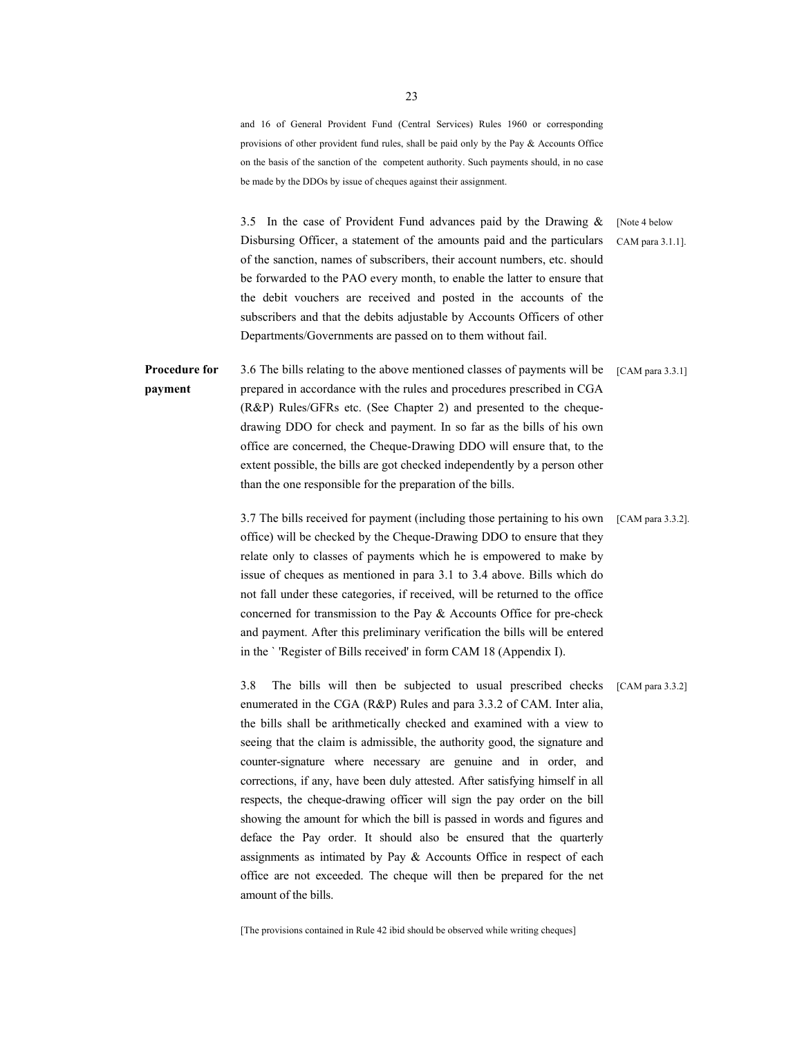and 16 of General Provident Fund (Central Services) Rules 1960 or corresponding provisions of other provident fund rules, shall be paid only by the Pay & Accounts Office on the basis of the sanction of the competent authority. Such payments should, in no case be made by the DDOs by issue of cheques against their assignment.

3.5 In the case of Provident Fund advances paid by the Drawing & Disbursing Officer, a statement of the amounts paid and the particulars of the sanction, names of subscribers, their account numbers, etc. should be forwarded to the PAO every month, to enable the latter to ensure that the debit vouchers are received and posted in the accounts of the subscribers and that the debits adjustable by Accounts Officers of other Departments/Governments are passed on to them without fail. [Note 4 below CAM para 3.1.1].

**Procedure for payment**

3.6 The bills relating to the above mentioned classes of payments will be prepared in accordance with the rules and procedures prescribed in CGA (R&P) Rules/GFRs etc. (See Chapter 2) and presented to the cheque-drawing DDO for check and payment. In so far as the bills of his own office are concerned, the Cheque-Drawing DDO will ensure that, to the extent possible, the bills are got checked independently by a person other than the one responsible for the preparation of the bills. [CAM para 3.3.1]

3.7 The bills received for payment (including those pertaining to his own office) will be checked by the Cheque-Drawing DDO to ensure that they relate only to classes of payments which he is empowered to make by issue of cheques as mentioned in para 3.1 to 3.4 above. Bills which do not fall under these categories, if received, will be returned to the office concerned for transmission to the Pay & Accounts Office for pre-check and payment. After this preliminary verification the bills will be entered in the ` 'Register of Bills received' in form CAM 18 (Appendix I). [CAM para 3.3.2].

3.8 The bills will then be subjected to usual prescribed checks enumerated in the CGA (R&P) Rules and para 3.3.2 of CAM. Inter alia, the bills shall be arithmetically checked and examined with a view to seeing that the claim is admissible, the authority good, the signature and counter-signature where necessary are genuine and in order, and corrections, if any, have been duly attested. After satisfying himself in all respects, the cheque-drawing officer will sign the pay order on the bill showing the amount for which the bill is passed in words and figures and deface the Pay order. It should also be ensured that the quarterly assignments as intimated by Pay & Accounts Office in respect of each office are not exceeded. The cheque will then be prepared for the net amount of the bills. [CAM para 3.3.2]

[The provisions contained in Rule 42 ibid should be observed while writing cheques]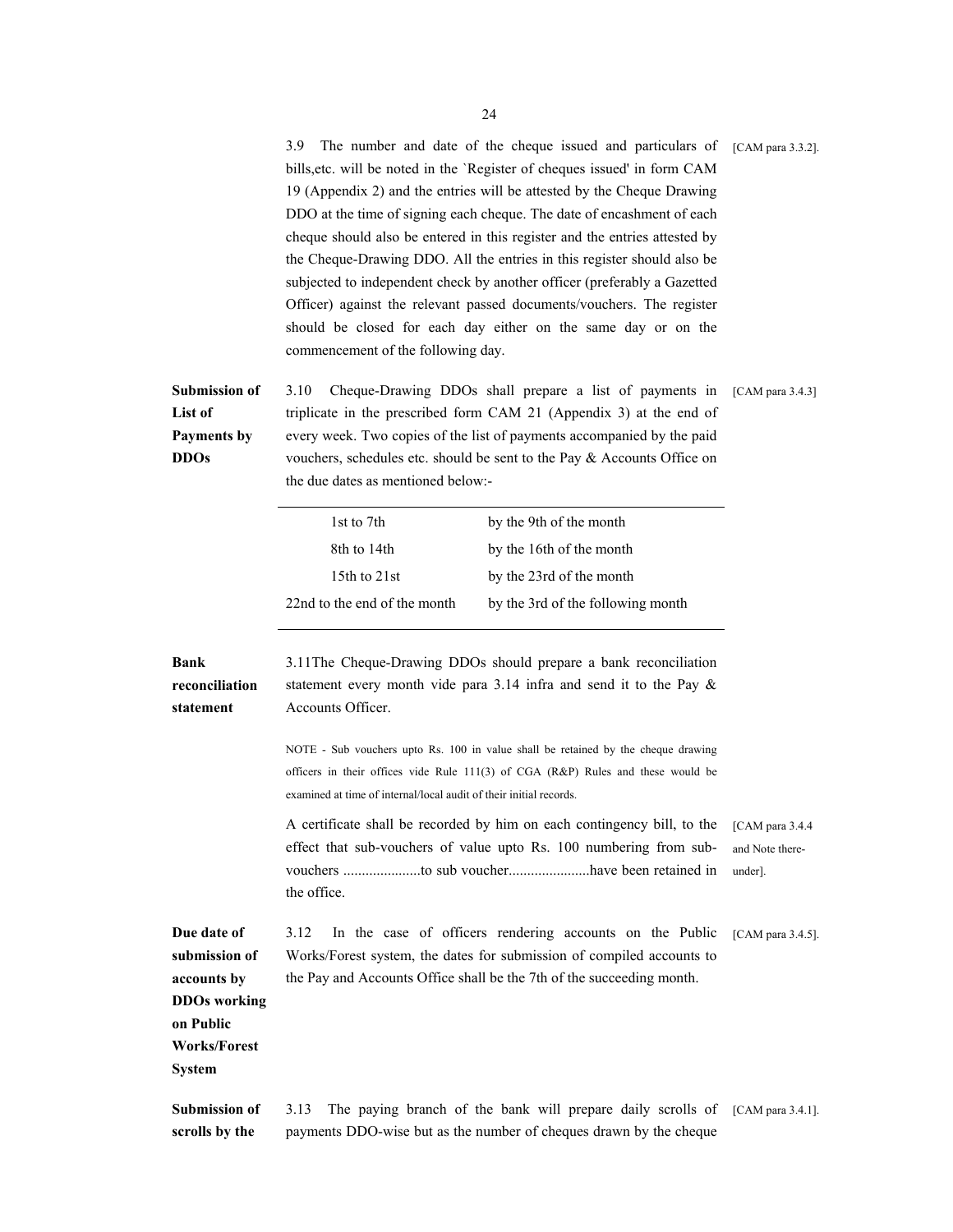3.9 The number and date of the cheque issued and particulars of bills,etc. will be noted in the `Register of cheques issued' in form CAM 19 (Appendix 2) and the entries will be attested by the Cheque Drawing DDO at the time of signing each cheque. The date of encashment of each cheque should also be entered in this register and the entries attested by the Cheque-Drawing DDO. All the entries in this register should also be subjected to independent check by another officer (preferably a Gazetted Officer) against the relevant passed documents/vouchers. The register should be closed for each day either on the same day or on the commencement of the following day. [CAM para 3.3.2].

**Submission of List of Payments by DDOs**

3.10 Cheque-Drawing DDOs shall prepare a list of payments in triplicate in the prescribed form CAM 21 (Appendix 3) at the end of every week. Two copies of the list of payments accompanied by the paid vouchers, schedules etc. should be sent to the Pay & Accounts Office on the due dates as mentioned below:- [CAM para 3.4.3]

| | |
|---|---|
| 1st to 7th | by the 9th of the month |
| 8th to 14th | by the 16th of the month |
| 15th to 21st | by the 23rd of the month |
| 22nd to the end of the month | by the 3rd of the following month |

**Bank reconciliation statement**

3.11The Cheque-Drawing DDOs should prepare a bank reconciliation statement every month vide para 3.14 infra and send it to the Pay & Accounts Officer.

NOTE - Sub vouchers upto Rs. 100 in value shall be retained by the cheque drawing officers in their offices vide Rule 111(3) of CGA (R&P) Rules and these would be examined at time of internal/local audit of their initial records.

A certificate shall be recorded by him on each contingency bill, to the effect that sub-vouchers of value upto Rs. 100 numbering from sub-vouchers .....................to sub voucher......................have been retained in the office. [CAM para 3.4.4 and Note there-under].

**Due date of submission of accounts by DDOs working on Public Works/Forest System**

3.12 In the case of officers rendering accounts on the Public Works/Forest system, the dates for submission of compiled accounts to the Pay and Accounts Office shall be the 7th of the succeeding month. [CAM para 3.4.5].

**Submission of scrolls by the**

3.13 The paying branch of the bank will prepare daily scrolls of payments DDO-wise but as the number of cheques drawn by the cheque [CAM para 3.4.1].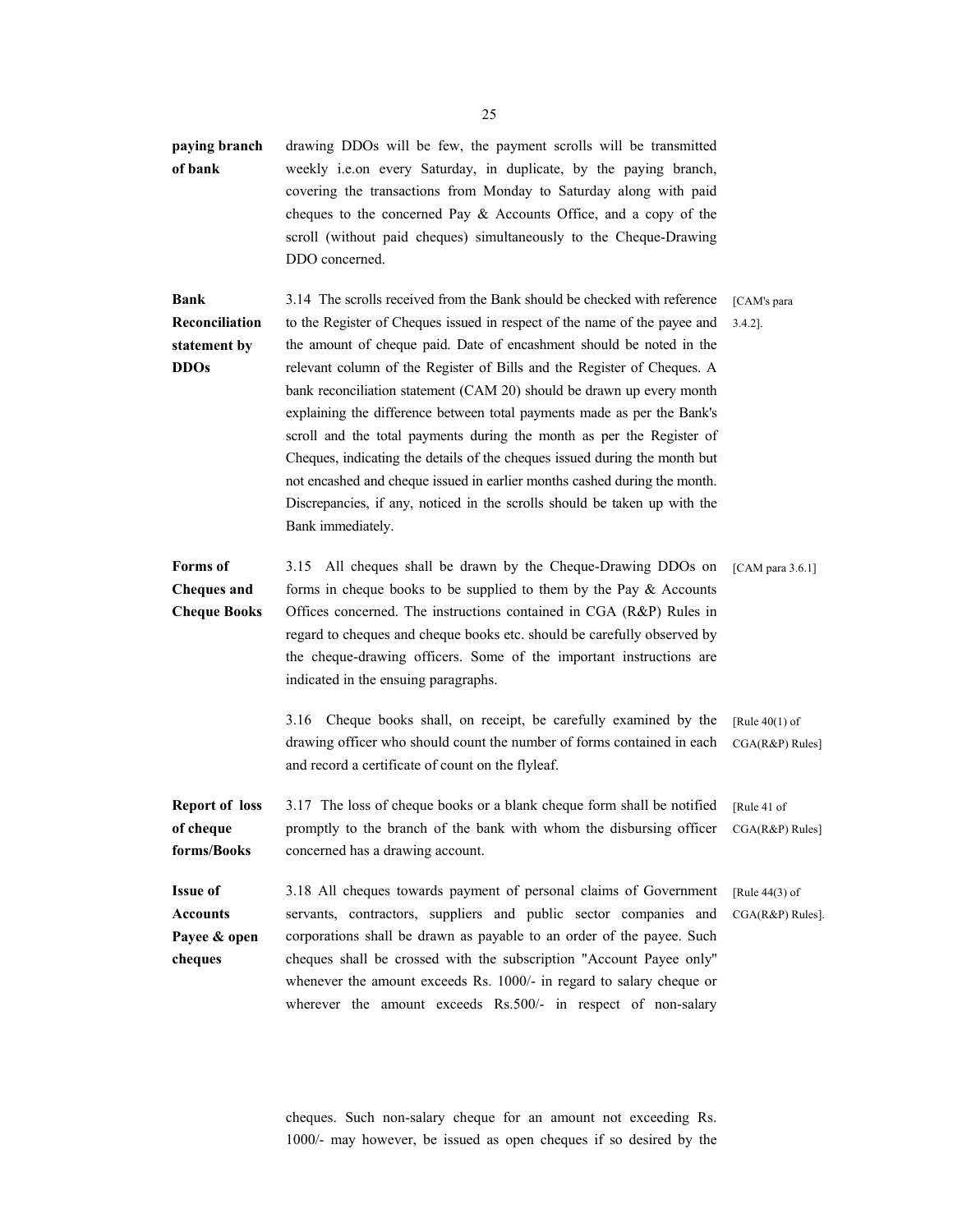**paying branch of bank**

drawing DDOs will be few, the payment scrolls will be transmitted weekly i.e.on every Saturday, in duplicate, by the paying branch, covering the transactions from Monday to Saturday along with paid cheques to the concerned Pay & Accounts Office, and a copy of the scroll (without paid cheques) simultaneously to the Cheque-Drawing DDO concerned.

**Bank Reconciliation statement by DDOs**

3.14 The scrolls received from the Bank should be checked with reference to the Register of Cheques issued in respect of the name of the payee and the amount of cheque paid. Date of encashment should be noted in the relevant column of the Register of Bills and the Register of Cheques. A bank reconciliation statement (CAM 20) should be drawn up every month explaining the difference between total payments made as per the Bank's scroll and the total payments during the month as per the Register of Cheques, indicating the details of the cheques issued during the month but not encashed and cheque issued in earlier months cashed during the month. Discrepancies, if any, noticed in the scrolls should be taken up with the Bank immediately. [CAM's para 3.4.2].

**Forms of Cheques and Cheque Books**

3.15 All cheques shall be drawn by the Cheque-Drawing DDOs on forms in cheque books to be supplied to them by the Pay & Accounts Offices concerned. The instructions contained in CGA (R&P) Rules in regard to cheques and cheque books etc. should be carefully observed by the cheque-drawing officers. Some of the important instructions are indicated in the ensuing paragraphs. [CAM para 3.6.1]

3.16 Cheque books shall, on receipt, be carefully examined by the drawing officer who should count the number of forms contained in each and record a certificate of count on the flyleaf. [Rule 40(1) of CGA(R&P) Rules]

**Report of loss of cheque forms/Books**

3.17 The loss of cheque books or a blank cheque form shall be notified promptly to the branch of the bank with whom the disbursing officer concerned has a drawing account. [Rule 41 of CGA(R&P) Rules]

**Issue of Accounts Payee & open cheques**

3.18 All cheques towards payment of personal claims of Government servants, contractors, suppliers and public sector companies and corporations shall be drawn as payable to an order of the payee. Such cheques shall be crossed with the subscription "Account Payee only" whenever the amount exceeds Rs. 1000/- in regard to salary cheque or wherever the amount exceeds Rs.500/- in respect of non-salary cheques. Such non-salary cheque for an amount not exceeding Rs. 1000/- may however, be issued as open cheques if so desired by the [Rule 44(3) of CGA(R&P) Rules].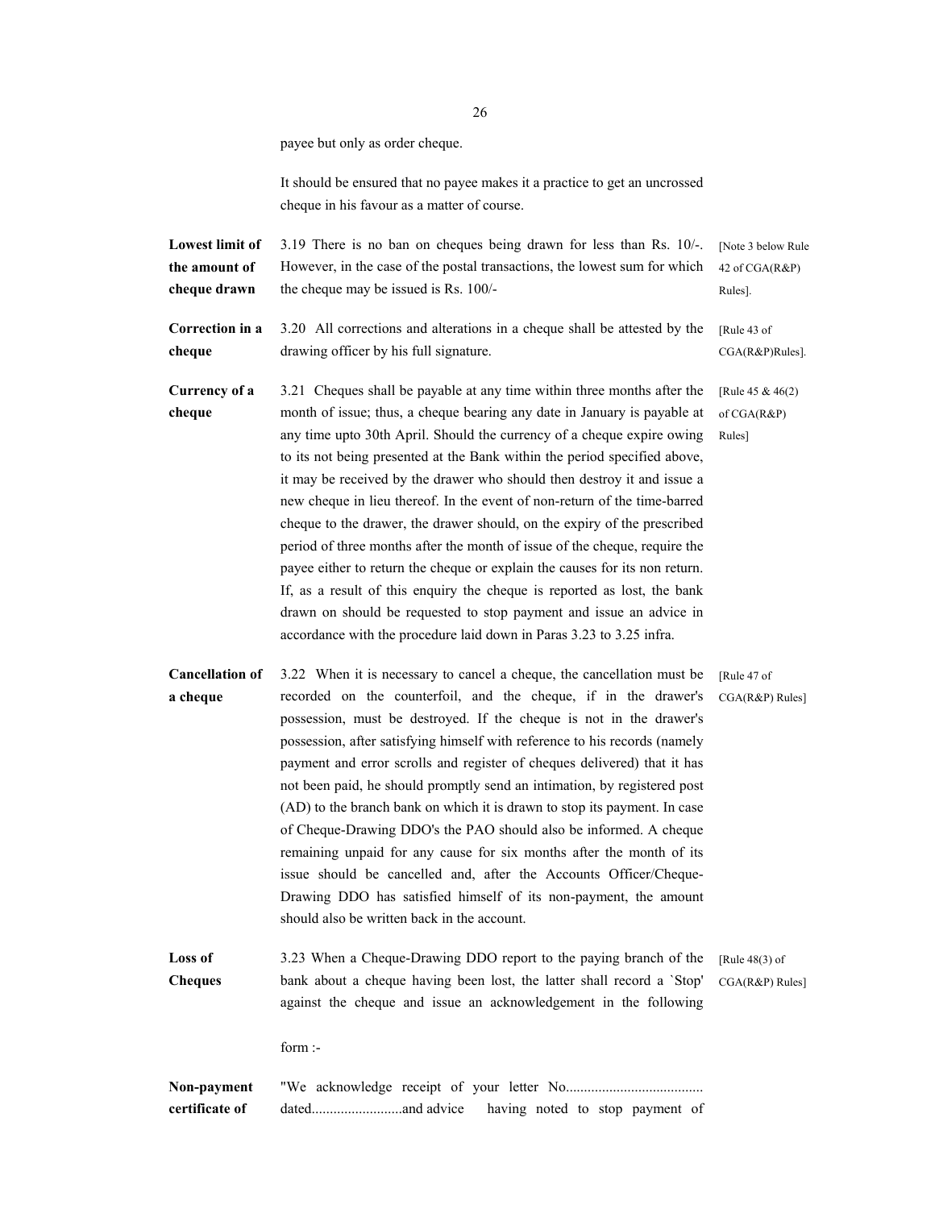payee but only as order cheque.

It should be ensured that no payee makes it a practice to get an uncrossed cheque in his favour as a matter of course.

**Lowest limit of the amount of cheque drawn**

3.19 There is no ban on cheques being drawn for less than Rs. 10/-. However, in the case of the postal transactions, the lowest sum for which the cheque may be issued is Rs. 100/- [Note 3 below Rule 42 of CGA(R&P) Rules].

**Correction in a cheque**

3.20 All corrections and alterations in a cheque shall be attested by the drawing officer by his full signature. [Rule 43 of CGA(R&P)Rules].

**Currency of a cheque**

3.21 Cheques shall be payable at any time within three months after the month of issue; thus, a cheque bearing any date in January is payable at any time upto 30th April. Should the currency of a cheque expire owing to its not being presented at the Bank within the period specified above, it may be received by the drawer who should then destroy it and issue a new cheque in lieu thereof. In the event of non-return of the time-barred cheque to the drawer, the drawer should, on the expiry of the prescribed period of three months after the month of issue of the cheque, require the payee either to return the cheque or explain the causes for its non return. If, as a result of this enquiry the cheque is reported as lost, the bank drawn on should be requested to stop payment and issue an advice in accordance with the procedure laid down in Paras 3.23 to 3.25 infra. [Rule 45 & 46(2) of CGA(R&P) Rules]

**Cancellation of a cheque**

3.22 When it is necessary to cancel a cheque, the cancellation must be recorded on the counterfoil, and the cheque, if in the drawer's possession, must be destroyed. If the cheque is not in the drawer's possession, after satisfying himself with reference to his records (namely payment and error scrolls and register of cheques delivered) that it has not been paid, he should promptly send an intimation, by registered post (AD) to the branch bank on which it is drawn to stop its payment. In case of Cheque-Drawing DDO's the PAO should also be informed. A cheque remaining unpaid for any cause for six months after the month of its issue should be cancelled and, after the Accounts Officer/Cheque-Drawing DDO has satisfied himself of its non-payment, the amount should also be written back in the account. [Rule 47 of CGA(R&P) Rules]

**Loss of Cheques**

3.23 When a Cheque-Drawing DDO report to the paying branch of the bank about a cheque having been lost, the latter shall record a `Stop' against the cheque and issue an acknowledgement in the following form :- [Rule 48(3) of CGA(R&P) Rules]

**Non-payment certificate of**

"We acknowledge receipt of your letter No...................................... dated.........................and advice having noted to stop payment of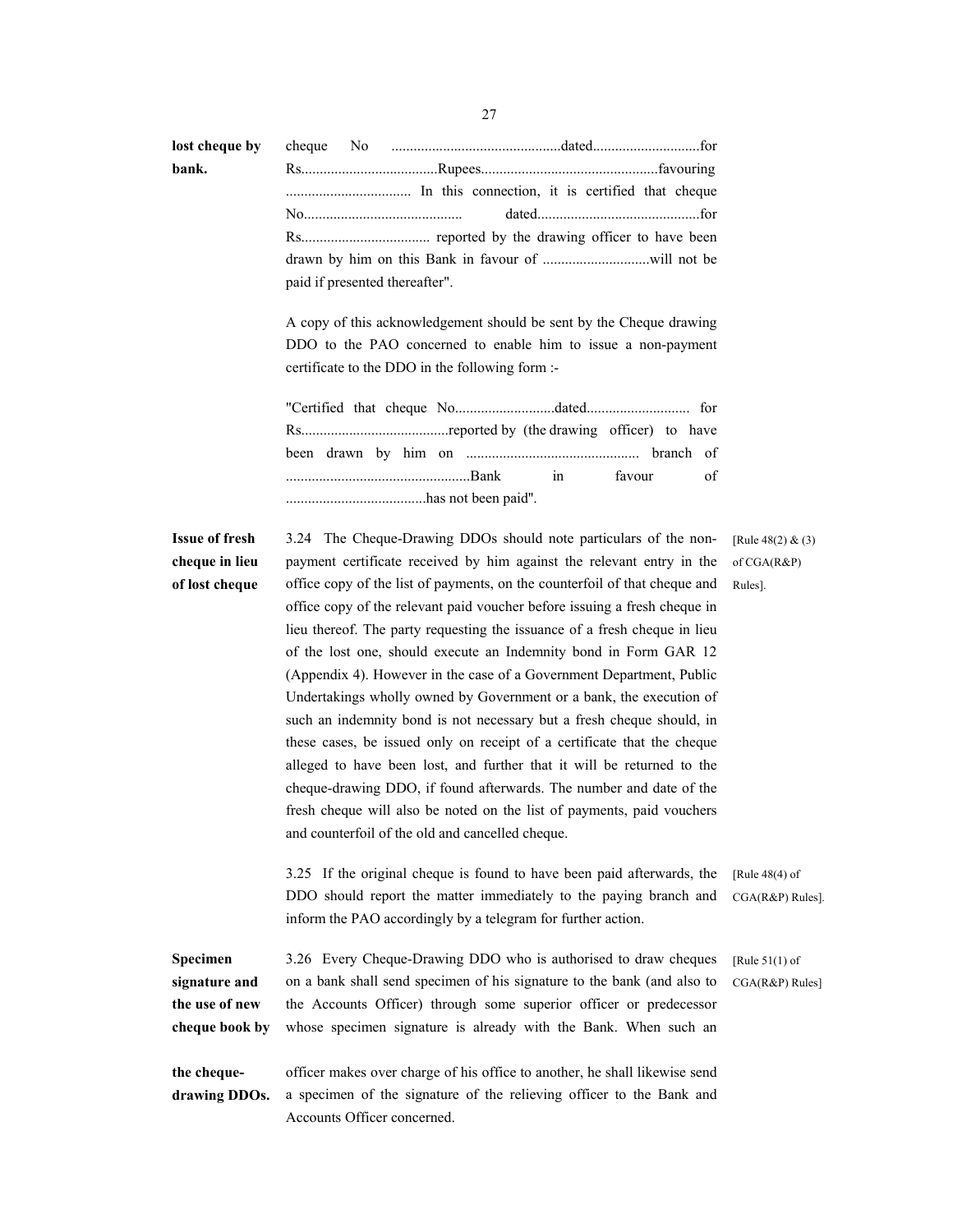**lost cheque by bank.**

cheque No ..............................................dated............................for Rs.....................................Rupees................................................favouring .................................. In this connection, it is certified that cheque No........................................... dated............................................for Rs.................................. reported by the drawing officer to have been drawn by him on this Bank in favour of .............................will not be paid if presented thereafter".

A copy of this acknowledgement should be sent by the Cheque drawing DDO to the PAO concerned to enable him to issue a non-payment certificate to the DDO in the following form :-

"Certified that cheque No...........................dated............................ for Rs........................................reported by (the drawing officer) to have been drawn by him on .............................................. branch of ..................................................Bank in favour of ......................................has not been paid".

**Issue of fresh cheque in lieu of lost cheque**

3.24 The Cheque-Drawing DDOs should note particulars of the non-payment certificate received by him against the relevant entry in the office copy of the list of payments, on the counterfoil of that cheque and office copy of the relevant paid voucher before issuing a fresh cheque in lieu thereof. The party requesting the issuance of a fresh cheque in lieu of the lost one, should execute an Indemnity bond in Form GAR 12 (Appendix 4). However in the case of a Government Department, Public Undertakings wholly owned by Government or a bank, the execution of such an indemnity bond is not necessary but a fresh cheque should, in these cases, be issued only on receipt of a certificate that the cheque alleged to have been lost, and further that it will be returned to the cheque-drawing DDO, if found afterwards. The number and date of the fresh cheque will also be noted on the list of payments, paid vouchers and counterfoil of the old and cancelled cheque. [Rule 48(2) & (3) of CGA(R&P) Rules].

3.25 If the original cheque is found to have been paid afterwards, the DDO should report the matter immediately to the paying branch and inform the PAO accordingly by a telegram for further action. [Rule 48(4) of CGA(R&P) Rules].

**Specimen signature and the use of new cheque book by the cheque-drawing DDOs.**

3.26 Every Cheque-Drawing DDO who is authorised to draw cheques on a bank shall send specimen of his signature to the bank (and also to the Accounts Officer) through some superior officer or predecessor whose specimen signature is already with the Bank. When such an officer makes over charge of his office to another, he shall likewise send a specimen of the signature of the relieving officer to the Bank and Accounts Officer concerned. [Rule 51(1) of CGA(R&P) Rules]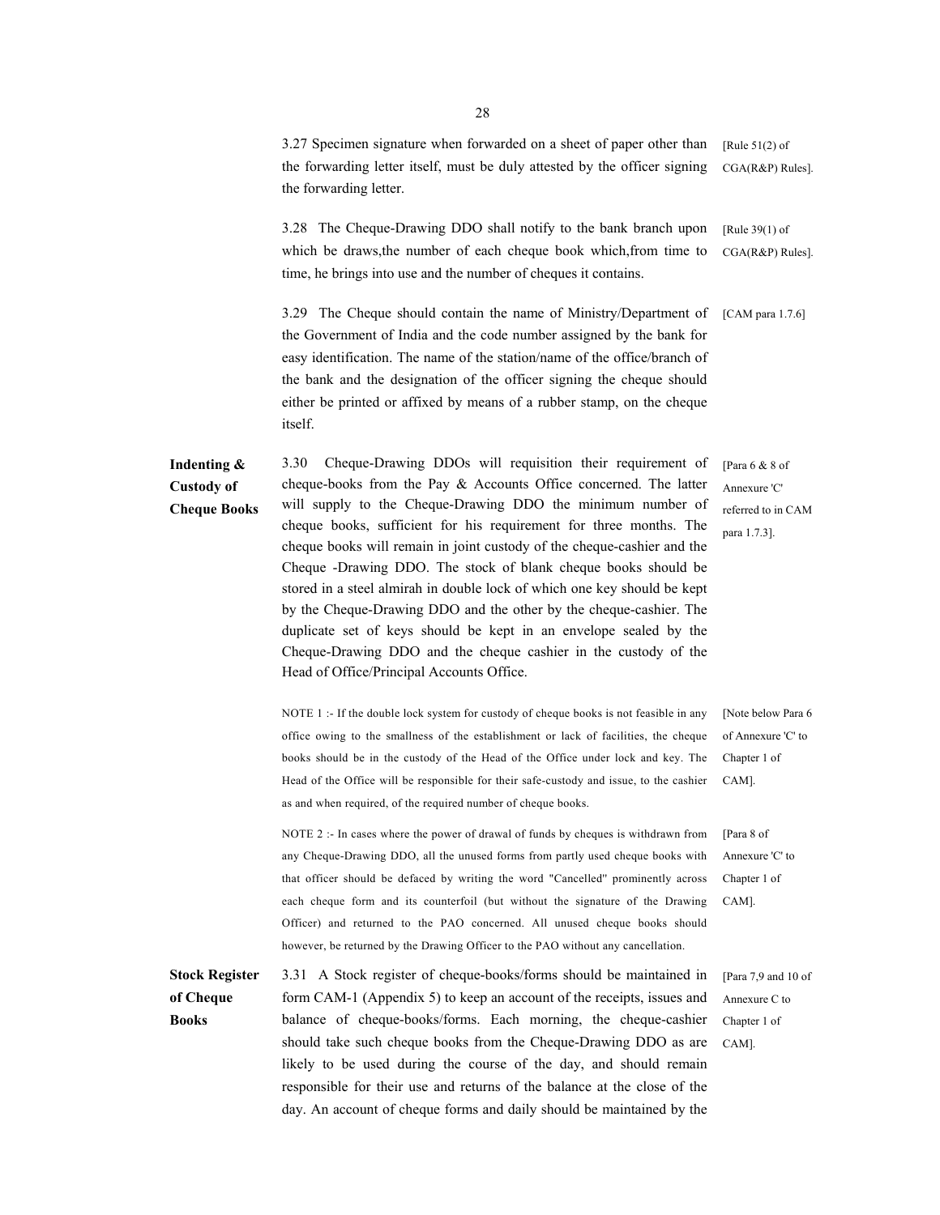3.27 Specimen signature when forwarded on a sheet of paper other than the forwarding letter itself, must be duly attested by the officer signing the forwarding letter. [Rule 51(2) of CGA(R&P) Rules].

3.28 The Cheque-Drawing DDO shall notify to the bank branch upon which be draws,the number of each cheque book which,from time to time, he brings into use and the number of cheques it contains. [Rule 39(1) of CGA(R&P) Rules].

3.29 The Cheque should contain the name of Ministry/Department of the Government of India and the code number assigned by the bank for easy identification. The name of the station/name of the office/branch of the bank and the designation of the officer signing the cheque should either be printed or affixed by means of a rubber stamp, on the cheque itself. [CAM para 1.7.6]

**Indenting & Custody of Cheque Books**

3.30 Cheque-Drawing DDOs will requisition their requirement of cheque-books from the Pay & Accounts Office concerned. The latter will supply to the Cheque-Drawing DDO the minimum number of cheque books, sufficient for his requirement for three months. The cheque books will remain in joint custody of the cheque-cashier and the Cheque -Drawing DDO. The stock of blank cheque books should be stored in a steel almirah in double lock of which one key should be kept by the Cheque-Drawing DDO and the other by the cheque-cashier. The duplicate set of keys should be kept in an envelope sealed by the Cheque-Drawing DDO and the cheque cashier in the custody of the Head of Office/Principal Accounts Office. [Para 6 & 8 of Annexure 'C' referred to in CAM para 1.7.3].

NOTE 1 :- If the double lock system for custody of cheque books is not feasible in any office owing to the smallness of the establishment or lack of facilities, the cheque books should be in the custody of the Head of the Office under lock and key. The Head of the Office will be responsible for their safe-custody and issue, to the cashier as and when required, of the required number of cheque books. [Note below Para 6 of Annexure 'C' to Chapter 1 of CAM].

NOTE 2 :- In cases where the power of drawal of funds by cheques is withdrawn from any Cheque-Drawing DDO, all the unused forms from partly used cheque books with that officer should be defaced by writing the word "Cancelled" prominently across each cheque form and its counterfoil (but without the signature of the Drawing Officer) and returned to the PAO concerned. All unused cheque books should however, be returned by the Drawing Officer to the PAO without any cancellation. [Para 8 of Annexure 'C' to Chapter 1 of CAM].

**Stock Register of Cheque Books**

3.31 A Stock register of cheque-books/forms should be maintained in form CAM-1 (Appendix 5) to keep an account of the receipts, issues and balance of cheque-books/forms. Each morning, the cheque-cashier should take such cheque books from the Cheque-Drawing DDO as are likely to be used during the course of the day, and should remain responsible for their use and returns of the balance at the close of the day. An account of cheque forms and daily should be maintained by the [Para 7,9 and 10 of Annexure C to Chapter 1 of CAM].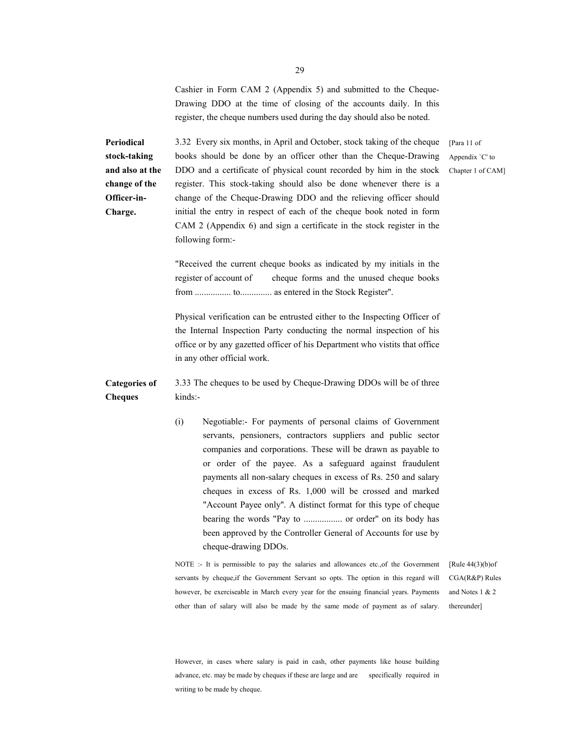Cashier in Form CAM 2 (Appendix 5) and submitted to the Cheque-Drawing DDO at the time of closing of the accounts daily. In this register, the cheque numbers used during the day should also be noted.

**Periodical stock-taking and also at the change of the Officer-in-Charge.**

3.32 Every six months, in April and October, stock taking of the cheque books should be done by an officer other than the Cheque-Drawing DDO and a certificate of physical count recorded by him in the stock register. This stock-taking should also be done whenever there is a change of the Cheque-Drawing DDO and the relieving officer should initial the entry in respect of each of the cheque book noted in form CAM 2 (Appendix 6) and sign a certificate in the stock register in the following form:-

[Para 11 of Appendix `C' to Chapter 1 of CAM]

"Received the current cheque books as indicated by my initials in the register of account of cheque forms and the unused cheque books from ................ to.............. as entered in the Stock Register".

Physical verification can be entrusted either to the Inspecting Officer of the Internal Inspection Party conducting the normal inspection of his office or by any gazetted officer of his Department who vistits that office in any other official work.

**Categories of Cheques**

3.33 The cheques to be used by Cheque-Drawing DDOs will be of three kinds:-

(i) Negotiable:- For payments of personal claims of Government servants, pensioners, contractors suppliers and public sector companies and corporations. These will be drawn as payable to or order of the payee. As a safeguard against fraudulent payments all non-salary cheques in excess of Rs. 250 and salary cheques in excess of Rs. 1,000 will be crossed and marked "Account Payee only". A distinct format for this type of cheque bearing the words "Pay to ................. or order" on its body has been approved by the Controller General of Accounts for use by cheque-drawing DDOs.

NOTE :- It is permissible to pay the salaries and allowances etc.,of the Government servants by cheque,if the Government Servant so opts. The option in this regard will however, be exerciseable in March every year for the ensuing financial years. Payments other than of salary will also be made by the same mode of payment as of salary. However, in cases where salary is paid in cash, other payments like house building advance, etc. may be made by cheques if these are large and are specifically required in writing to be made by cheque.

[Rule 44(3)(b)of CGA(R&P) Rules and Notes 1 & 2 thereunder]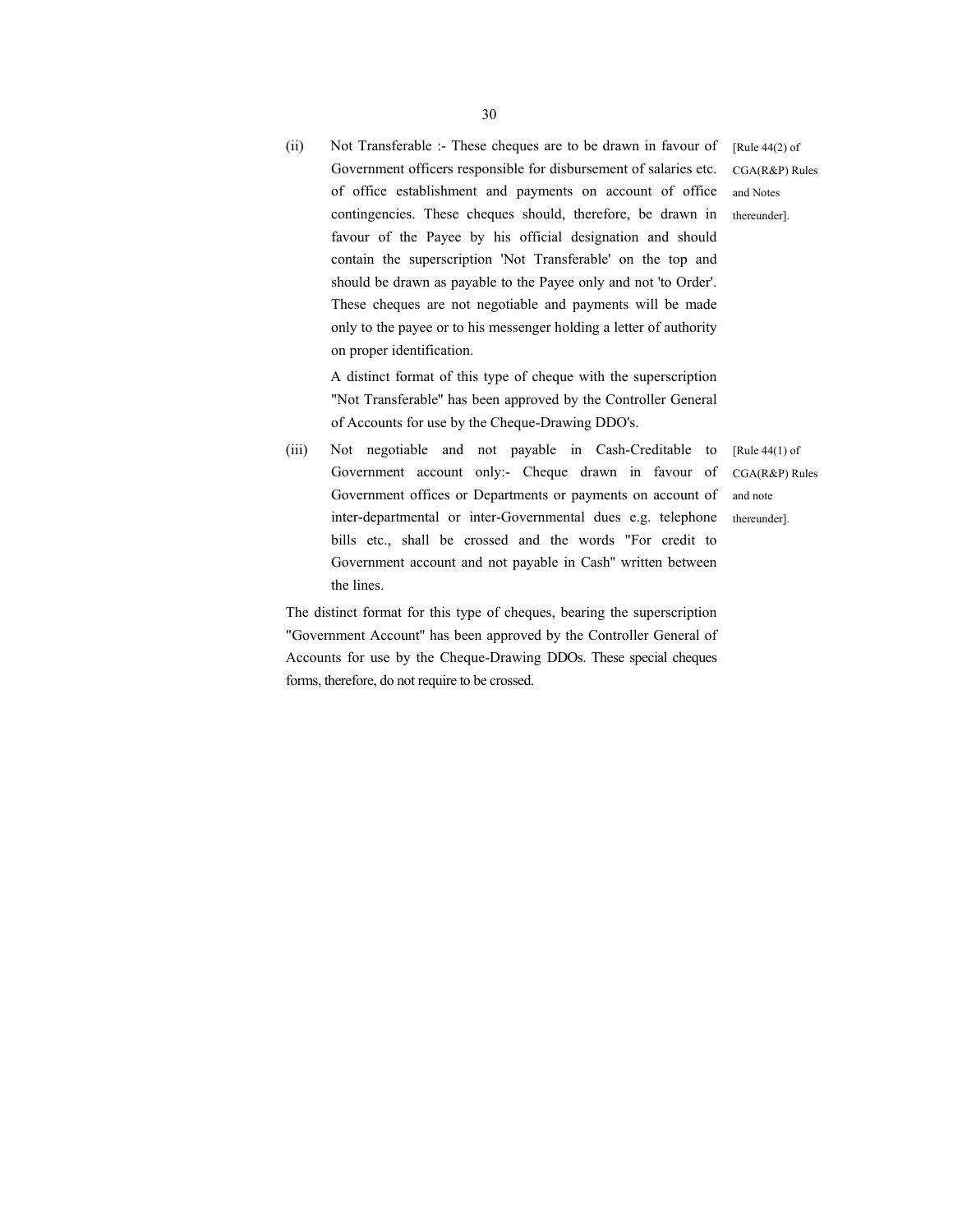(ii) Not Transferable :- These cheques are to be drawn in favour of Government officers responsible for disbursement of salaries etc. of office establishment and payments on account of office contingencies. These cheques should, therefore, be drawn in favour of the Payee by his official designation and should contain the superscription 'Not Transferable' on the top and should be drawn as payable to the Payee only and not 'to Order'. These cheques are not negotiable and payments will be made only to the payee or to his messenger holding a letter of authority on proper identification.

[Rule 44(2) of CGA(R&P) Rules and Notes thereunder].

A distinct format of this type of cheque with the superscription "Not Transferable" has been approved by the Controller General of Accounts for use by the Cheque-Drawing DDO's.

(iii) Not negotiable and not payable in Cash-Creditable to Government account only:- Cheque drawn in favour of Government offices or Departments or payments on account of inter-departmental or inter-Governmental dues e.g. telephone bills etc., shall be crossed and the words "For credit to Government account and not payable in Cash" written between the lines.

[Rule 44(1) of CGA(R&P) Rules and note thereunder].

The distinct format for this type of cheques, bearing the superscription "Government Account" has been approved by the Controller General of Accounts for use by the Cheque-Drawing DDOs. These special cheques forms, therefore, do not require to be crossed.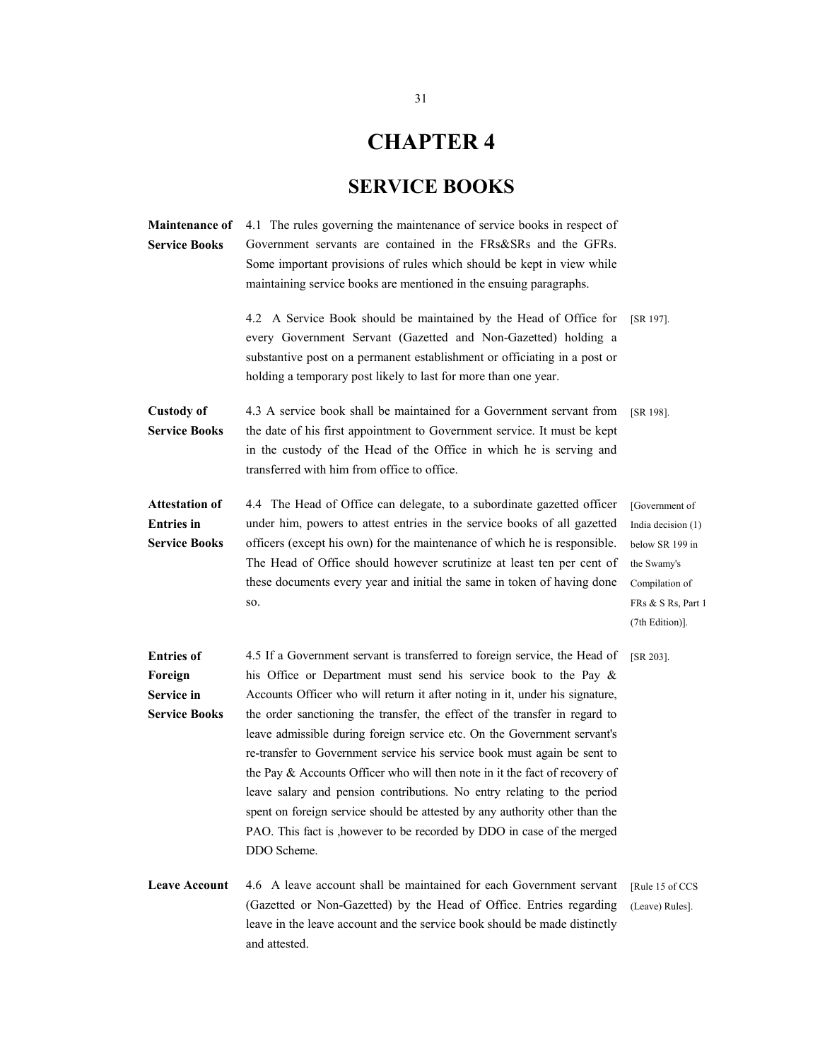# CHAPTER 4

## SERVICE BOOKS

**Maintenance of Service Books**

4.1 The rules governing the maintenance of service books in respect of Government servants are contained in the FRs&SRs and the GFRs. Some important provisions of rules which should be kept in view while maintaining service books are mentioned in the ensuing paragraphs.

4.2 A Service Book should be maintained by the Head of Office for every Government Servant (Gazetted and Non-Gazetted) holding a substantive post on a permanent establishment or officiating in a post or holding a temporary post likely to last for more than one year. [SR 197].

**Custody of Service Books**

4.3 A service book shall be maintained for a Government servant from the date of his first appointment to Government service. It must be kept in the custody of the Head of the Office in which he is serving and transferred with him from office to office. [SR 198].

**Attestation of Entries in Service Books**

4.4 The Head of Office can delegate, to a subordinate gazetted officer under him, powers to attest entries in the service books of all gazetted officers (except his own) for the maintenance of which he is responsible. The Head of Office should however scrutinize at least ten per cent of these documents every year and initial the same in token of having done so. [Government of India decision (1) below SR 199 in the Swamy's Compilation of FRs & S Rs, Part 1 (7th Edition)].

**Entries of Foreign Service in Service Books**

4.5 If a Government servant is transferred to foreign service, the Head of his Office or Department must send his service book to the Pay & Accounts Officer who will return it after noting in it, under his signature, the order sanctioning the transfer, the effect of the transfer in regard to leave admissible during foreign service etc. On the Government servant's re-transfer to Government service his service book must again be sent to the Pay & Accounts Officer who will then note in it the fact of recovery of leave salary and pension contributions. No entry relating to the period spent on foreign service should be attested by any authority other than the PAO. This fact is ,however to be recorded by DDO in case of the merged DDO Scheme. [SR 203].

**Leave Account**

4.6 A leave account shall be maintained for each Government servant (Gazetted or Non-Gazetted) by the Head of Office. Entries regarding leave in the leave account and the service book should be made distinctly and attested. [Rule 15 of CCS (Leave) Rules].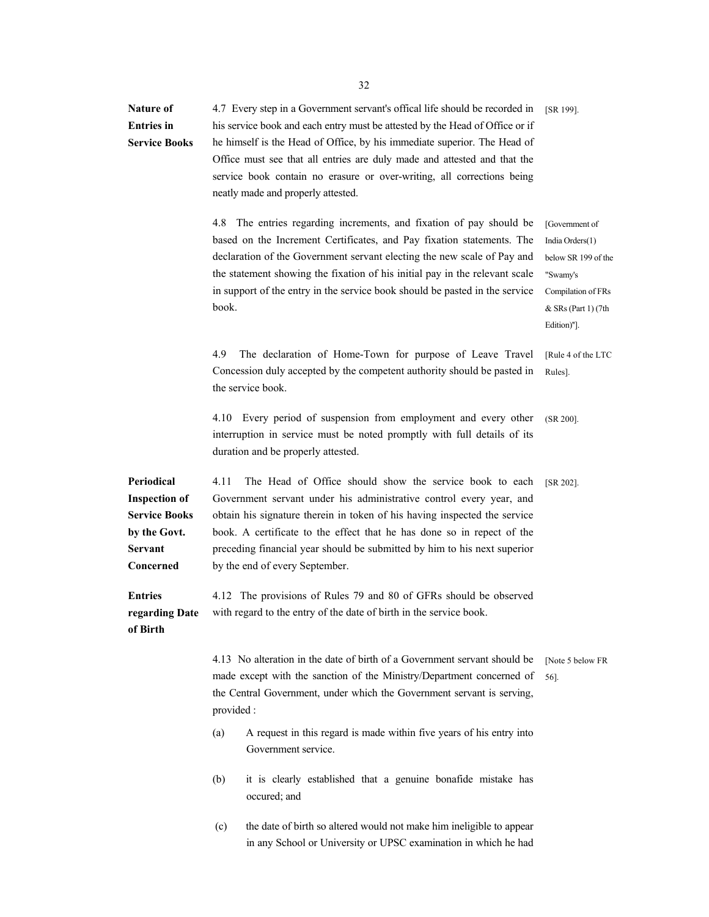**Nature of Entries in Service Books**

4.7 Every step in a Government servant's offical life should be recorded in his service book and each entry must be attested by the Head of Office or if he himself is the Head of Office, by his immediate superior. The Head of Office must see that all entries are duly made and attested and that the service book contain no erasure or over-writing, all corrections being neatly made and properly attested. [SR 199].

4.8 The entries regarding increments, and fixation of pay should be based on the Increment Certificates, and Pay fixation statements. The declaration of the Government servant electing the new scale of Pay and the statement showing the fixation of his initial pay in the relevant scale in support of the entry in the service book should be pasted in the service book. [Government of India Orders(1) below SR 199 of the "Swamy's Compilation of FRs & SRs (Part 1) (7th Edition)"].

4.9 The declaration of Home-Town for purpose of Leave Travel Concession duly accepted by the competent authority should be pasted in the service book. [Rule 4 of the LTC Rules].

4.10 Every period of suspension from employment and every other interruption in service must be noted promptly with full details of its duration and be properly attested. (SR 200).

**Periodical Inspection of Service Books by the Govt. Servant Concerned**

4.11 The Head of Office should show the service book to each Government servant under his administrative control every year, and obtain his signature therein in token of his having inspected the service book. A certificate to the effect that he has done so in repect of the preceding financial year should be submitted by him to his next superior by the end of every September. [SR 202].

**Entries regarding Date of Birth**

4.12 The provisions of Rules 79 and 80 of GFRs should be observed with regard to the entry of the date of birth in the service book.

4.13 No alteration in the date of birth of a Government servant should be made except with the sanction of the Ministry/Department concerned of the Central Government, under which the Government servant is serving, provided : [Note 5 below FR 56].

(a) A request in this regard is made within five years of his entry into Government service.

(b) it is clearly established that a genuine bonafide mistake has occured; and

(c) the date of birth so altered would not make him ineligible to appear in any School or University or UPSC examination in which he had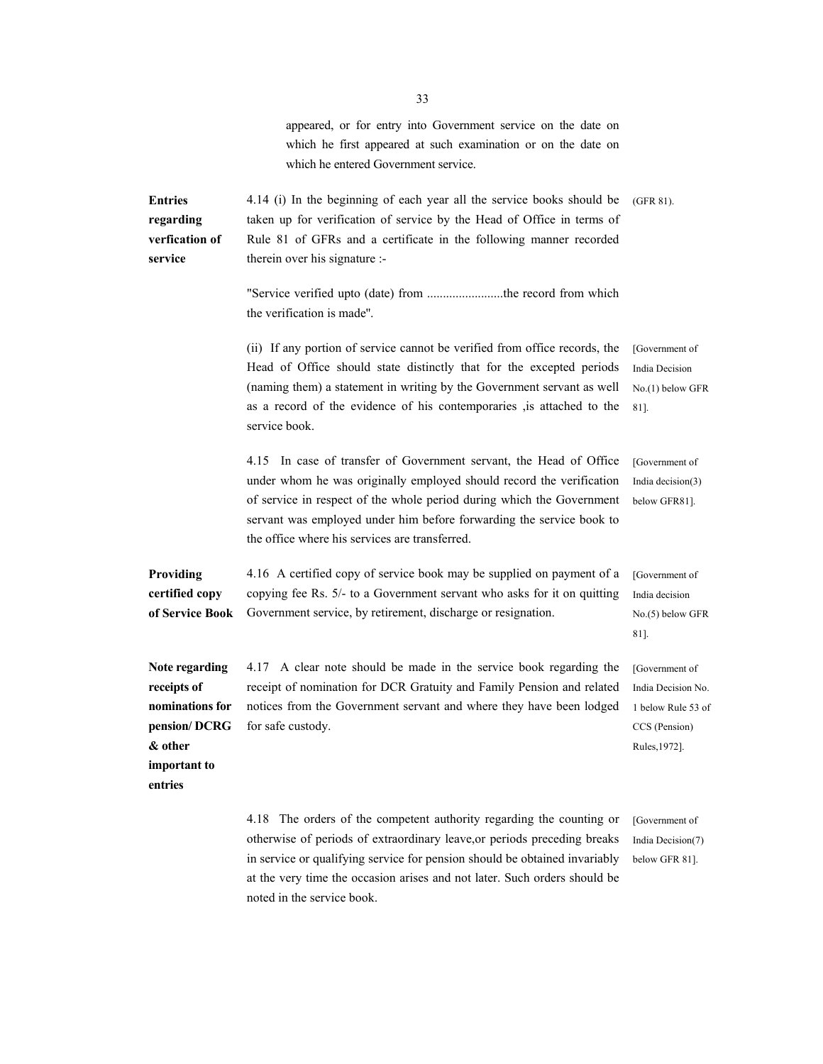appeared, or for entry into Government service on the date on which he first appeared at such examination or on the date on which he entered Government service.

**Entries regarding verfication of service**

4.14 (i) In the beginning of each year all the service books should be taken up for verification of service by the Head of Office in terms of Rule 81 of GFRs and a certificate in the following manner recorded therein over his signature :- (GFR 81).

"Service verified upto (date) from ........................the record from which the verification is made".

(ii) If any portion of service cannot be verified from office records, the Head of Office should state distinctly that for the excepted periods (naming them) a statement in writing by the Government servant as well as a record of the evidence of his contemporaries ,is attached to the service book. [Government of India Decision No.(1) below GFR 81].

4.15 In case of transfer of Government servant, the Head of Office under whom he was originally employed should record the verification of service in respect of the whole period during which the Government servant was employed under him before forwarding the service book to the office where his services are transferred. [Government of India decision(3) below GFR81].

**Providing certified copy of Service Book**

4.16 A certified copy of service book may be supplied on payment of a copying fee Rs. 5/- to a Government servant who asks for it on quitting Government service, by retirement, discharge or resignation. [Government of India decision No.(5) below GFR 81].

**Note regarding receipts of nominations for pension/ DCRG & other important to entries**

4.17 A clear note should be made in the service book regarding the receipt of nomination for DCR Gratuity and Family Pension and related notices from the Government servant and where they have been lodged for safe custody. [Government of India Decision No. 1 below Rule 53 of CCS (Pension) Rules,1972].

4.18 The orders of the competent authority regarding the counting or otherwise of periods of extraordinary leave,or periods preceding breaks in service or qualifying service for pension should be obtained invariably at the very time the occasion arises and not later. Such orders should be noted in the service book. [Government of India Decision(7) below GFR 81].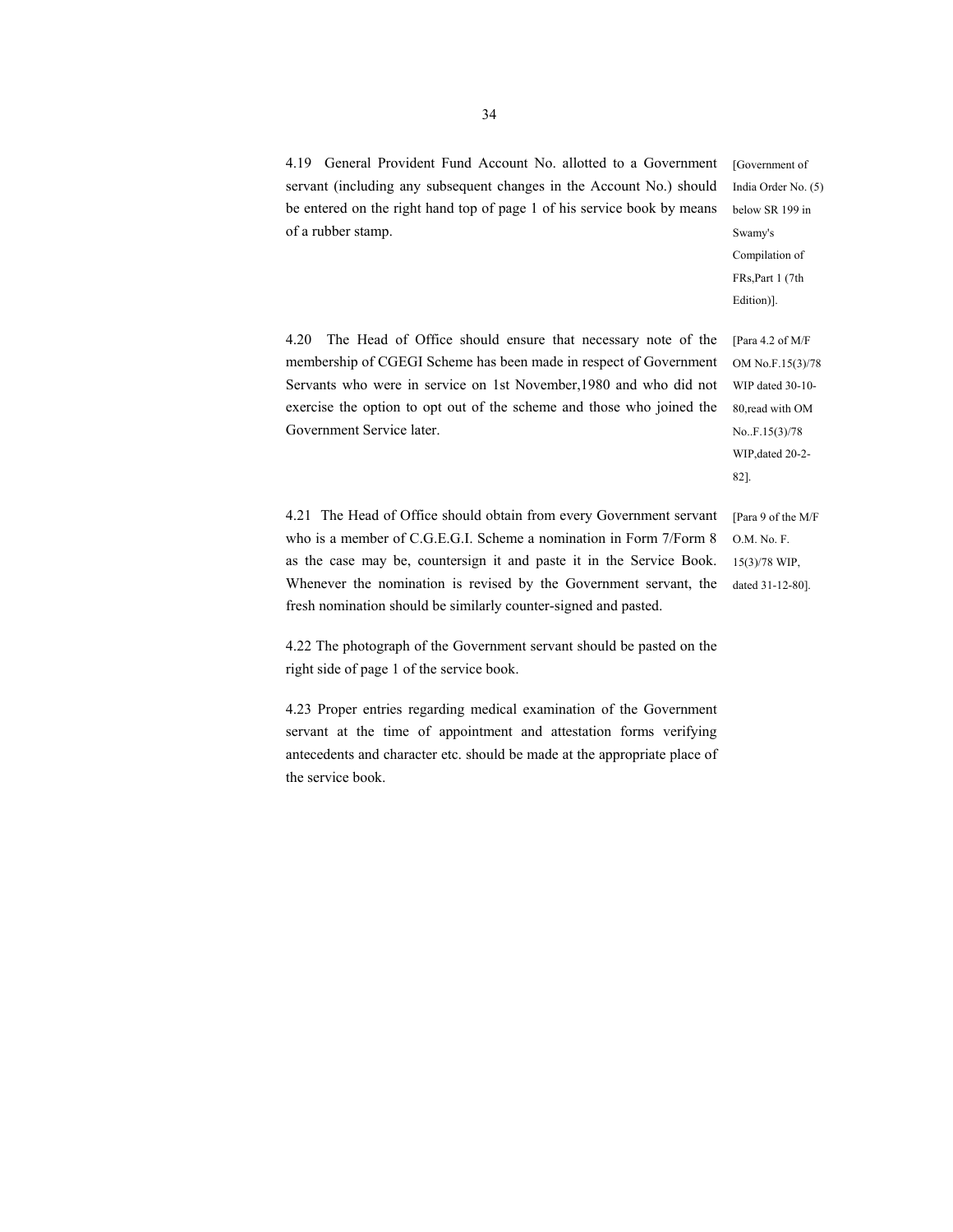4.19 General Provident Fund Account No. allotted to a Government servant (including any subsequent changes in the Account No.) should be entered on the right hand top of page 1 of his service book by means of a rubber stamp.

[Government of India Order No. (5) below SR 199 in Swamy's Compilation of FRs,Part 1 (7th Edition)].

4.20 The Head of Office should ensure that necessary note of the membership of CGEGI Scheme has been made in respect of Government Servants who were in service on 1st November,1980 and who did not exercise the option to opt out of the scheme and those who joined the Government Service later.

[Para 4.2 of M/F OM No.F.15(3)/78 WIP dated 30-10-80,read with OM No..F.15(3)/78 WIP,dated 20-2-82].

4.21 The Head of Office should obtain from every Government servant who is a member of C.G.E.G.I. Scheme a nomination in Form 7/Form 8 as the case may be, countersign it and paste it in the Service Book. Whenever the nomination is revised by the Government servant, the fresh nomination should be similarly counter-signed and pasted.

[Para 9 of the M/F O.M. No. F. 15(3)/78 WIP, dated 31-12-80].

4.22 The photograph of the Government servant should be pasted on the right side of page 1 of the service book.

4.23 Proper entries regarding medical examination of the Government servant at the time of appointment and attestation forms verifying antecedents and character etc. should be made at the appropriate place of the service book.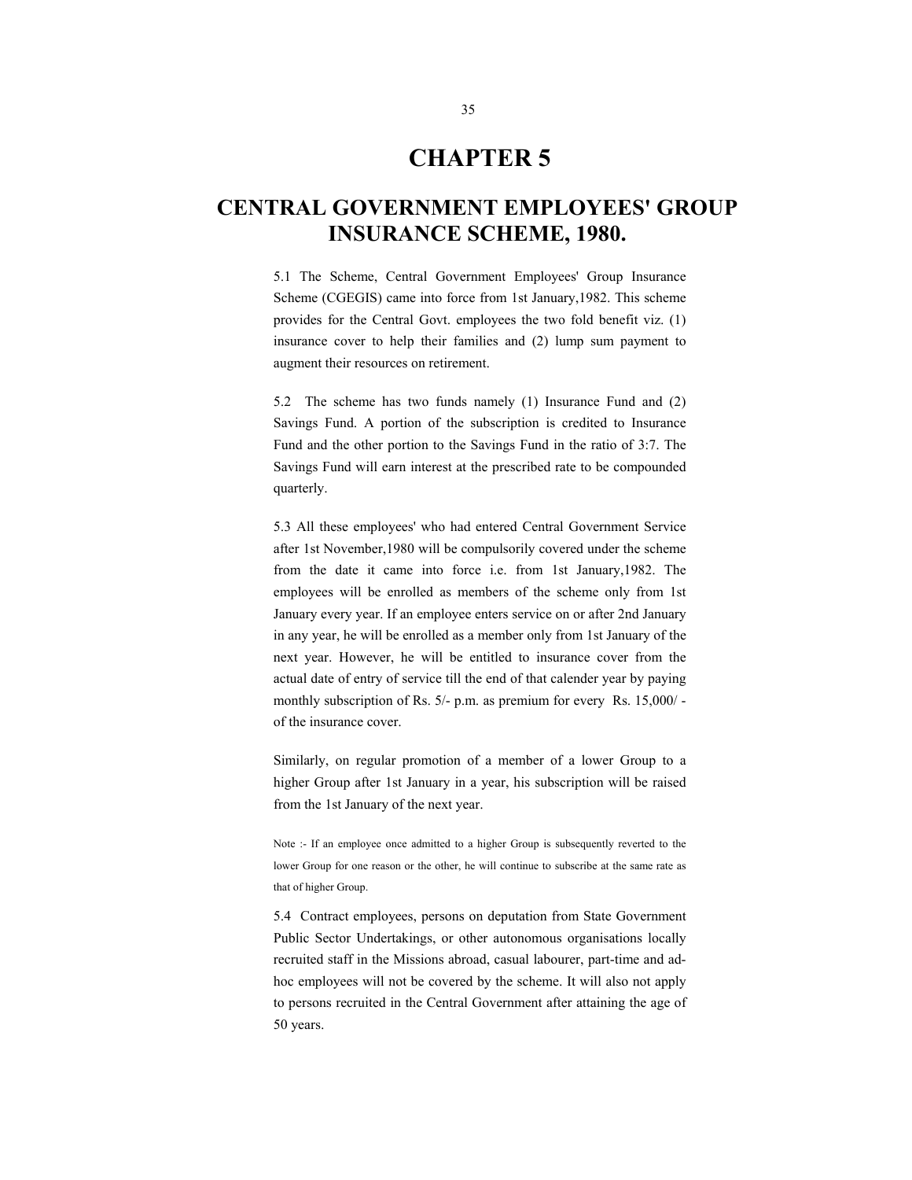# CHAPTER 5

# CENTRAL GOVERNMENT EMPLOYEES' GROUP INSURANCE SCHEME, 1980.

5.1 The Scheme, Central Government Employees' Group Insurance Scheme (CGEGIS) came into force from 1st January,1982. This scheme provides for the Central Govt. employees the two fold benefit viz. (1) insurance cover to help their families and (2) lump sum payment to augment their resources on retirement.

5.2 The scheme has two funds namely (1) Insurance Fund and (2) Savings Fund. A portion of the subscription is credited to Insurance Fund and the other portion to the Savings Fund in the ratio of 3:7. The Savings Fund will earn interest at the prescribed rate to be compounded quarterly.

5.3 All these employees' who had entered Central Government Service after 1st November,1980 will be compulsorily covered under the scheme from the date it came into force i.e. from 1st January,1982. The employees will be enrolled as members of the scheme only from 1st January every year. If an employee enters service on or after 2nd January in any year, he will be enrolled as a member only from 1st January of the next year. However, he will be entitled to insurance cover from the actual date of entry of service till the end of that calender year by paying monthly subscription of Rs. 5/- p.m. as premium for every Rs. 15,000/ - of the insurance cover.

Similarly, on regular promotion of a member of a lower Group to a higher Group after 1st January in a year, his subscription will be raised from the 1st January of the next year.

Note :- If an employee once admitted to a higher Group is subsequently reverted to the lower Group for one reason or the other, he will continue to subscribe at the same rate as that of higher Group.

5.4 Contract employees, persons on deputation from State Government Public Sector Undertakings, or other autonomous organisations locally recruited staff in the Missions abroad, casual labourer, part-time and ad-hoc employees will not be covered by the scheme. It will also not apply to persons recruited in the Central Government after attaining the age of 50 years.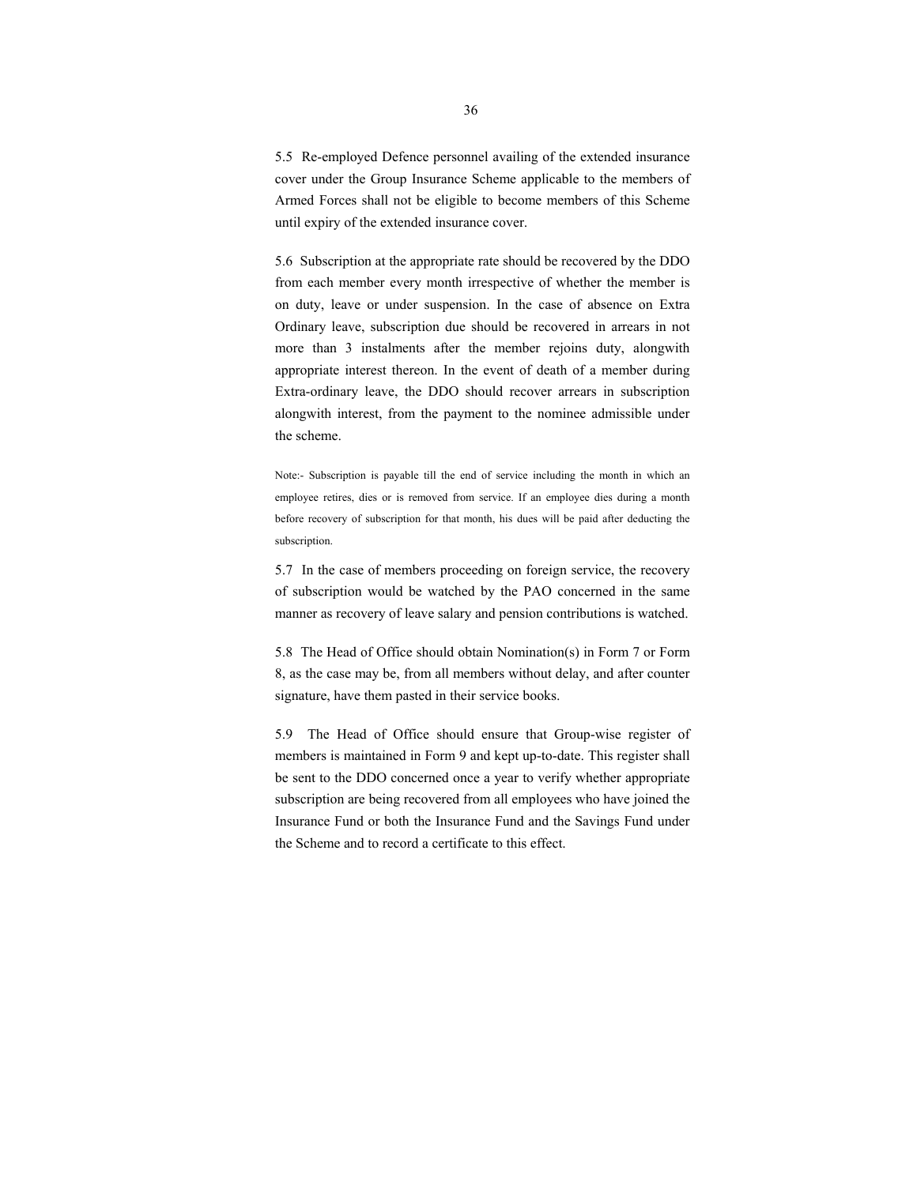5.5 Re-employed Defence personnel availing of the extended insurance cover under the Group Insurance Scheme applicable to the members of Armed Forces shall not be eligible to become members of this Scheme until expiry of the extended insurance cover.

5.6 Subscription at the appropriate rate should be recovered by the DDO from each member every month irrespective of whether the member is on duty, leave or under suspension. In the case of absence on Extra Ordinary leave, subscription due should be recovered in arrears in not more than 3 instalments after the member rejoins duty, alongwith appropriate interest thereon. In the event of death of a member during Extra-ordinary leave, the DDO should recover arrears in subscription alongwith interest, from the payment to the nominee admissible under the scheme.

Note:- Subscription is payable till the end of service including the month in which an employee retires, dies or is removed from service. If an employee dies during a month before recovery of subscription for that month, his dues will be paid after deducting the subscription.

5.7 In the case of members proceeding on foreign service, the recovery of subscription would be watched by the PAO concerned in the same manner as recovery of leave salary and pension contributions is watched.

5.8 The Head of Office should obtain Nomination(s) in Form 7 or Form 8, as the case may be, from all members without delay, and after counter signature, have them pasted in their service books.

5.9 The Head of Office should ensure that Group-wise register of members is maintained in Form 9 and kept up-to-date. This register shall be sent to the DDO concerned once a year to verify whether appropriate subscription are being recovered from all employees who have joined the Insurance Fund or both the Insurance Fund and the Savings Fund under the Scheme and to record a certificate to this effect.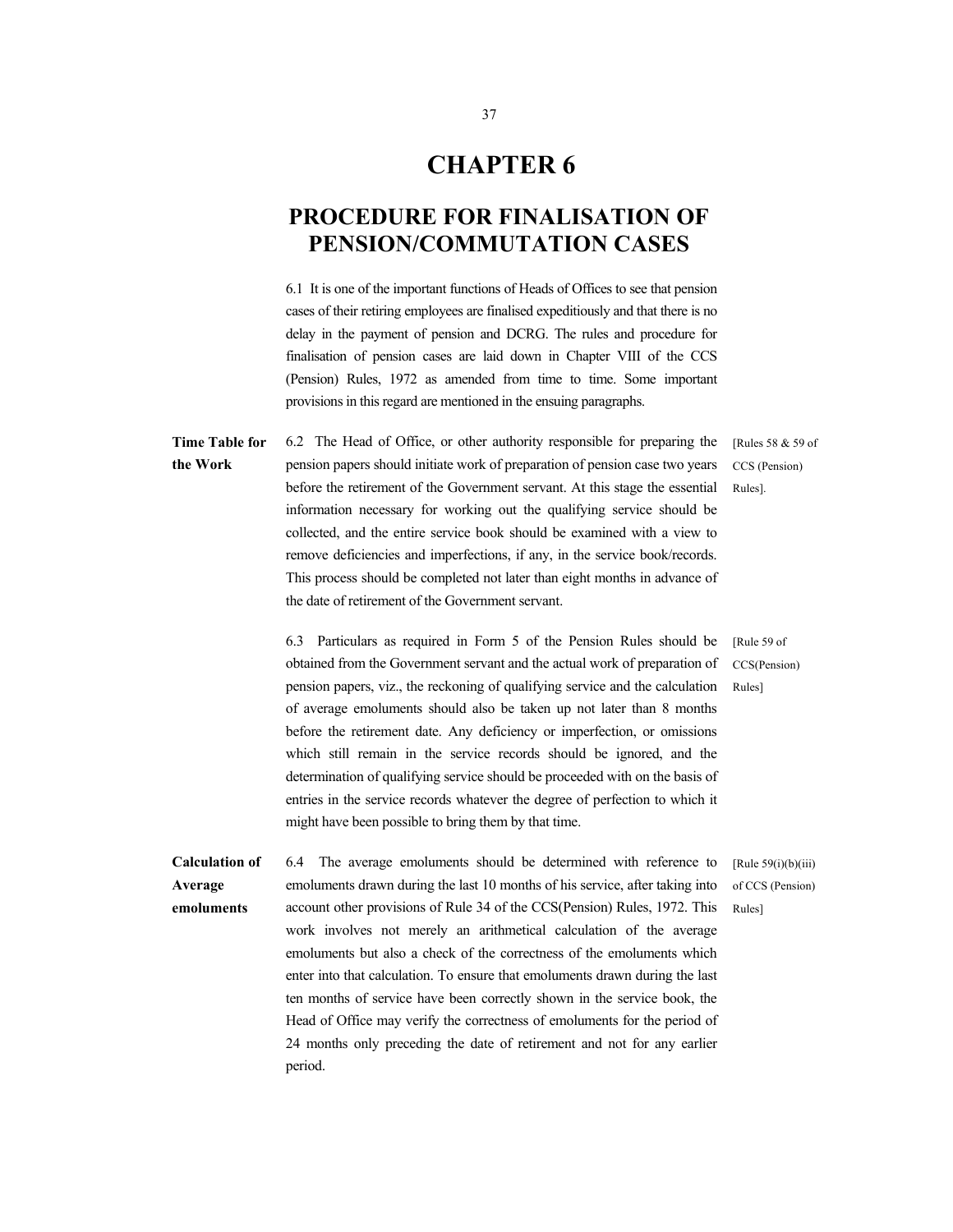# CHAPTER 6

## PROCEDURE FOR FINALISATION OF PENSION/COMMUTATION CASES

6.1 It is one of the important functions of Heads of Offices to see that pension cases of their retiring employees are finalised expeditiously and that there is no delay in the payment of pension and DCRG. The rules and procedure for finalisation of pension cases are laid down in Chapter VIII of the CCS (Pension) Rules, 1972 as amended from time to time. Some important provisions in this regard are mentioned in the ensuing paragraphs.

**Time Table for the Work**

6.2 The Head of Office, or other authority responsible for preparing the pension papers should initiate work of preparation of pension case two years before the retirement of the Government servant. At this stage the essential information necessary for working out the qualifying service should be collected, and the entire service book should be examined with a view to remove deficiencies and imperfections, if any, in the service book/records. This process should be completed not later than eight months in advance of the date of retirement of the Government servant. [Rules 58 & 59 of CCS (Pension) Rules].

6.3 Particulars as required in Form 5 of the Pension Rules should be obtained from the Government servant and the actual work of preparation of pension papers, viz., the reckoning of qualifying service and the calculation of average emoluments should also be taken up not later than 8 months before the retirement date. Any deficiency or imperfection, or omissions which still remain in the service records should be ignored, and the determination of qualifying service should be proceeded with on the basis of entries in the service records whatever the degree of perfection to which it might have been possible to bring them by that time. [Rule 59 of CCS(Pension) Rules]

**Calculation of Average emoluments**

6.4 The average emoluments should be determined with reference to emoluments drawn during the last 10 months of his service, after taking into account other provisions of Rule 34 of the CCS(Pension) Rules, 1972. This work involves not merely an arithmetical calculation of the average emoluments but also a check of the correctness of the emoluments which enter into that calculation. To ensure that emoluments drawn during the last ten months of service have been correctly shown in the service book, the Head of Office may verify the correctness of emoluments for the period of 24 months only preceding the date of retirement and not for any earlier period. [Rule 59(i)(b)(iii) of CCS (Pension) Rules]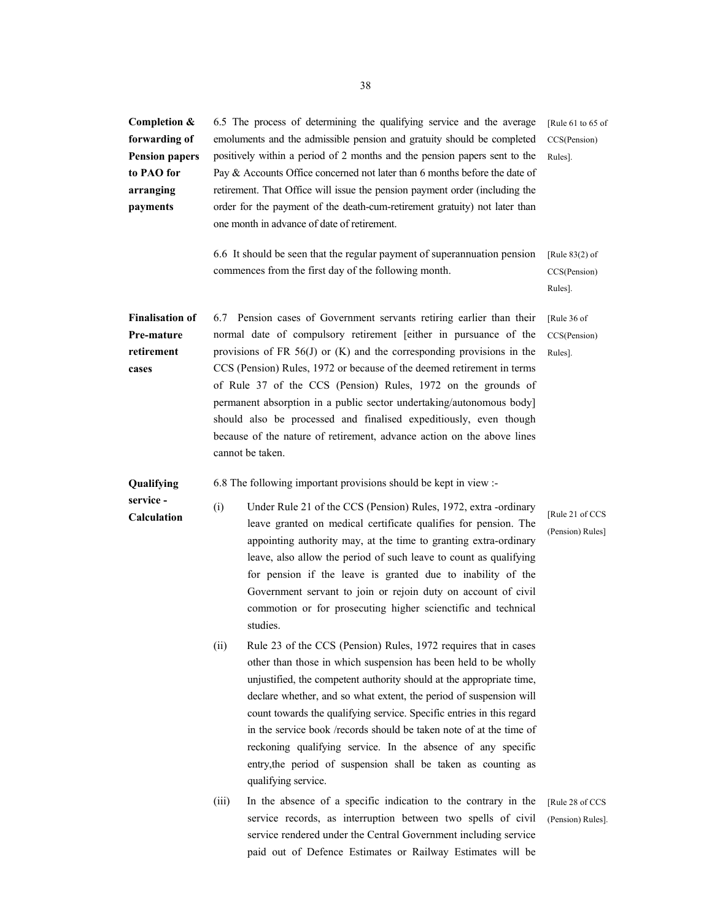**Completion & forwarding of Pension papers to PAO for arranging payments**

6.5 The process of determining the qualifying service and the average emoluments and the admissible pension and gratuity should be completed positively within a period of 2 months and the pension papers sent to the Pay & Accounts Office concerned not later than 6 months before the date of retirement. That Office will issue the pension payment order (including the order for the payment of the death-cum-retirement gratuity) not later than one month in advance of date of retirement. [Rule 61 to 65 of CCS(Pension) Rules].

6.6 It should be seen that the regular payment of superannuation pension commences from the first day of the following month. [Rule 83(2) of CCS(Pension) Rules].

**Finalisation of Pre-mature retirement cases**

6.7 Pension cases of Government servants retiring earlier than their normal date of compulsory retirement [either in pursuance of the provisions of FR 56(J) or (K) and the corresponding provisions in the CCS (Pension) Rules, 1972 or because of the deemed retirement in terms of Rule 37 of the CCS (Pension) Rules, 1972 on the grounds of permanent absorption in a public sector undertaking/autonomous body] should also be processed and finalised expeditiously, even though because of the nature of retirement, advance action on the above lines cannot be taken. [Rule 36 of CCS(Pension) Rules].

**Qualifying service - Calculation**

6.8 The following important provisions should be kept in view :-

(i) Under Rule 21 of the CCS (Pension) Rules, 1972, extra -ordinary leave granted on medical certificate qualifies for pension. The appointing authority may, at the time to granting extra-ordinary leave, also allow the period of such leave to count as qualifying for pension if the leave is granted due to inability of the Government servant to join or rejoin duty on account of civil commotion or for prosecuting higher scienctific and technical studies. [Rule 21 of CCS (Pension) Rules]

(ii) Rule 23 of the CCS (Pension) Rules, 1972 requires that in cases other than those in which suspension has been held to be wholly unjustified, the competent authority should at the appropriate time, declare whether, and so what extent, the period of suspension will count towards the qualifying service. Specific entries in this regard in the service book /records should be taken note of at the time of reckoning qualifying service. In the absence of any specific entry,the period of suspension shall be taken as counting as qualifying service.

(iii) In the absence of a specific indication to the contrary in the service records, as interruption between two spells of civil service rendered under the Central Government including service paid out of Defence Estimates or Railway Estimates will be [Rule 28 of CCS (Pension) Rules].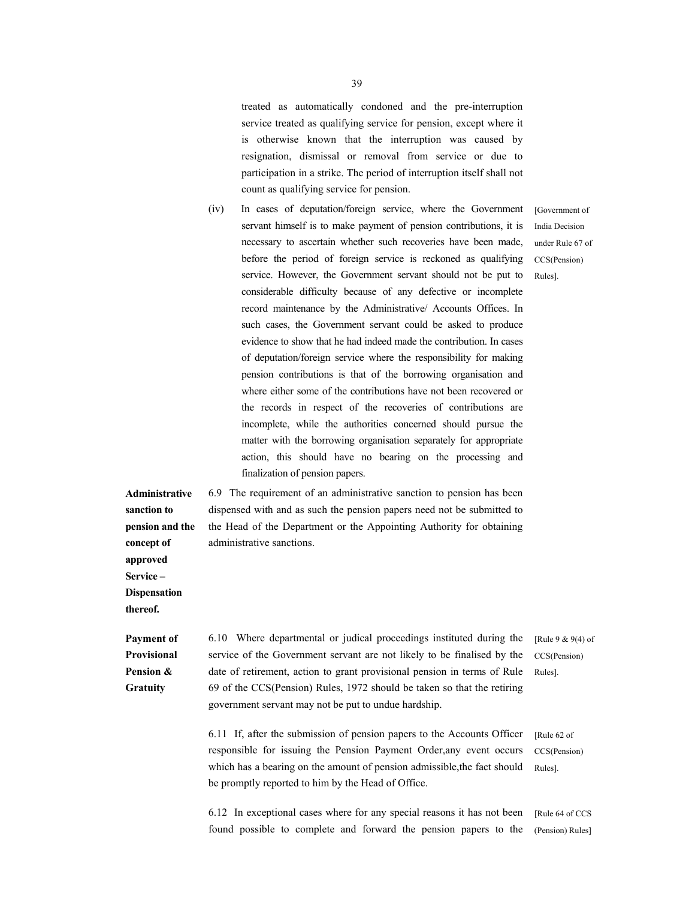treated as automatically condoned and the pre-interruption service treated as qualifying service for pension, except where it is otherwise known that the interruption was caused by resignation, dismissal or removal from service or due to participation in a strike. The period of interruption itself shall not count as qualifying service for pension.

(iv) In cases of deputation/foreign service, where the Government servant himself is to make payment of pension contributions, it is necessary to ascertain whether such recoveries have been made, before the period of foreign service is reckoned as qualifying service. However, the Government servant should not be put to considerable difficulty because of any defective or incomplete record maintenance by the Administrative/ Accounts Offices. In such cases, the Government servant could be asked to produce evidence to show that he had indeed made the contribution. In cases of deputation/foreign service where the responsibility for making pension contributions is that of the borrowing organisation and where either some of the contributions have not been recovered or the records in respect of the recoveries of contributions are incomplete, while the authorities concerned should pursue the matter with the borrowing organisation separately for appropriate action, this should have no bearing on the processing and finalization of pension papers. [Government of India Decision under Rule 67 of CCS(Pension) Rules].

**Administrative sanction to pension and the concept of approved Service – Dispensation thereof.**

6.9 The requirement of an administrative sanction to pension has been dispensed with and as such the pension papers need not be submitted to the Head of the Department or the Appointing Authority for obtaining administrative sanctions.

**Payment of Provisional Pension & Gratuity**

6.10 Where departmental or judical proceedings instituted during the service of the Government servant are not likely to be finalised by the date of retirement, action to grant provisional pension in terms of Rule 69 of the CCS(Pension) Rules, 1972 should be taken so that the retiring government servant may not be put to undue hardship. [Rule 9 & 9(4) of CCS(Pension) Rules].

6.11 If, after the submission of pension papers to the Accounts Officer responsible for issuing the Pension Payment Order,any event occurs which has a bearing on the amount of pension admissible,the fact should be promptly reported to him by the Head of Office. [Rule 62 of CCS(Pension) Rules].

6.12 In exceptional cases where for any special reasons it has not been found possible to complete and forward the pension papers to the [Rule 64 of CCS (Pension) Rules]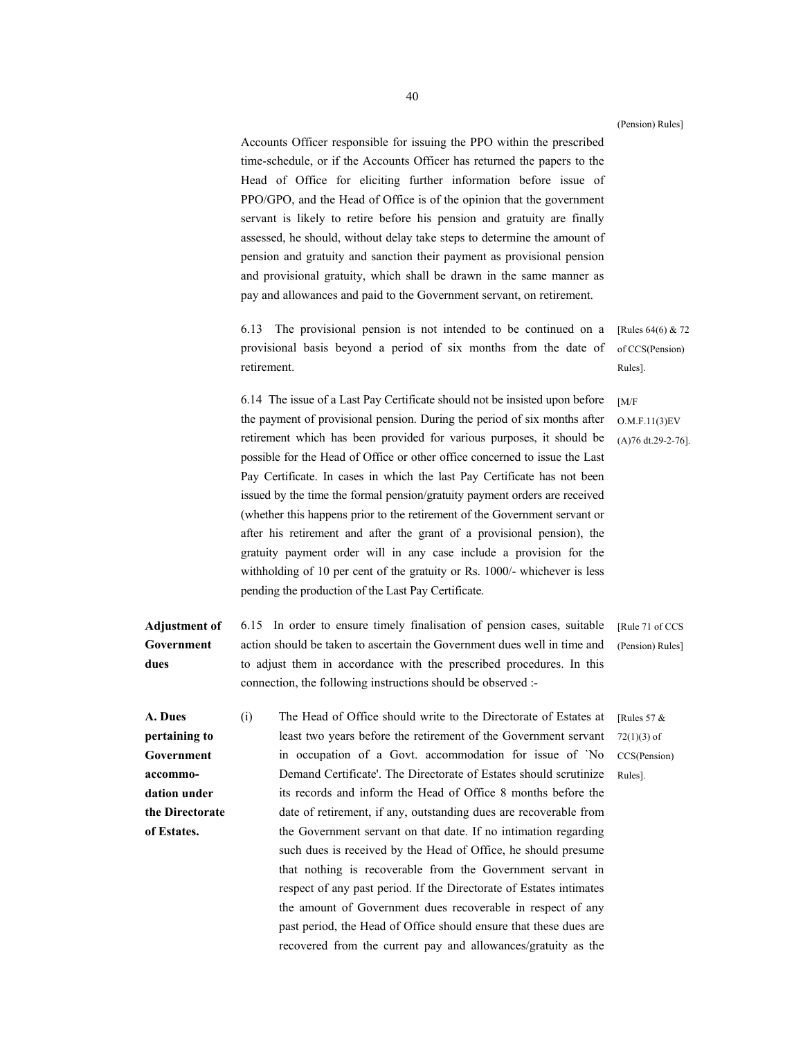(Pension) Rules]

Accounts Officer responsible for issuing the PPO within the prescribed time-schedule, or if the Accounts Officer has returned the papers to the Head of Office for eliciting further information before issue of PPO/GPO, and the Head of Office is of the opinion that the government servant is likely to retire before his pension and gratuity are finally assessed, he should, without delay take steps to determine the amount of pension and gratuity and sanction their payment as provisional pension and provisional gratuity, which shall be drawn in the same manner as pay and allowances and paid to the Government servant, on retirement.

6.13 The provisional pension is not intended to be continued on a provisional basis beyond a period of six months from the date of retirement. [Rules 64(6) & 72 of CCS(Pension) Rules].

6.14 The issue of a Last Pay Certificate should not be insisted upon before the payment of provisional pension. During the period of six months after retirement which has been provided for various purposes, it should be possible for the Head of Office or other office concerned to issue the Last Pay Certificate. In cases in which the last Pay Certificate has not been issued by the time the formal pension/gratuity payment orders are received (whether this happens prior to the retirement of the Government servant or after his retirement and after the grant of a provisional pension), the gratuity payment order will in any case include a provision for the withholding of 10 per cent of the gratuity or Rs. 1000/- whichever is less pending the production of the Last Pay Certificate. [M/F O.M.F.11(3)EV (A)76 dt.29-2-76].

**Adjustment of Government dues**

6.15 In order to ensure timely finalisation of pension cases, suitable action should be taken to ascertain the Government dues well in time and to adjust them in accordance with the prescribed procedures. In this connection, the following instructions should be observed :- [Rule 71 of CCS (Pension) Rules]

**A. Dues pertaining to Government accommodation under the Directorate of Estates.**

(i) The Head of Office should write to the Directorate of Estates at least two years before the retirement of the Government servant in occupation of a Govt. accommodation for issue of `No Demand Certificate'. The Directorate of Estates should scrutinize its records and inform the Head of Office 8 months before the date of retirement, if any, outstanding dues are recoverable from the Government servant on that date. If no intimation regarding such dues is received by the Head of Office, he should presume that nothing is recoverable from the Government servant in respect of any past period. If the Directorate of Estates intimates the amount of Government dues recoverable in respect of any past period, the Head of Office should ensure that these dues are recovered from the current pay and allowances/gratuity as the [Rules 57 & 72(1)(3) of CCS(Pension) Rules].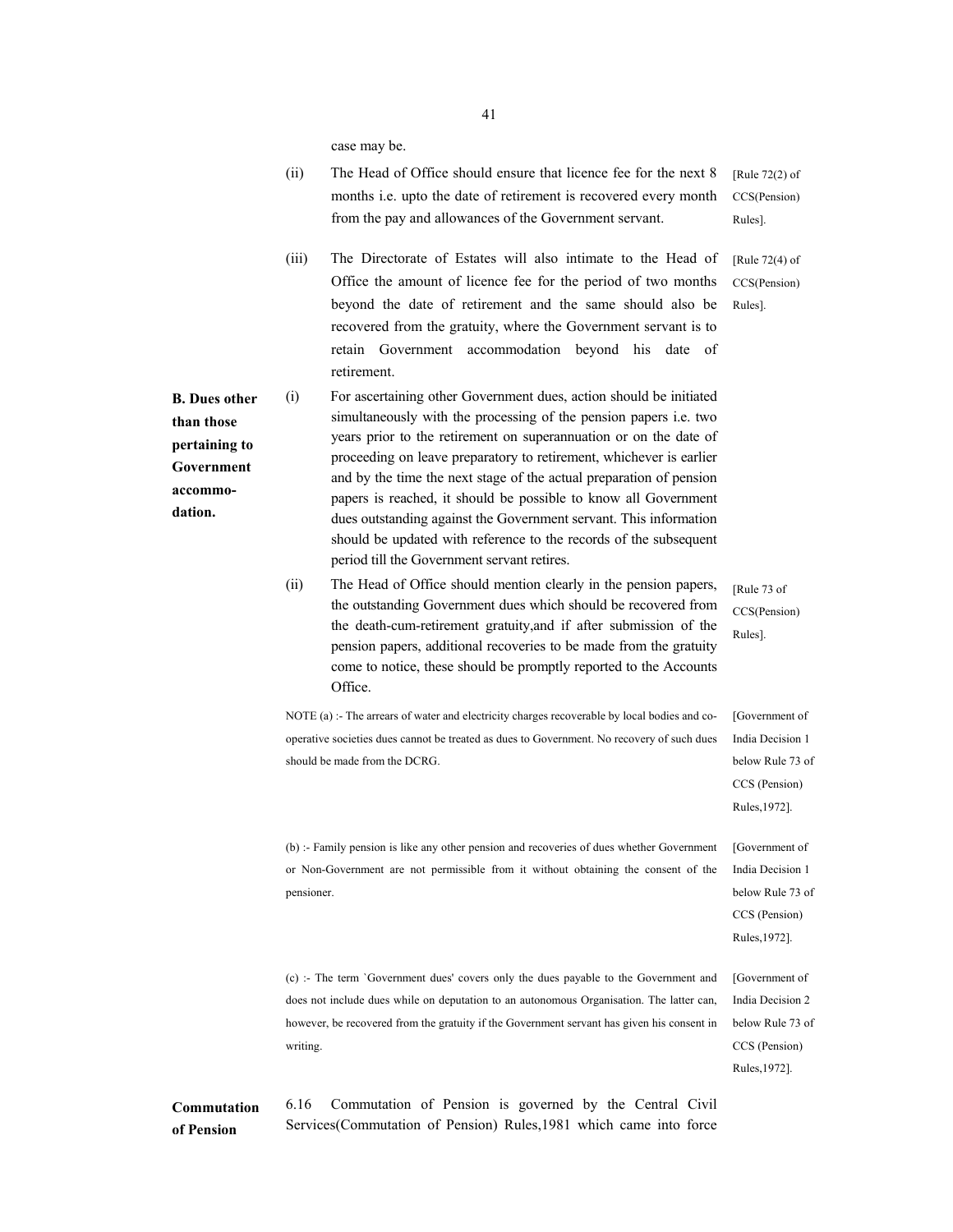case may be.

(ii) The Head of Office should ensure that licence fee for the next 8 months i.e. upto the date of retirement is recovered every month from the pay and allowances of the Government servant. [Rule 72(2) of CCS(Pension) Rules].

(iii) The Directorate of Estates will also intimate to the Head of Office the amount of licence fee for the period of two months beyond the date of retirement and the same should also be recovered from the gratuity, where the Government servant is to retain Government accommodation beyond his date of retirement. [Rule 72(4) of CCS(Pension) Rules].

**B. Dues other than those pertaining to Government accommo-dation.**

(i) For ascertaining other Government dues, action should be initiated simultaneously with the processing of the pension papers i.e. two years prior to the retirement on superannuation or on the date of proceeding on leave preparatory to retirement, whichever is earlier and by the time the next stage of the actual preparation of pension papers is reached, it should be possible to know all Government dues outstanding against the Government servant. This information should be updated with reference to the records of the subsequent period till the Government servant retires.

(ii) The Head of Office should mention clearly in the pension papers, the outstanding Government dues which should be recovered from the death-cum-retirement gratuity,and if after submission of the pension papers, additional recoveries to be made from the gratuity come to notice, these should be promptly reported to the Accounts Office. [Rule 73 of CCS(Pension) Rules].

NOTE (a) :- The arrears of water and electricity charges recoverable by local bodies and co-operative societies dues cannot be treated as dues to Government. No recovery of such dues should be made from the DCRG. [Government of India Decision 1 below Rule 73 of CCS (Pension) Rules,1972].

(b) :- Family pension is like any other pension and recoveries of dues whether Government or Non-Government are not permissible from it without obtaining the consent of the pensioner. [Government of India Decision 1 below Rule 73 of CCS (Pension) Rules,1972].

(c) :- The term `Government dues' covers only the dues payable to the Government and does not include dues while on deputation to an autonomous Organisation. The latter can, however, be recovered from the gratuity if the Government servant has given his consent in writing. [Government of India Decision 2 below Rule 73 of CCS (Pension) Rules,1972].

**Commutation of Pension**

6.16 Commutation of Pension is governed by the Central Civil Services(Commutation of Pension) Rules,1981 which came into force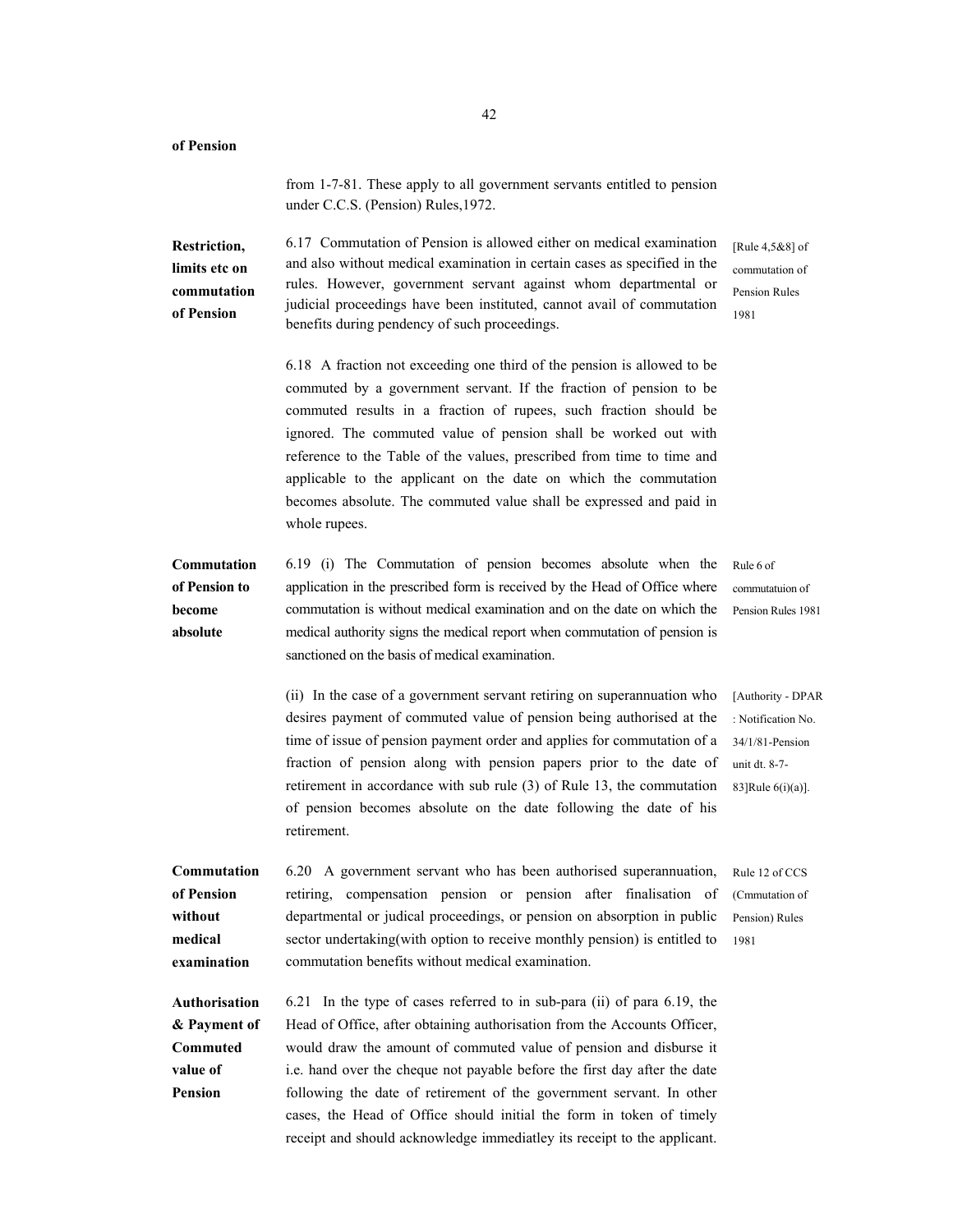**of Pension**

from 1-7-81. These apply to all government servants entitled to pension under C.C.S. (Pension) Rules,1972.

**Restriction, limits etc on commutation of Pension**

6.17 Commutation of Pension is allowed either on medical examination and also without medical examination in certain cases as specified in the rules. However, government servant against whom departmental or judicial proceedings have been instituted, cannot avail of commutation benefits during pendency of such proceedings.

[Rule 4,5&8] of commutation of Pension Rules 1981

6.18 A fraction not exceeding one third of the pension is allowed to be commuted by a government servant. If the fraction of pension to be commuted results in a fraction of rupees, such fraction should be ignored. The commuted value of pension shall be worked out with reference to the Table of the values, prescribed from time to time and applicable to the applicant on the date on which the commutation becomes absolute. The commuted value shall be expressed and paid in whole rupees.

**Commutation of Pension to become absolute**

6.19 (i) The Commutation of pension becomes absolute when the application in the prescribed form is received by the Head of Office where commutation is without medical examination and on the date on which the medical authority signs the medical report when commutation of pension is sanctioned on the basis of medical examination.

Rule 6 of commutatuion of Pension Rules 1981

(ii) In the case of a government servant retiring on superannuation who desires payment of commuted value of pension being authorised at the time of issue of pension payment order and applies for commutation of a fraction of pension along with pension papers prior to the date of retirement in accordance with sub rule (3) of Rule 13, the commutation of pension becomes absolute on the date following the date of his retirement.

[Authority - DPAR : Notification No. 34/1/81-Pension unit dt. 8-7-83]Rule 6(i)(a)].

**Commutation of Pension without medical examination**

6.20 A government servant who has been authorised superannuation, retiring, compensation pension or pension after finalisation of departmental or judical proceedings, or pension on absorption in public sector undertaking(with option to receive monthly pension) is entitled to commutation benefits without medical examination.

Rule 12 of CCS (Cmmutation of Pension) Rules 1981

**Authorisation & Payment of Commuted value of Pension**

6.21 In the type of cases referred to in sub-para (ii) of para 6.19, the Head of Office, after obtaining authorisation from the Accounts Officer, would draw the amount of commuted value of pension and disburse it i.e. hand over the cheque not payable before the first day after the date following the date of retirement of the government servant. In other cases, the Head of Office should initial the form in token of timely receipt and should acknowledge immediatley its receipt to the applicant.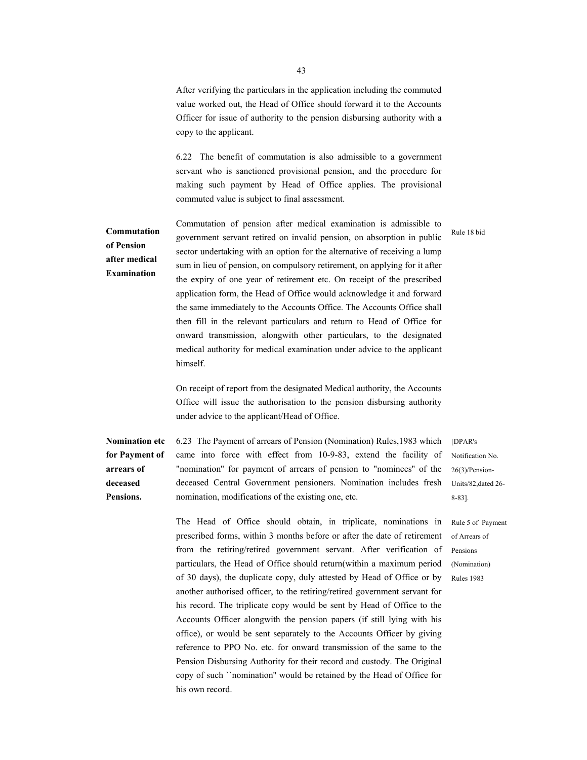After verifying the particulars in the application including the commuted value worked out, the Head of Office should forward it to the Accounts Officer for issue of authority to the pension disbursing authority with a copy to the applicant.

6.22 The benefit of commutation is also admissible to a government servant who is sanctioned provisional pension, and the procedure for making such payment by Head of Office applies. The provisional commuted value is subject to final assessment.

**Commutation of Pension after medical Examination**

Commutation of pension after medical examination is admissible to government servant retired on invalid pension, on absorption in public sector undertaking with an option for the alternative of receiving a lump sum in lieu of pension, on compulsory retirement, on applying for it after the expiry of one year of retirement etc. On receipt of the prescribed application form, the Head of Office would acknowledge it and forward the same immediately to the Accounts Office. The Accounts Office shall then fill in the relevant particulars and return to Head of Office for onward transmission, alongwith other particulars, to the designated medical authority for medical examination under advice to the applicant himself.

Rule 18 bid

On receipt of report from the designated Medical authority, the Accounts Office will issue the authorisation to the pension disbursing authority under advice to the applicant/Head of Office.

**Nomination etc for Payment of arrears of deceased Pensions.**

6.23 The Payment of arrears of Pension (Nomination) Rules,1983 which came into force with effect from 10-9-83, extend the facility of "nomination" for payment of arrears of pension to "nominees" of the deceased Central Government pensioners. Nomination includes fresh nomination, modifications of the existing one, etc.

[DPAR's Notification No. 26(3)/Pension-Units/82,dated 26-8-83].

The Head of Office should obtain, in triplicate, nominations in prescribed forms, within 3 months before or after the date of retirement from the retiring/retired government servant. After verification of particulars, the Head of Office should return(within a maximum period of 30 days), the duplicate copy, duly attested by Head of Office or by another authorised officer, to the retiring/retired government servant for his record. The triplicate copy would be sent by Head of Office to the Accounts Officer alongwith the pension papers (if still lying with his office), or would be sent separately to the Accounts Officer by giving reference to PPO No. etc. for onward transmission of the same to the Pension Disbursing Authority for their record and custody. The Original copy of such ``nomination'' would be retained by the Head of Office for his own record.

Rule 5 of Payment of Arrears of Pensions (Nomination) Rules 1983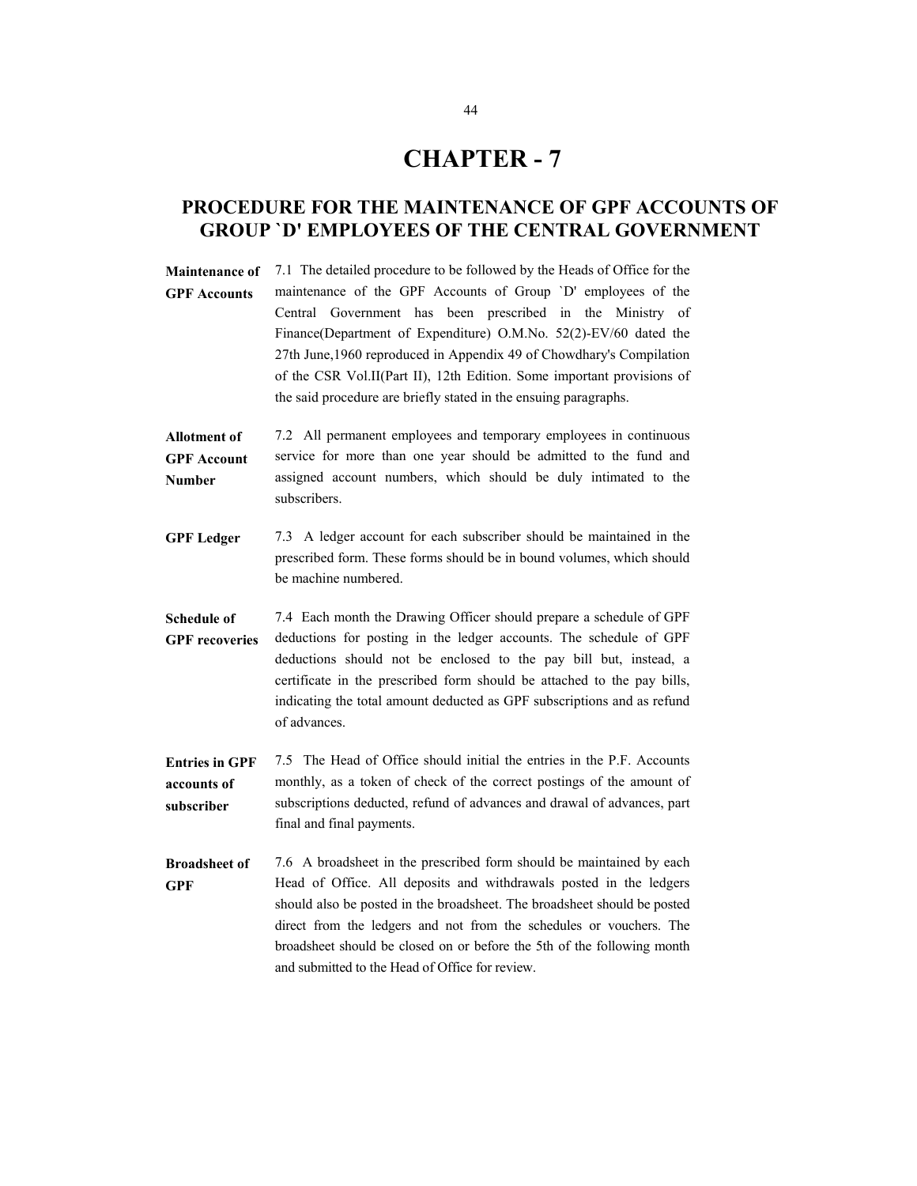# CHAPTER - 7

## PROCEDURE FOR THE MAINTENANCE OF GPF ACCOUNTS OF GROUP `D' EMPLOYEES OF THE CENTRAL GOVERNMENT

**Maintenance of GPF Accounts**

7.1 The detailed procedure to be followed by the Heads of Office for the maintenance of the GPF Accounts of Group `D' employees of the Central Government has been prescribed in the Ministry of Finance(Department of Expenditure) O.M.No. 52(2)-EV/60 dated the 27th June,1960 reproduced in Appendix 49 of Chowdhary's Compilation of the CSR Vol.II(Part II), 12th Edition. Some important provisions of the said procedure are briefly stated in the ensuing paragraphs.

**Allotment of GPF Account Number**

7.2 All permanent employees and temporary employees in continuous service for more than one year should be admitted to the fund and assigned account numbers, which should be duly intimated to the subscribers.

**GPF Ledger**

7.3 A ledger account for each subscriber should be maintained in the prescribed form. These forms should be in bound volumes, which should be machine numbered.

**Schedule of GPF recoveries**

7.4 Each month the Drawing Officer should prepare a schedule of GPF deductions for posting in the ledger accounts. The schedule of GPF deductions should not be enclosed to the pay bill but, instead, a certificate in the prescribed form should be attached to the pay bills, indicating the total amount deducted as GPF subscriptions and as refund of advances.

**Entries in GPF accounts of subscriber**

7.5 The Head of Office should initial the entries in the P.F. Accounts monthly, as a token of check of the correct postings of the amount of subscriptions deducted, refund of advances and drawal of advances, part final and final payments.

**Broadsheet of GPF**

7.6 A broadsheet in the prescribed form should be maintained by each Head of Office. All deposits and withdrawals posted in the ledgers should also be posted in the broadsheet. The broadsheet should be posted direct from the ledgers and not from the schedules or vouchers. The broadsheet should be closed on or before the 5th of the following month and submitted to the Head of Office for review.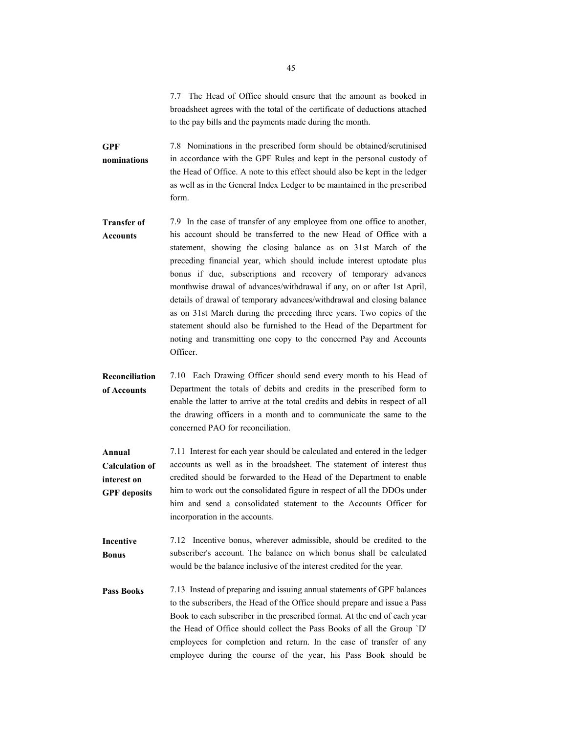7.7 The Head of Office should ensure that the amount as booked in broadsheet agrees with the total of the certificate of deductions attached to the pay bills and the payments made during the month.

**GPF nominations**

7.8 Nominations in the prescribed form should be obtained/scrutinised in accordance with the GPF Rules and kept in the personal custody of the Head of Office. A note to this effect should also be kept in the ledger as well as in the General Index Ledger to be maintained in the prescribed form.

**Transfer of Accounts**

7.9 In the case of transfer of any employee from one office to another, his account should be transferred to the new Head of Office with a statement, showing the closing balance as on 31st March of the preceding financial year, which should include interest uptodate plus bonus if due, subscriptions and recovery of temporary advances monthwise drawal of advances/withdrawal if any, on or after 1st April, details of drawal of temporary advances/withdrawal and closing balance as on 31st March during the preceding three years. Two copies of the statement should also be furnished to the Head of the Department for noting and transmitting one copy to the concerned Pay and Accounts Officer.

**Reconciliation of Accounts**

7.10 Each Drawing Officer should send every month to his Head of Department the totals of debits and credits in the prescribed form to enable the latter to arrive at the total credits and debits in respect of all the drawing officers in a month and to communicate the same to the concerned PAO for reconciliation.

**Annual Calculation of interest on GPF deposits**

7.11 Interest for each year should be calculated and entered in the ledger accounts as well as in the broadsheet. The statement of interest thus credited should be forwarded to the Head of the Department to enable him to work out the consolidated figure in respect of all the DDOs under him and send a consolidated statement to the Accounts Officer for incorporation in the accounts.

**Incentive Bonus**

7.12 Incentive bonus, wherever admissible, should be credited to the subscriber's account. The balance on which bonus shall be calculated would be the balance inclusive of the interest credited for the year.

**Pass Books**

7.13 Instead of preparing and issuing annual statements of GPF balances to the subscribers, the Head of the Office should prepare and issue a Pass Book to each subscriber in the prescribed format. At the end of each year the Head of Office should collect the Pass Books of all the Group `D' employees for completion and return. In the case of transfer of any employee during the course of the year, his Pass Book should be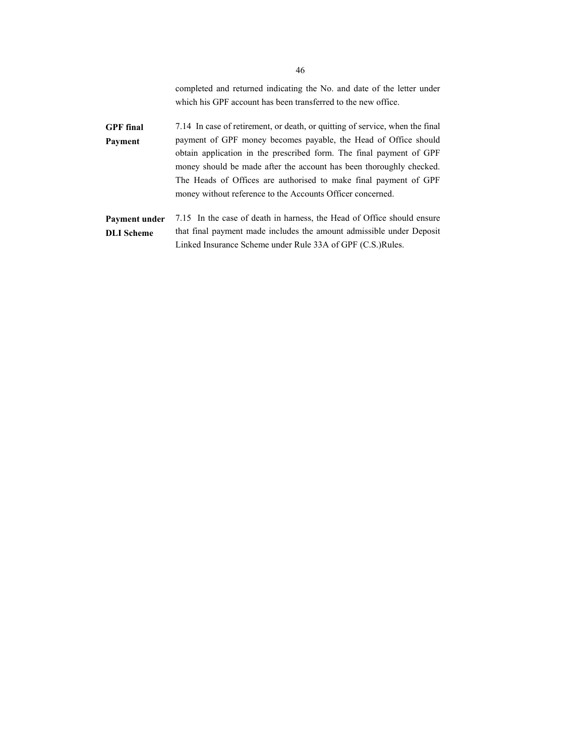completed and returned indicating the No. and date of the letter under which his GPF account has been transferred to the new office.

**GPF final Payment**

7.14 In case of retirement, or death, or quitting of service, when the final payment of GPF money becomes payable, the Head of Office should obtain application in the prescribed form. The final payment of GPF money should be made after the account has been thoroughly checked. The Heads of Offices are authorised to make final payment of GPF money without reference to the Accounts Officer concerned.

**Payment under DLI Scheme**

7.15 In the case of death in harness, the Head of Office should ensure that final payment made includes the amount admissible under Deposit Linked Insurance Scheme under Rule 33A of GPF (C.S.)Rules.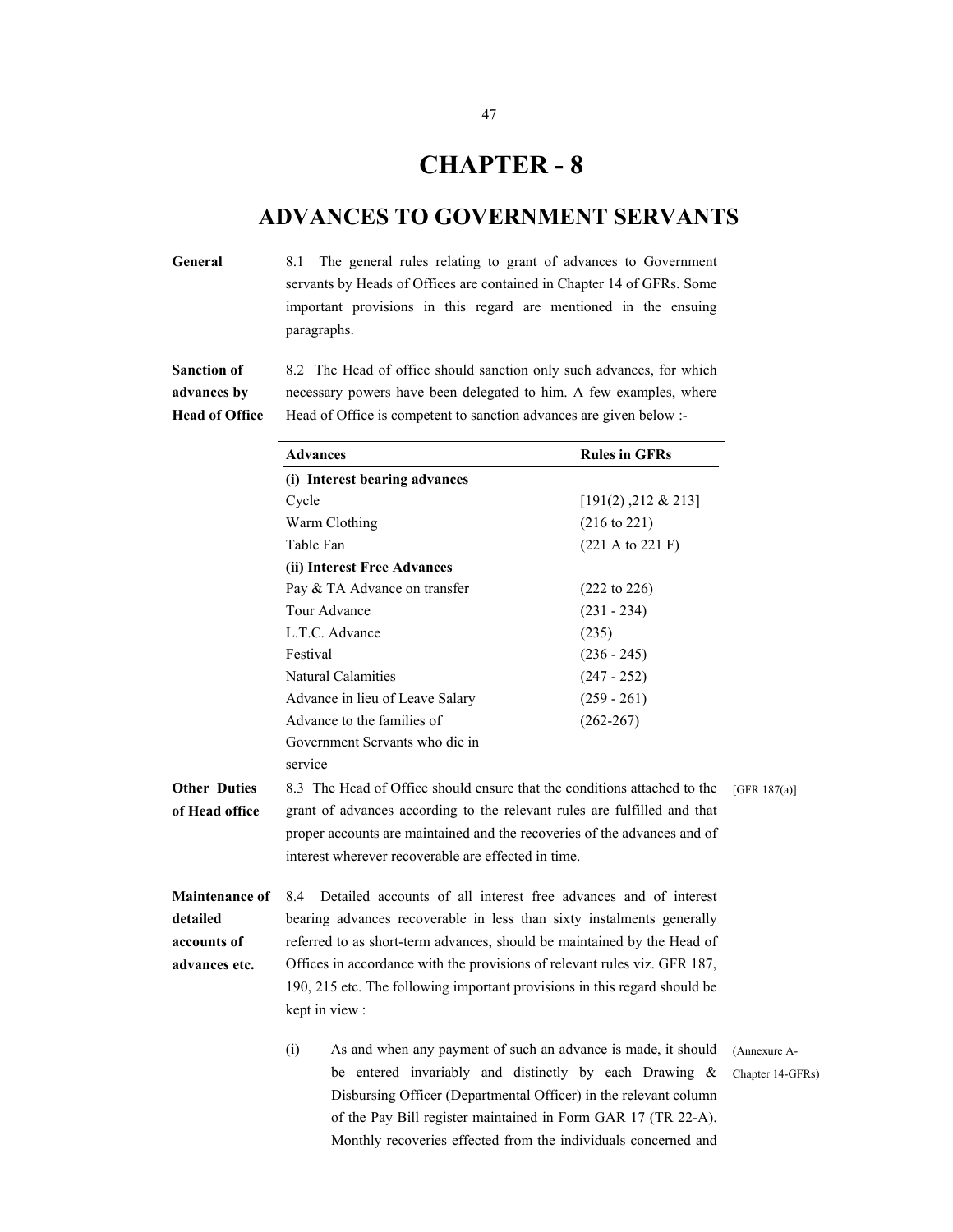# CHAPTER - 8

## ADVANCES TO GOVERNMENT SERVANTS

**General**

8.1 The general rules relating to grant of advances to Government servants by Heads of Offices are contained in Chapter 14 of GFRs. Some important provisions in this regard are mentioned in the ensuing paragraphs.

**Sanction of advances by Head of Office**

8.2 The Head of office should sanction only such advances, for which necessary powers have been delegated to him. A few examples, where Head of Office is competent to sanction advances are given below :-

| Advances | Rules in GFRs |
|---|---|
| **(i) Interest bearing advances** | |
| Cycle | [191(2) ,212 & 213] |
| Warm Clothing | (216 to 221) |
| Table Fan | (221 A to 221 F) |
| **(ii) Interest Free Advances** | |
| Pay & TA Advance on transfer | (222 to 226) |
| Tour Advance | (231 - 234) |
| L.T.C. Advance | (235) |
| Festival | (236 - 245) |
| Natural Calamities | (247 - 252) |
| Advance in lieu of Leave Salary | (259 - 261) |
| Advance to the families of Government Servants who die in service | (262-267) |

**Other Duties of Head office**

8.3 The Head of Office should ensure that the conditions attached to the grant of advances according to the relevant rules are fulfilled and that proper accounts are maintained and the recoveries of the advances and of interest wherever recoverable are effected in time. [GFR 187(a)]

**Maintenance of detailed accounts of advances etc.**

8.4 Detailed accounts of all interest free advances and of interest bearing advances recoverable in less than sixty instalments generally referred to as short-term advances, should be maintained by the Head of Offices in accordance with the provisions of relevant rules viz. GFR 187, 190, 215 etc. The following important provisions in this regard should be kept in view :

(i) As and when any payment of such an advance is made, it should be entered invariably and distinctly by each Drawing & Disbursing Officer (Departmental Officer) in the relevant column of the Pay Bill register maintained in Form GAR 17 (TR 22-A). Monthly recoveries effected from the individuals concerned and (Annexure A-Chapter 14-GFRs)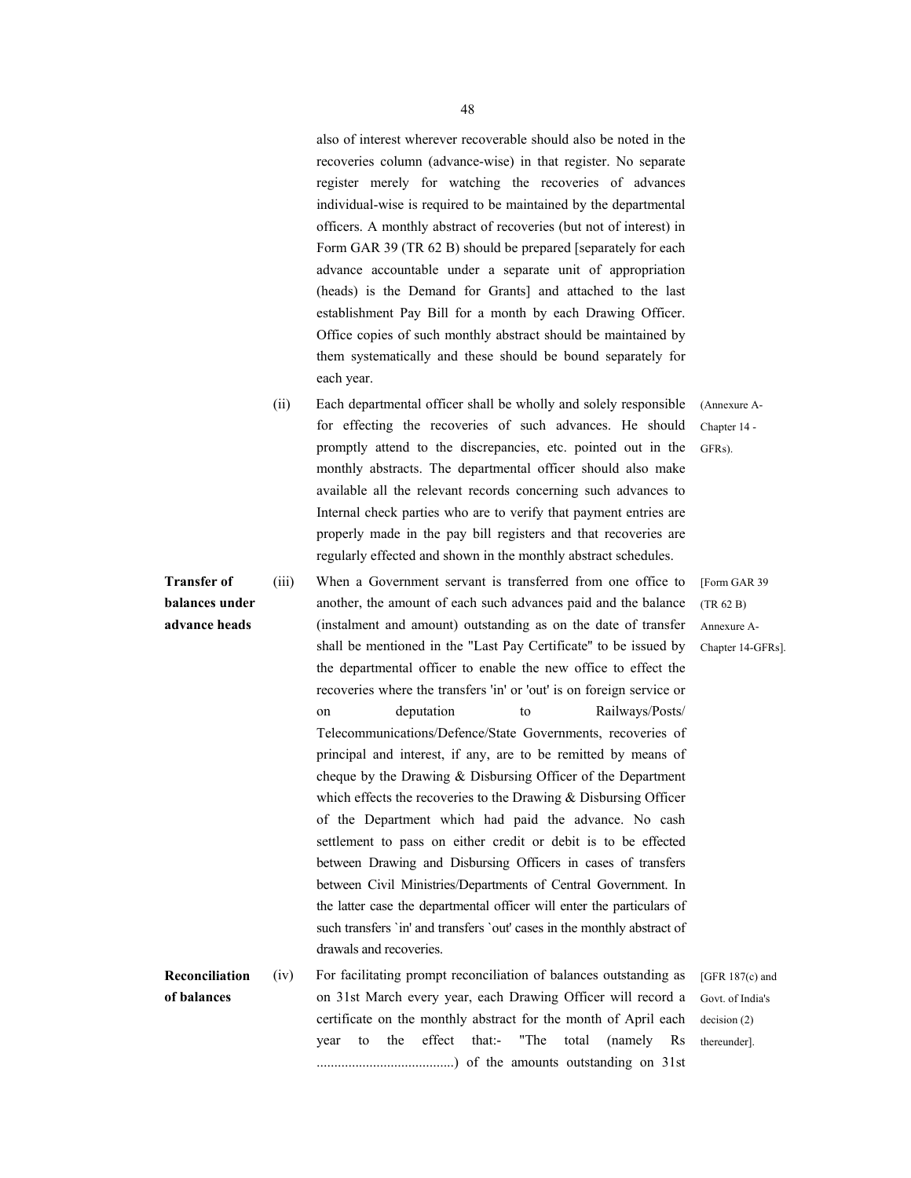also of interest wherever recoverable should also be noted in the recoveries column (advance-wise) in that register. No separate register merely for watching the recoveries of advances individual-wise is required to be maintained by the departmental officers. A monthly abstract of recoveries (but not of interest) in Form GAR 39 (TR 62 B) should be prepared [separately for each advance accountable under a separate unit of appropriation (heads) is the Demand for Grants] and attached to the last establishment Pay Bill for a month by each Drawing Officer. Office copies of such monthly abstract should be maintained by them systematically and these should be bound separately for each year.

(ii) Each departmental officer shall be wholly and solely responsible for effecting the recoveries of such advances. He should promptly attend to the discrepancies, etc. pointed out in the monthly abstracts. The departmental officer should also make available all the relevant records concerning such advances to Internal check parties who are to verify that payment entries are properly made in the pay bill registers and that recoveries are regularly effected and shown in the monthly abstract schedules. (Annexure A-Chapter 14 - GFRs).

**Transfer of balances under advance heads**

(iii) When a Government servant is transferred from one office to another, the amount of each such advances paid and the balance (instalment and amount) outstanding as on the date of transfer shall be mentioned in the "Last Pay Certificate" to be issued by the departmental officer to enable the new office to effect the recoveries where the transfers 'in' or 'out' is on foreign service or on deputation to Railways/Posts/ Telecommunications/Defence/State Governments, recoveries of principal and interest, if any, are to be remitted by means of cheque by the Drawing & Disbursing Officer of the Department which effects the recoveries to the Drawing & Disbursing Officer of the Department which had paid the advance. No cash settlement to pass on either credit or debit is to be effected between Drawing and Disbursing Officers in cases of transfers between Civil Ministries/Departments of Central Government. In the latter case the departmental officer will enter the particulars of such transfers `in' and transfers `out' cases in the monthly abstract of drawals and recoveries. [Form GAR 39 (TR 62 B) Annexure A-Chapter 14-GFRs].

**Reconciliation of balances**

(iv) For facilitating prompt reconciliation of balances outstanding as on 31st March every year, each Drawing Officer will record a certificate on the monthly abstract for the month of April each year to the effect that:- "The total (namely Rs .......................................) of the amounts outstanding on 31st [GFR 187(c) and Govt. of India's decision (2) thereunder].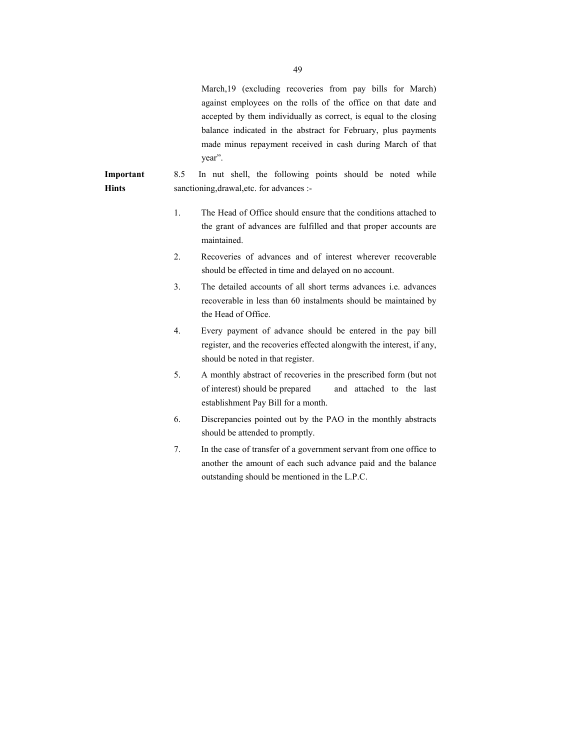March,19 (excluding recoveries from pay bills for March) against employees on the rolls of the office on that date and accepted by them individually as correct, is equal to the closing balance indicated in the abstract for February, plus payments made minus repayment received in cash during March of that year".

**Important Hints**

8.5 In nut shell, the following points should be noted while sanctioning,drawal,etc. for advances :-

1. The Head of Office should ensure that the conditions attached to the grant of advances are fulfilled and that proper accounts are maintained.
2. Recoveries of advances and of interest wherever recoverable should be effected in time and delayed on no account.
3. The detailed accounts of all short terms advances i.e. advances recoverable in less than 60 instalments should be maintained by the Head of Office.
4. Every payment of advance should be entered in the pay bill register, and the recoveries effected alongwith the interest, if any, should be noted in that register.
5. A monthly abstract of recoveries in the prescribed form (but not of interest) should be prepared and attached to the last establishment Pay Bill for a month.
6. Discrepancies pointed out by the PAO in the monthly abstracts should be attended to promptly.
7. In the case of transfer of a government servant from one office to another the amount of each such advance paid and the balance outstanding should be mentioned in the L.P.C.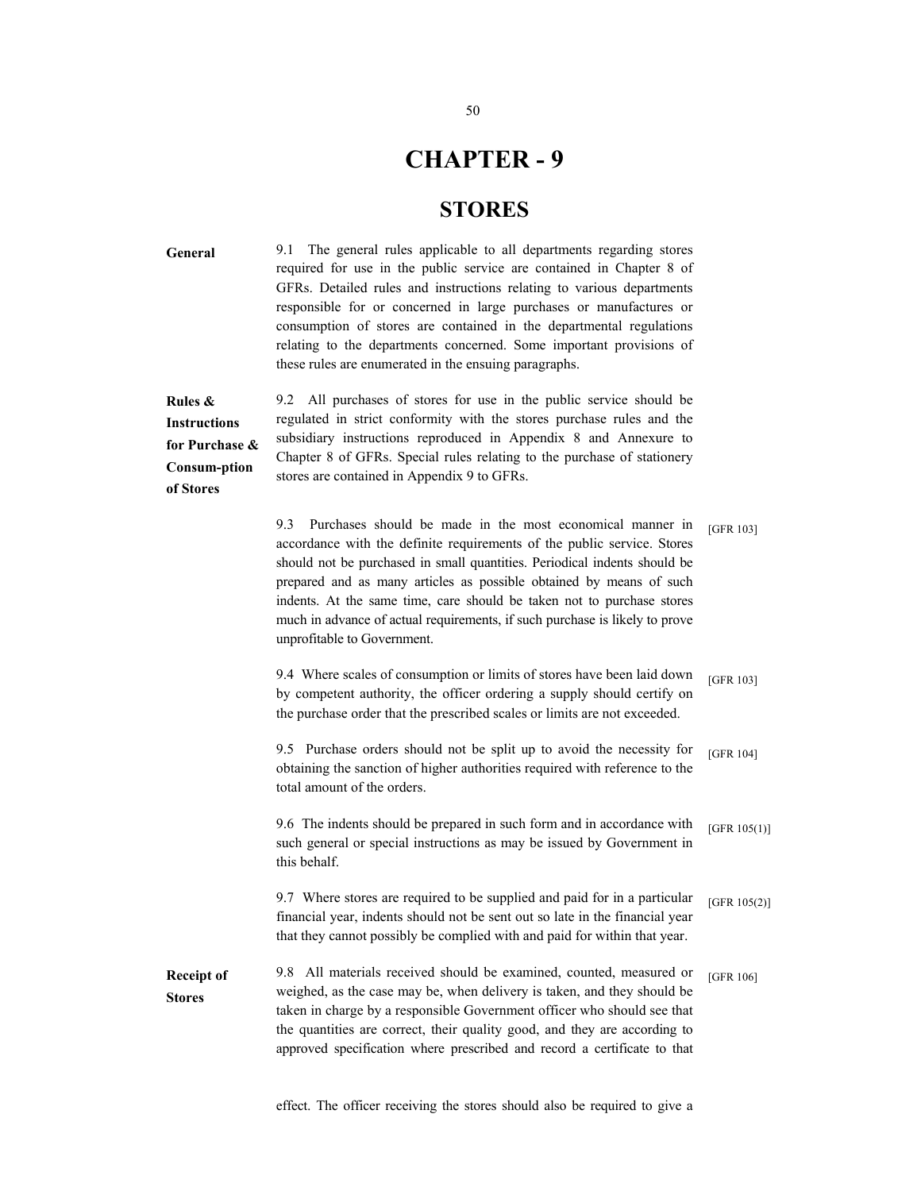# CHAPTER - 9

## STORES

**General**

9.1 The general rules applicable to all departments regarding stores required for use in the public service are contained in Chapter 8 of GFRs. Detailed rules and instructions relating to various departments responsible for or concerned in large purchases or manufactures or consumption of stores are contained in the departmental regulations relating to the departments concerned. Some important provisions of these rules are enumerated in the ensuing paragraphs.

**Rules & Instructions for Purchase & Consum-ption of Stores**

9.2 All purchases of stores for use in the public service should be regulated in strict conformity with the stores purchase rules and the subsidiary instructions reproduced in Appendix 8 and Annexure to Chapter 8 of GFRs. Special rules relating to the purchase of stationery stores are contained in Appendix 9 to GFRs.

9.3 Purchases should be made in the most economical manner in accordance with the definite requirements of the public service. Stores should not be purchased in small quantities. Periodical indents should be prepared and as many articles as possible obtained by means of such indents. At the same time, care should be taken not to purchase stores much in advance of actual requirements, if such purchase is likely to prove unprofitable to Government. [GFR 103]

9.4 Where scales of consumption or limits of stores have been laid down by competent authority, the officer ordering a supply should certify on the purchase order that the prescribed scales or limits are not exceeded. [GFR 103]

9.5 Purchase orders should not be split up to avoid the necessity for obtaining the sanction of higher authorities required with reference to the total amount of the orders. [GFR 104]

9.6 The indents should be prepared in such form and in accordance with such general or special instructions as may be issued by Government in this behalf. [GFR 105(1)]

9.7 Where stores are required to be supplied and paid for in a particular financial year, indents should not be sent out so late in the financial year that they cannot possibly be complied with and paid for within that year. [GFR 105(2)]

**Receipt of Stores**

9.8 All materials received should be examined, counted, measured or weighed, as the case may be, when delivery is taken, and they should be taken in charge by a responsible Government officer who should see that the quantities are correct, their quality good, and they are according to approved specification where prescribed and record a certificate to that effect. The officer receiving the stores should also be required to give a [GFR 106]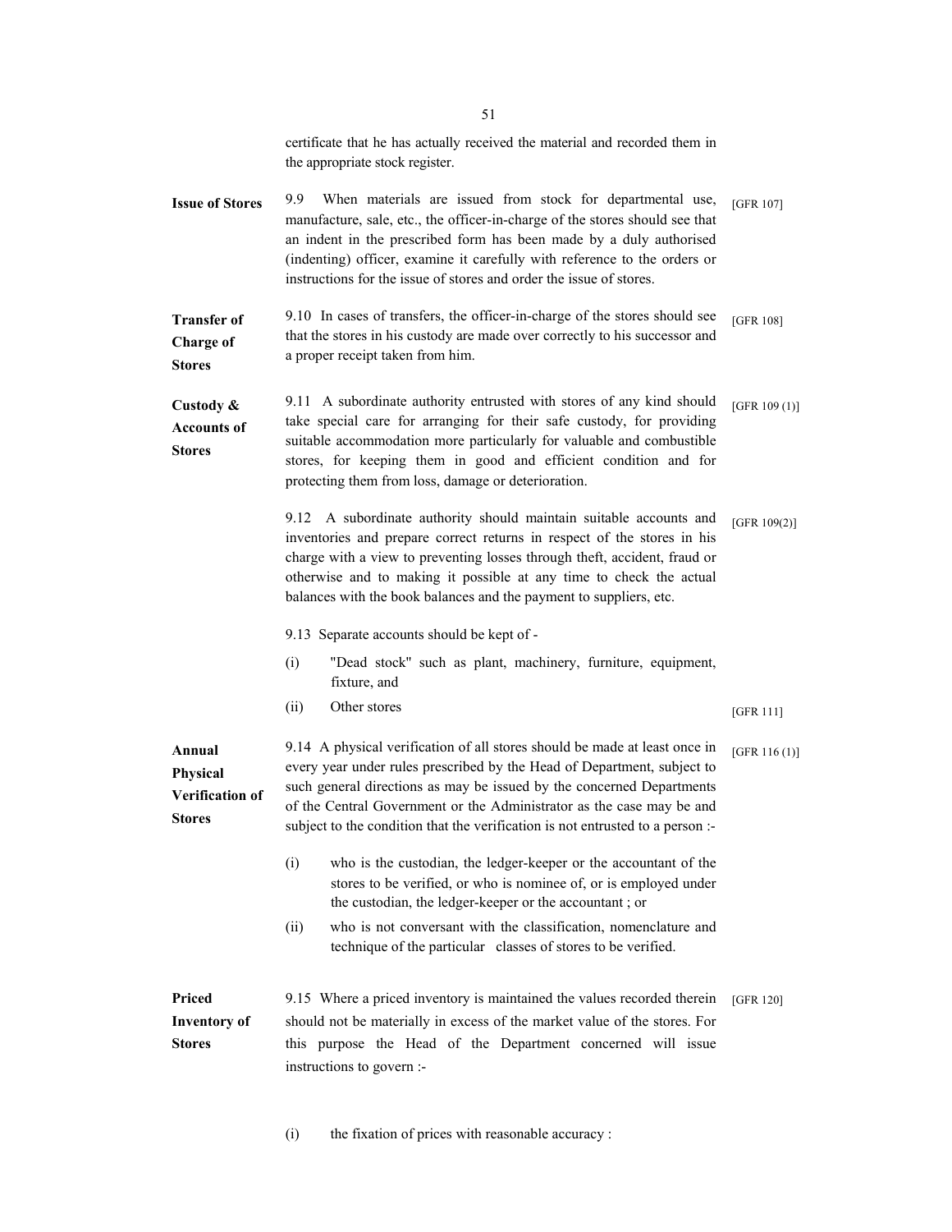certificate that he has actually received the material and recorded them in the appropriate stock register.

**Issue of Stores**

9.9 When materials are issued from stock for departmental use, manufacture, sale, etc., the officer-in-charge of the stores should see that an indent in the prescribed form has been made by a duly authorised (indenting) officer, examine it carefully with reference to the orders or instructions for the issue of stores and order the issue of stores. [GFR 107]

**Transfer of Charge of Stores**

9.10 In cases of transfers, the officer-in-charge of the stores should see that the stores in his custody are made over correctly to his successor and a proper receipt taken from him. [GFR 108]

**Custody & Accounts of Stores**

9.11 A subordinate authority entrusted with stores of any kind should take special care for arranging for their safe custody, for providing suitable accommodation more particularly for valuable and combustible stores, for keeping them in good and efficient condition and for protecting them from loss, damage or deterioration. [GFR 109 (1)]

9.12 A subordinate authority should maintain suitable accounts and inventories and prepare correct returns in respect of the stores in his charge with a view to preventing losses through theft, accident, fraud or otherwise and to making it possible at any time to check the actual balances with the book balances and the payment to suppliers, etc. [GFR 109(2)]

9.13 Separate accounts should be kept of -

(i) "Dead stock" such as plant, machinery, furniture, equipment, fixture, and

(ii) Other stores [GFR 111]

**Annual Physical Verification of Stores**

9.14 A physical verification of all stores should be made at least once in every year under rules prescribed by the Head of Department, subject to such general directions as may be issued by the concerned Departments of the Central Government or the Administrator as the case may be and subject to the condition that the verification is not entrusted to a person :- [GFR 116 (1)]

(i) who is the custodian, the ledger-keeper or the accountant of the stores to be verified, or who is nominee of, or is employed under the custodian, the ledger-keeper or the accountant ; or

(ii) who is not conversant with the classification, nomenclature and technique of the particular classes of stores to be verified.

**Priced Inventory of Stores**

9.15 Where a priced inventory is maintained the values recorded therein should not be materially in excess of the market value of the stores. For this purpose the Head of the Department concerned will issue instructions to govern :- [GFR 120]

(i) the fixation of prices with reasonable accuracy :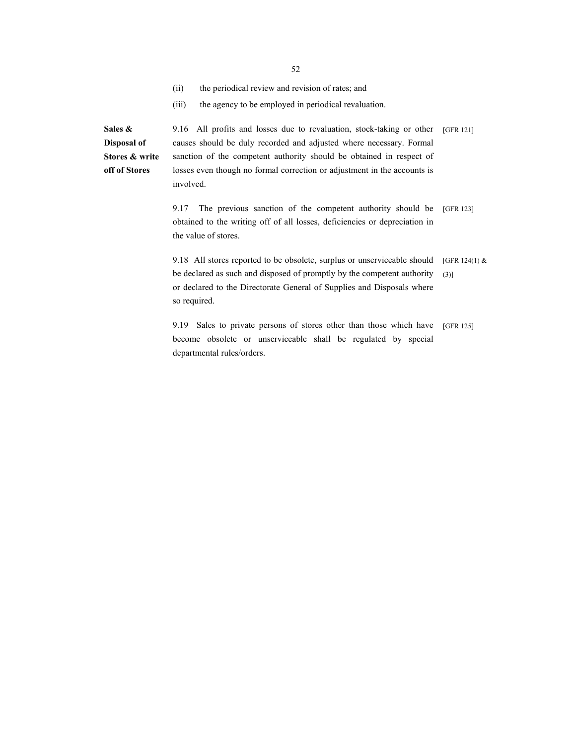(ii) the periodical review and revision of rates; and

(iii) the agency to be employed in periodical revaluation.

**Sales & Disposal of Stores & write off of Stores**

9.16 All profits and losses due to revaluation, stock-taking or other causes should be duly recorded and adjusted where necessary. Formal sanction of the competent authority should be obtained in respect of losses even though no formal correction or adjustment in the accounts is involved. [GFR 121]

9.17 The previous sanction of the competent authority should be obtained to the writing off of all losses, deficiencies or depreciation in the value of stores. [GFR 123]

9.18 All stores reported to be obsolete, surplus or unserviceable should be declared as such and disposed of promptly by the competent authority or declared to the Directorate General of Supplies and Disposals where so required. [GFR 124(1) & (3)]

9.19 Sales to private persons of stores other than those which have become obsolete or unserviceable shall be regulated by special departmental rules/orders. [GFR 125]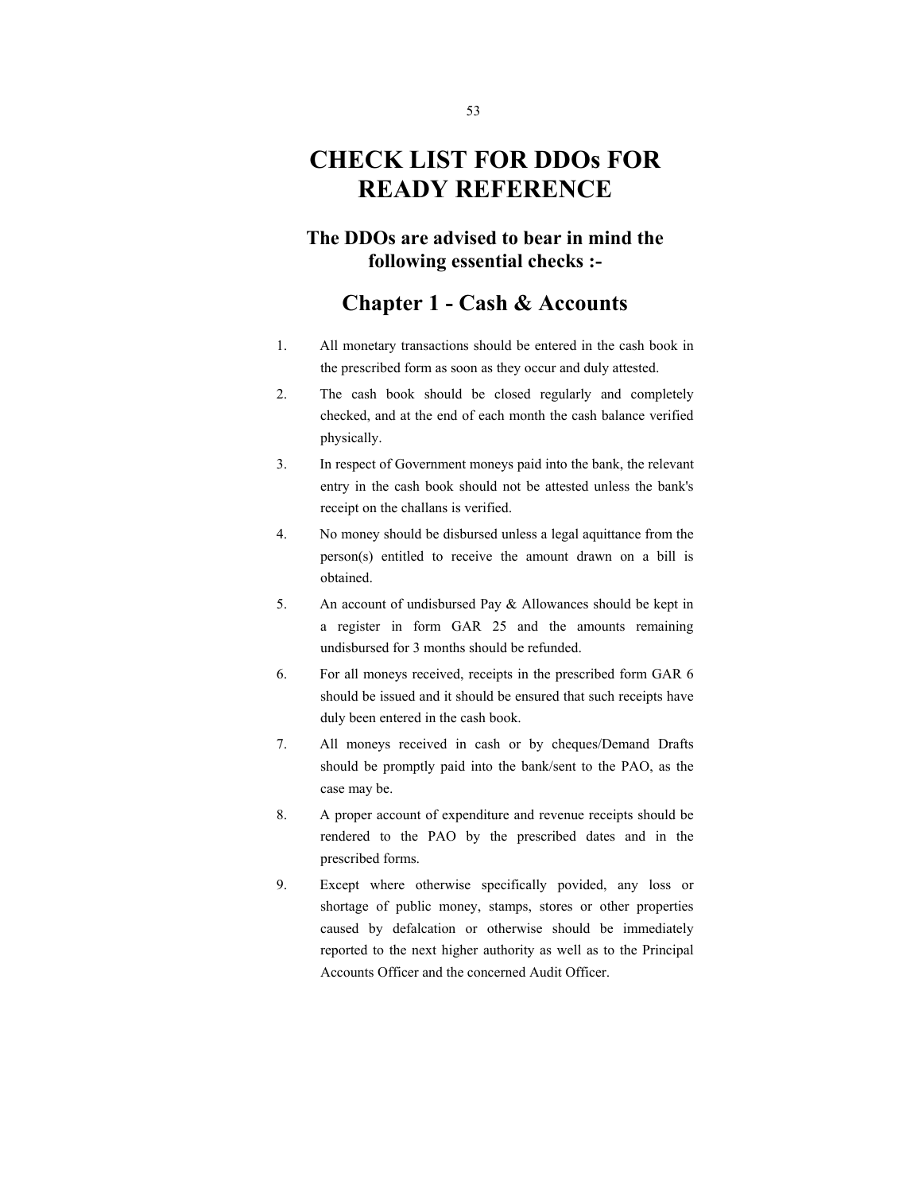# CHECK LIST FOR DDOs FOR READY REFERENCE

## The DDOs are advised to bear in mind the following essential checks :-

## Chapter 1 - Cash & Accounts

1. All monetary transactions should be entered in the cash book in the prescribed form as soon as they occur and duly attested.
2. The cash book should be closed regularly and completely checked, and at the end of each month the cash balance verified physically.
3. In respect of Government moneys paid into the bank, the relevant entry in the cash book should not be attested unless the bank's receipt on the challans is verified.
4. No money should be disbursed unless a legal aquittance from the person(s) entitled to receive the amount drawn on a bill is obtained.
5. An account of undisbursed Pay & Allowances should be kept in a register in form GAR 25 and the amounts remaining undisbursed for 3 months should be refunded.
6. For all moneys received, receipts in the prescribed form GAR 6 should be issued and it should be ensured that such receipts have duly been entered in the cash book.
7. All moneys received in cash or by cheques/Demand Drafts should be promptly paid into the bank/sent to the PAO, as the case may be.
8. A proper account of expenditure and revenue receipts should be rendered to the PAO by the prescribed dates and in the prescribed forms.
9. Except where otherwise specifically povided, any loss or shortage of public money, stamps, stores or other properties caused by defalcation or otherwise should be immediately reported to the next higher authority as well as to the Principal Accounts Officer and the concerned Audit Officer.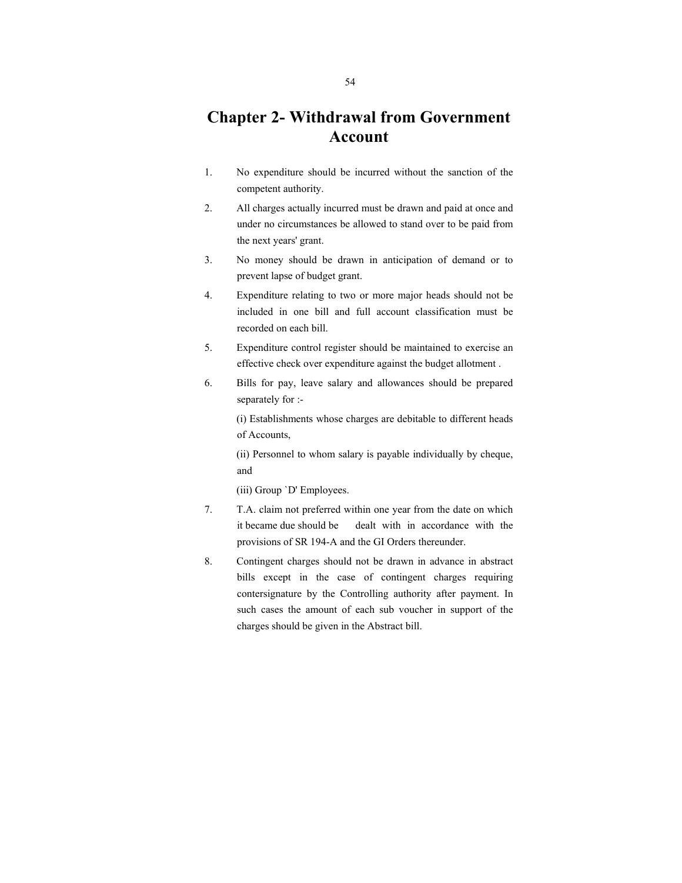# Chapter 2- Withdrawal from Government Account

1. No expenditure should be incurred without the sanction of the competent authority.

2. All charges actually incurred must be drawn and paid at once and under no circumstances be allowed to stand over to be paid from the next years' grant.

3. No money should be drawn in anticipation of demand or to prevent lapse of budget grant.

4. Expenditure relating to two or more major heads should not be included in one bill and full account classification must be recorded on each bill.

5. Expenditure control register should be maintained to exercise an effective check over expenditure against the budget allotment .

6. Bills for pay, leave salary and allowances should be prepared separately for :-

   (i) Establishments whose charges are debitable to different heads of Accounts,

   (ii) Personnel to whom salary is payable individually by cheque, and

   (iii) Group `D' Employees.

7. T.A. claim not preferred within one year from the date on which it became due should be dealt with in accordance with the provisions of SR 194-A and the GI Orders thereunder.

8. Contingent charges should not be drawn in advance in abstract bills except in the case of contingent charges requiring contersignature by the Controlling authority after payment. In such cases the amount of each sub voucher in support of the charges should be given in the Abstract bill.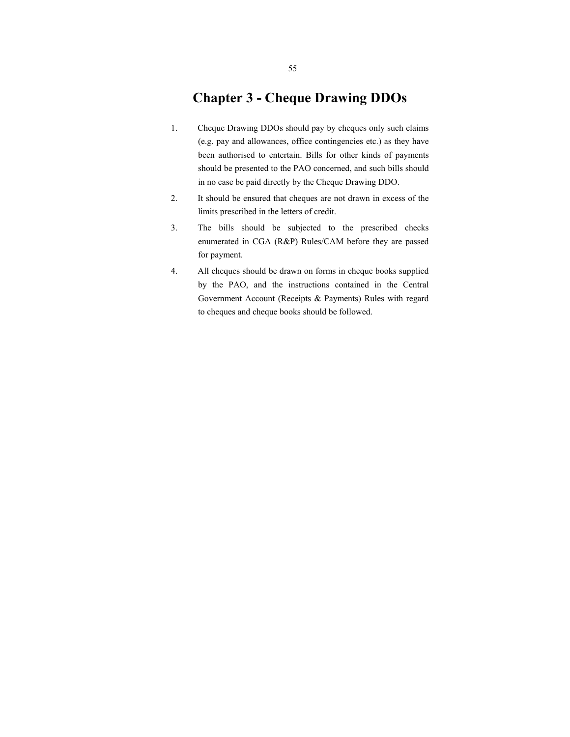# Chapter 3 - Cheque Drawing DDOs

1. Cheque Drawing DDOs should pay by cheques only such claims (e.g. pay and allowances, office contingencies etc.) as they have been authorised to entertain. Bills for other kinds of payments should be presented to the PAO concerned, and such bills should in no case be paid directly by the Cheque Drawing DDO.
2. It should be ensured that cheques are not drawn in excess of the limits prescribed in the letters of credit.
3. The bills should be subjected to the prescribed checks enumerated in CGA (R&P) Rules/CAM before they are passed for payment.
4. All cheques should be drawn on forms in cheque books supplied by the PAO, and the instructions contained in the Central Government Account (Receipts & Payments) Rules with regard to cheques and cheque books should be followed.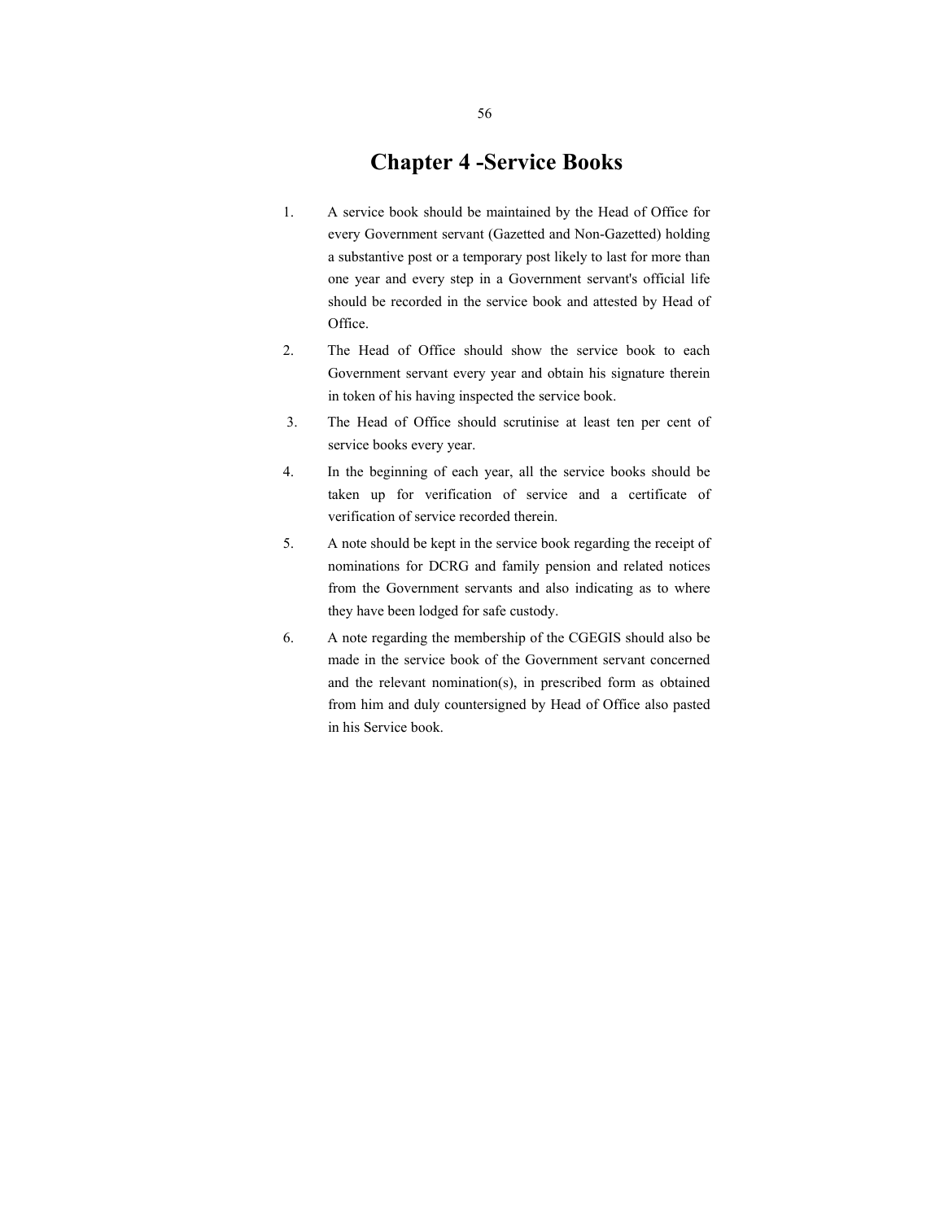# Chapter 4 -Service Books

1. A service book should be maintained by the Head of Office for every Government servant (Gazetted and Non-Gazetted) holding a substantive post or a temporary post likely to last for more than one year and every step in a Government servant's official life should be recorded in the service book and attested by Head of Office.
2. The Head of Office should show the service book to each Government servant every year and obtain his signature therein in token of his having inspected the service book.
3. The Head of Office should scrutinise at least ten per cent of service books every year.
4. In the beginning of each year, all the service books should be taken up for verification of service and a certificate of verification of service recorded therein.
5. A note should be kept in the service book regarding the receipt of nominations for DCRG and family pension and related notices from the Government servants and also indicating as to where they have been lodged for safe custody.
6. A note regarding the membership of the CGEGIS should also be made in the service book of the Government servant concerned and the relevant nomination(s), in prescribed form as obtained from him and duly countersigned by Head of Office also pasted in his Service book.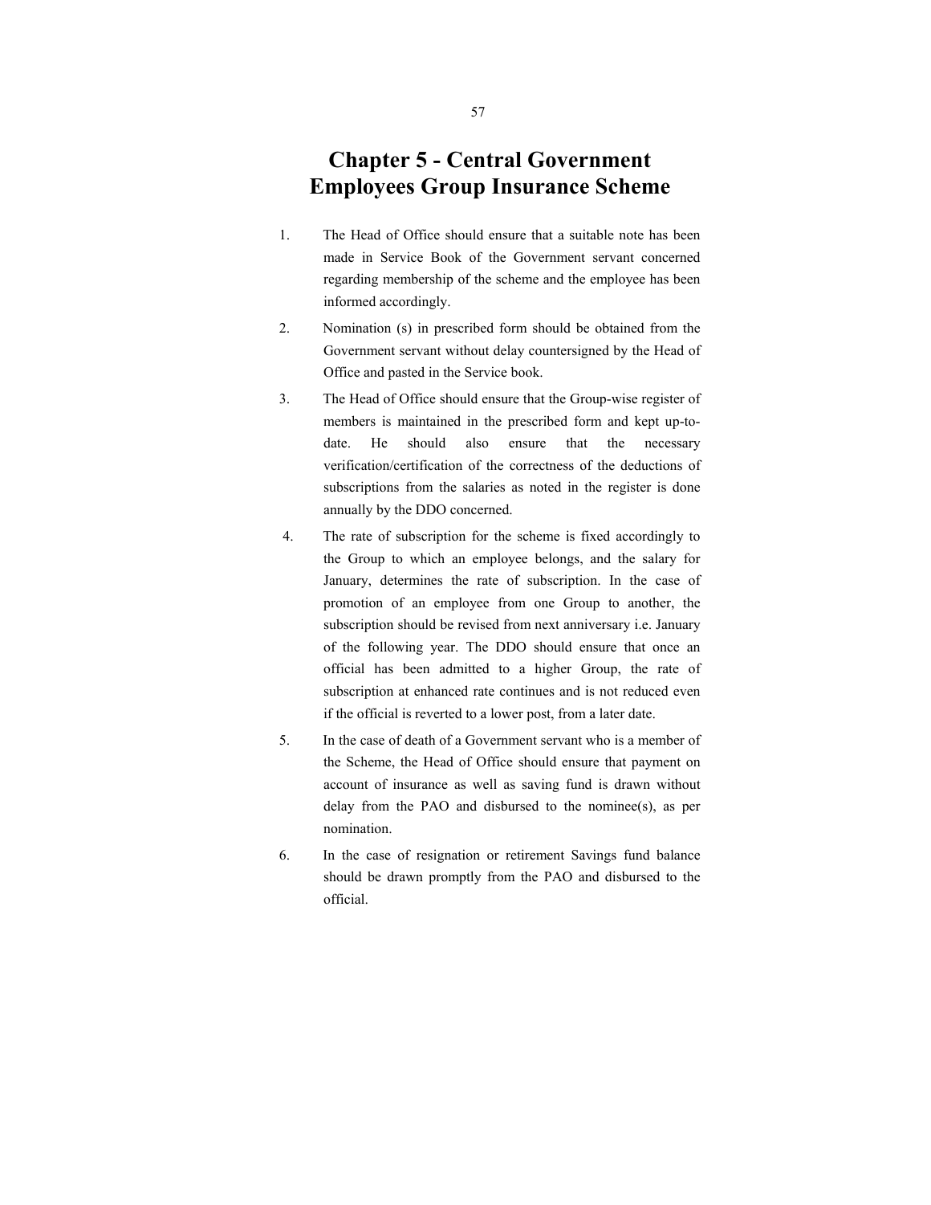# Chapter 5 - Central Government Employees Group Insurance Scheme

1. The Head of Office should ensure that a suitable note has been made in Service Book of the Government servant concerned regarding membership of the scheme and the employee has been informed accordingly.

2. Nomination (s) in prescribed form should be obtained from the Government servant without delay countersigned by the Head of Office and pasted in the Service book.

3. The Head of Office should ensure that the Group-wise register of members is maintained in the prescribed form and kept up-to-date. He should also ensure that the necessary verification/certification of the correctness of the deductions of subscriptions from the salaries as noted in the register is done annually by the DDO concerned.

4. The rate of subscription for the scheme is fixed accordingly to the Group to which an employee belongs, and the salary for January, determines the rate of subscription. In the case of promotion of an employee from one Group to another, the subscription should be revised from next anniversary i.e. January of the following year. The DDO should ensure that once an official has been admitted to a higher Group, the rate of subscription at enhanced rate continues and is not reduced even if the official is reverted to a lower post, from a later date.

5. In the case of death of a Government servant who is a member of the Scheme, the Head of Office should ensure that payment on account of insurance as well as saving fund is drawn without delay from the PAO and disbursed to the nominee(s), as per nomination.

6. In the case of resignation or retirement Savings fund balance should be drawn promptly from the PAO and disbursed to the official.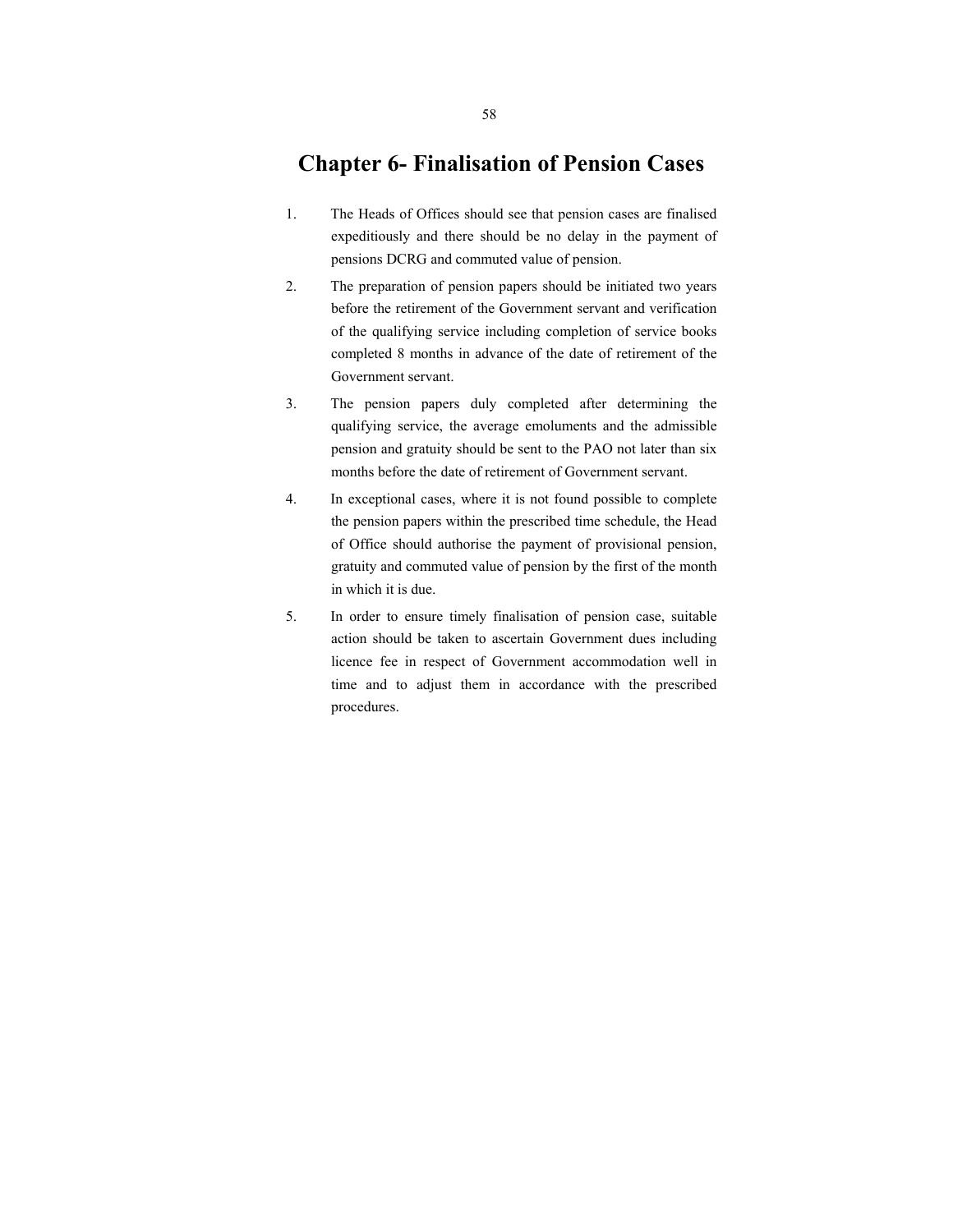# Chapter 6- Finalisation of Pension Cases

1. The Heads of Offices should see that pension cases are finalised expeditiously and there should be no delay in the payment of pensions DCRG and commuted value of pension.

2. The preparation of pension papers should be initiated two years before the retirement of the Government servant and verification of the qualifying service including completion of service books completed 8 months in advance of the date of retirement of the Government servant.

3. The pension papers duly completed after determining the qualifying service, the average emoluments and the admissible pension and gratuity should be sent to the PAO not later than six months before the date of retirement of Government servant.

4. In exceptional cases, where it is not found possible to complete the pension papers within the prescribed time schedule, the Head of Office should authorise the payment of provisional pension, gratuity and commuted value of pension by the first of the month in which it is due.

5. In order to ensure timely finalisation of pension case, suitable action should be taken to ascertain Government dues including licence fee in respect of Government accommodation well in time and to adjust them in accordance with the prescribed procedures.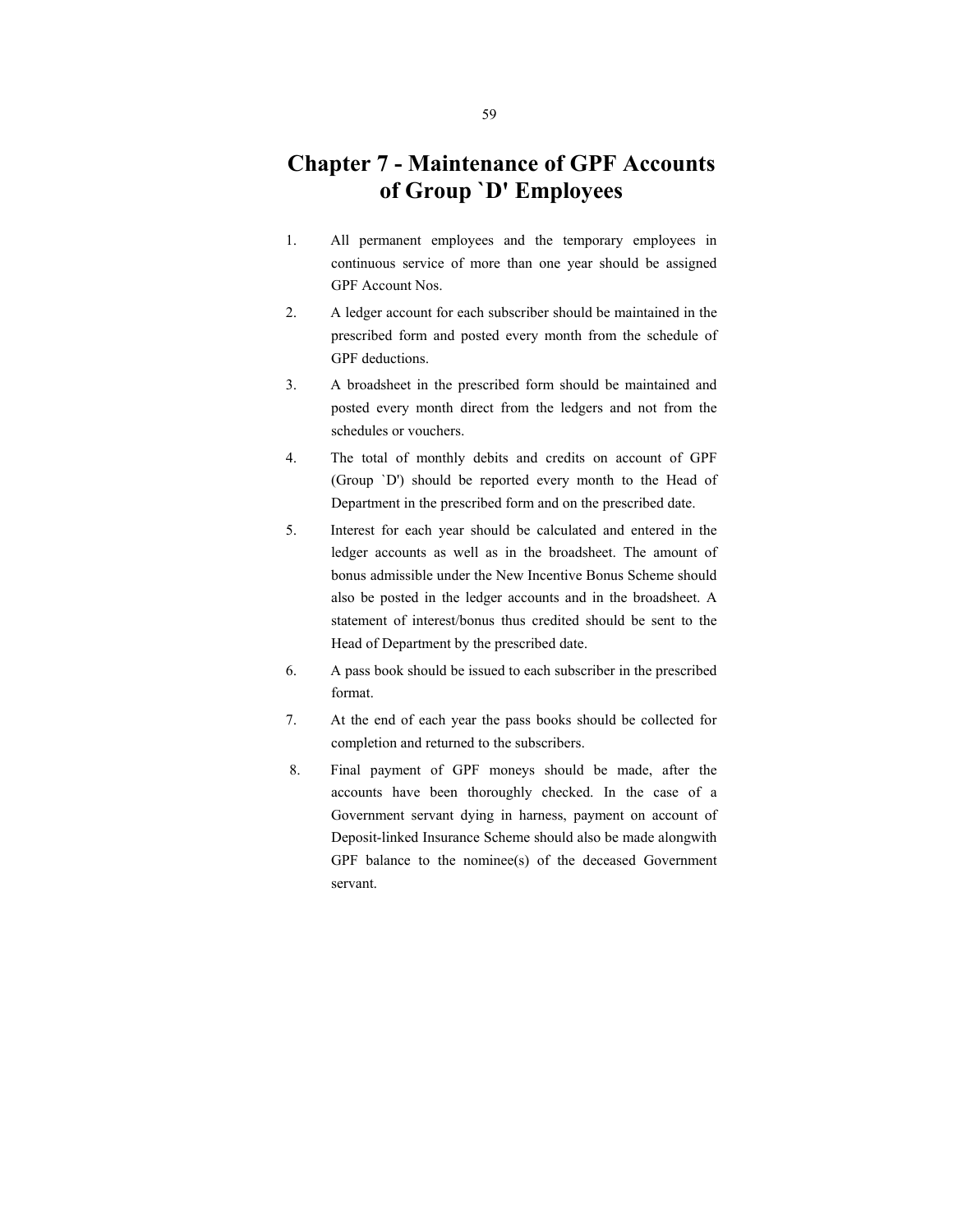# Chapter 7 - Maintenance of GPF Accounts of Group `D' Employees

1. All permanent employees and the temporary employees in continuous service of more than one year should be assigned GPF Account Nos.

2. A ledger account for each subscriber should be maintained in the prescribed form and posted every month from the schedule of GPF deductions.

3. A broadsheet in the prescribed form should be maintained and posted every month direct from the ledgers and not from the schedules or vouchers.

4. The total of monthly debits and credits on account of GPF (Group `D') should be reported every month to the Head of Department in the prescribed form and on the prescribed date.

5. Interest for each year should be calculated and entered in the ledger accounts as well as in the broadsheet. The amount of bonus admissible under the New Incentive Bonus Scheme should also be posted in the ledger accounts and in the broadsheet. A statement of interest/bonus thus credited should be sent to the Head of Department by the prescribed date.

6. A pass book should be issued to each subscriber in the prescribed format.

7. At the end of each year the pass books should be collected for completion and returned to the subscribers.

8. Final payment of GPF moneys should be made, after the accounts have been thoroughly checked. In the case of a Government servant dying in harness, payment on account of Deposit-linked Insurance Scheme should also be made alongwith GPF balance to the nominee(s) of the deceased Government servant.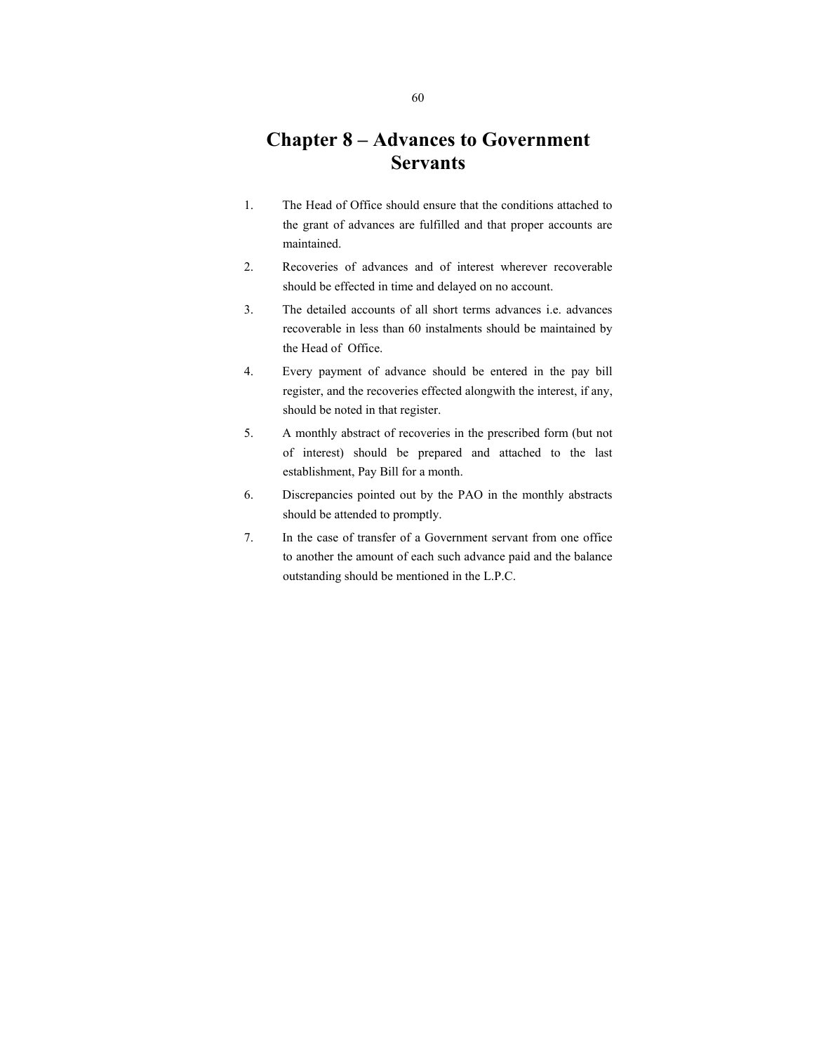# Chapter 8 – Advances to Government Servants

1. The Head of Office should ensure that the conditions attached to the grant of advances are fulfilled and that proper accounts are maintained.
2. Recoveries of advances and of interest wherever recoverable should be effected in time and delayed on no account.
3. The detailed accounts of all short terms advances i.e. advances recoverable in less than 60 instalments should be maintained by the Head of Office.
4. Every payment of advance should be entered in the pay bill register, and the recoveries effected alongwith the interest, if any, should be noted in that register.
5. A monthly abstract of recoveries in the prescribed form (but not of interest) should be prepared and attached to the last establishment, Pay Bill for a month.
6. Discrepancies pointed out by the PAO in the monthly abstracts should be attended to promptly.
7. In the case of transfer of a Government servant from one office to another the amount of each such advance paid and the balance outstanding should be mentioned in the L.P.C.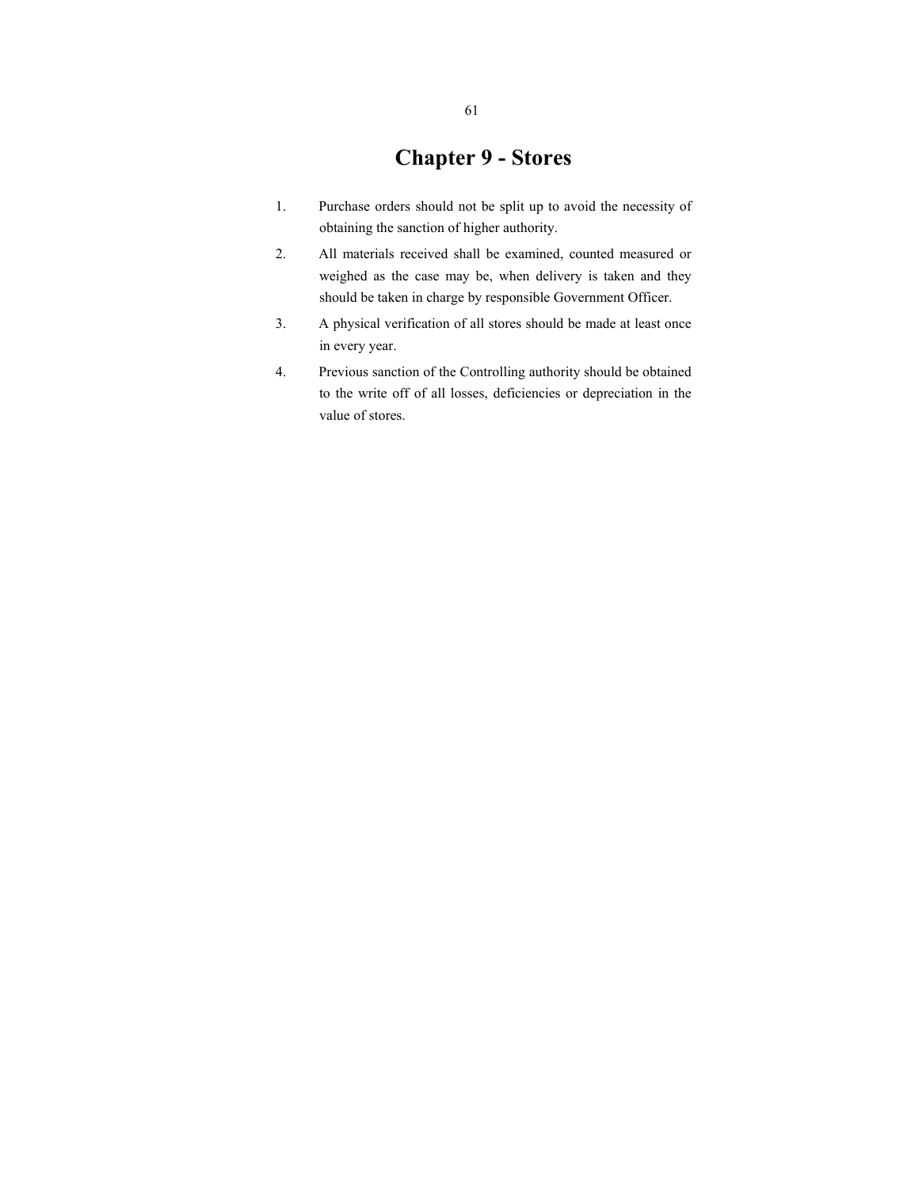# Chapter 9 - Stores

1. Purchase orders should not be split up to avoid the necessity of obtaining the sanction of higher authority.
2. All materials received shall be examined, counted measured or weighed as the case may be, when delivery is taken and they should be taken in charge by responsible Government Officer.
3. A physical verification of all stores should be made at least once in every year.
4. Previous sanction of the Controlling authority should be obtained to the write off of all losses, deficiencies or depreciation in the value of stores.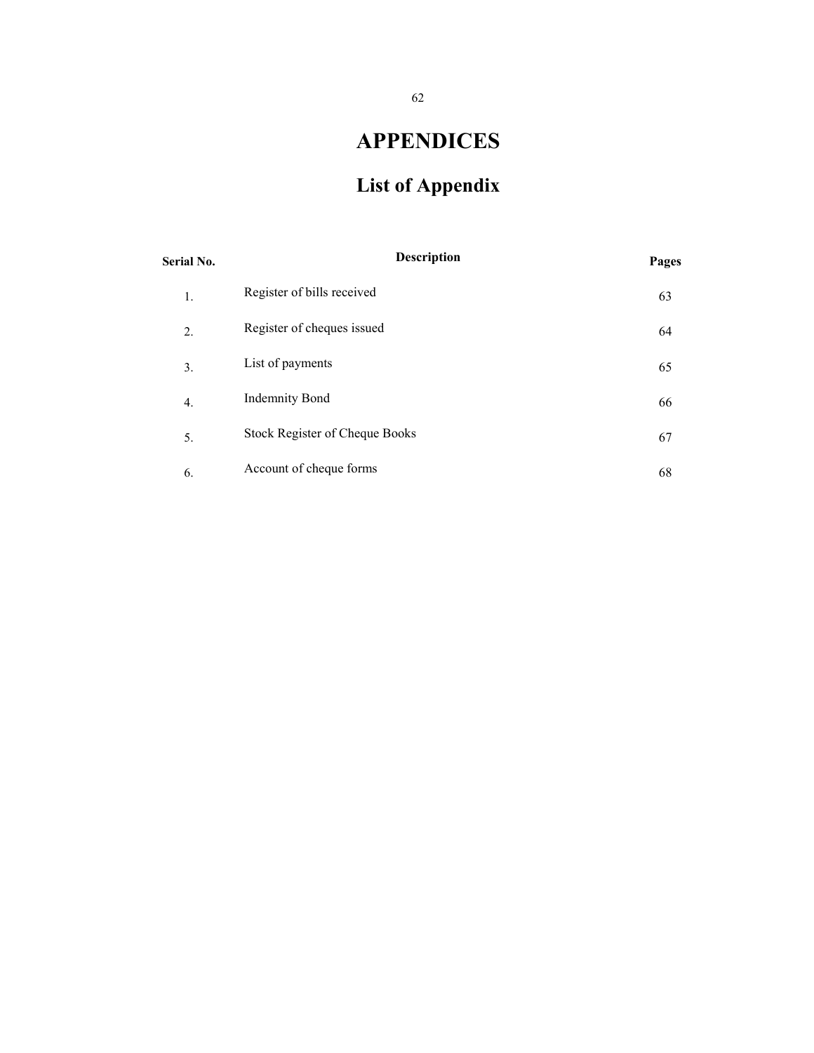# APPENDICES

## List of Appendix

| Serial No. | Description | Pages |
|---|---|---|
| 1. | Register of bills received | 63 |
| 2. | Register of cheques issued | 64 |
| 3. | List of payments | 65 |
| 4. | Indemnity Bond | 66 |
| 5. | Stock Register of Cheque Books | 67 |
| 6. | Account of cheque forms | 68 |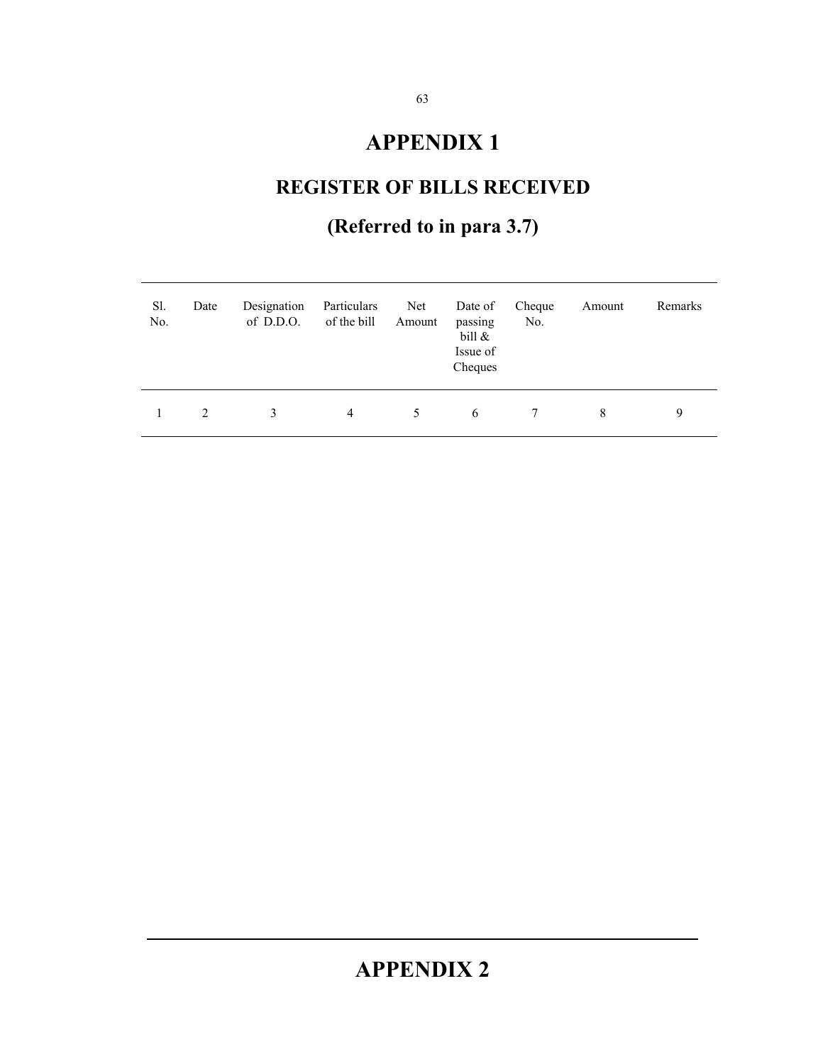# APPENDIX 1

## REGISTER OF BILLS RECEIVED

## (Referred to in para 3.7)

| Sl. No. | Date | Designation of D.D.O. | Particulars of the bill | Net Amount | Date of passing bill & Issue of Cheques | Cheque No. | Amount | Remarks |
|---|---|---|---|---|---|---|---|---|
| 1 | 2 | 3 | 4 | 5 | 6 | 7 | 8 | 9 |

---

# APPENDIX 2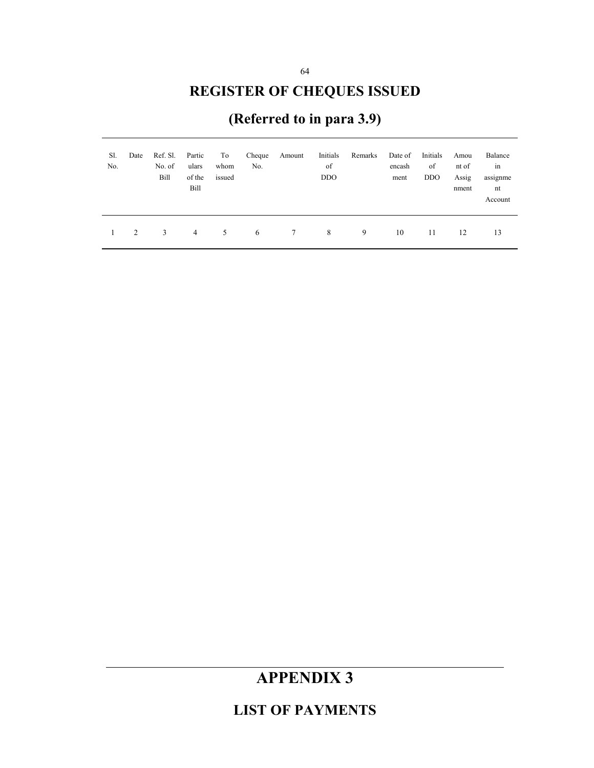## REGISTER OF CHEQUES ISSUED

## (Referred to in para 3.9)

| Sl. No. | Date | Ref. Sl. No. of Bill | Particulars of the Bill | To whom issued | Cheque No. | Amount | Initials of DDO | Remarks | Date of encashment | Initials of DDO | Amount of Assignment | Balance in assignment Account |
|---|---|---|---|---|---|---|---|---|---|---|---|---|
| 1 | 2 | 3 | 4 | 5 | 6 | 7 | 8 | 9 | 10 | 11 | 12 | 13 |

# APPENDIX 3

## LIST OF PAYMENTS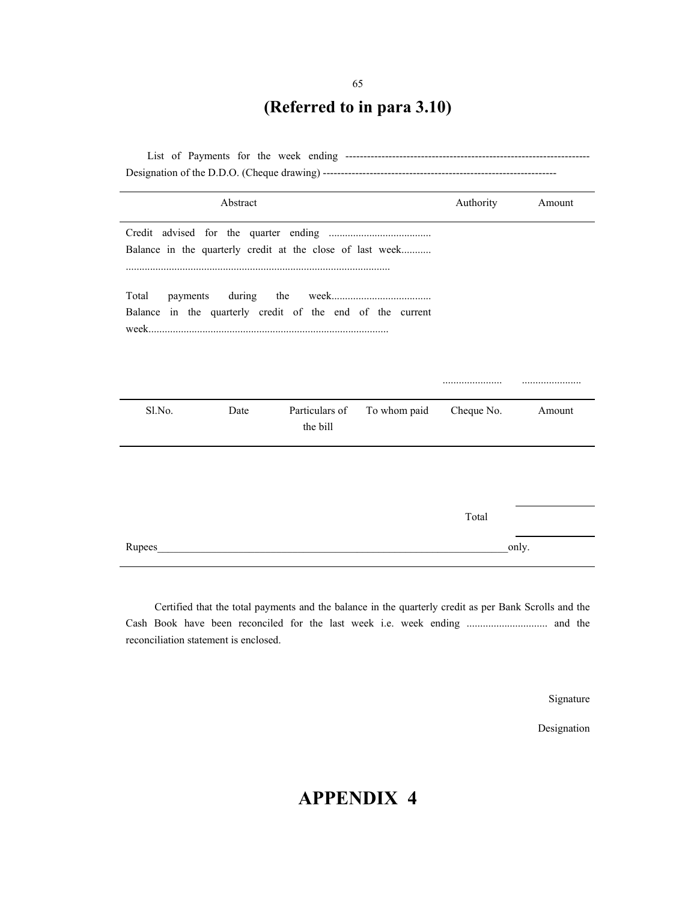## (Referred to in para 3.10)

List of Payments for the week ending -------------------------------------------------------------------
Designation of the D.D.O. (Cheque drawing) ----------------------------------------------------------------

| Abstract | Authority | Amount |
|---|---|---|
| Credit advised for the quarter ending ...................................... | | |
| Balance in the quarterly credit at the close of last week........... ................................................................................................ | | |
| Total payments during the week..................................... | | |
| Balance in the quarterly credit of the end of the current week........................................................................................ | | |
| | ...................... | ...................... |

| Sl.No. | Date | Particulars of the bill | To whom paid | Cheque No. | Amount |
|---|---|---|---|---|---|
| | | | | | |
| | | | | Total | |

Rupees______________________________________________________________________only.

Certified that the total payments and the balance in the quarterly credit as per Bank Scrolls and the Cash Book have been reconciled for the last week i.e. week ending .............................. and the reconciliation statement is enclosed.

Signature

Designation

# APPENDIX 4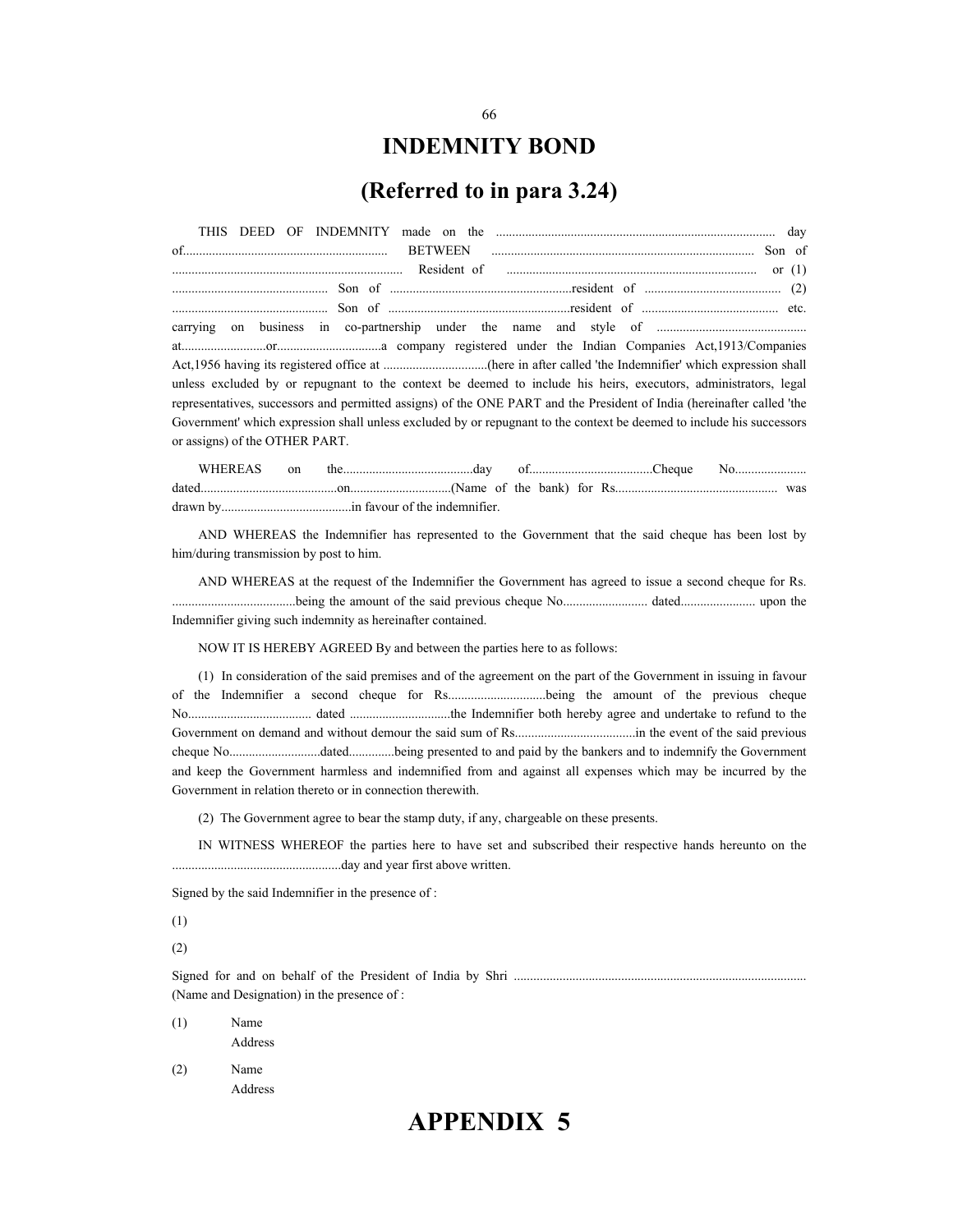# INDEMNITY BOND

## (Referred to in para 3.24)

THIS DEED OF INDEMNITY made on the ..................................................................................... day of.............................................................. BETWEEN ................................................................................ Son of ...................................................................... Resident of ............................................................................ or (1) ................................................ Son of ........................................................resident of .......................................... (2) ................................................ Son of ........................................................resident of .......................................... etc. carrying on business in co-partnership under the name and style of ............................................. at..........................or................................a company registered under the Indian Companies Act,1913/Companies Act,1956 having its registered office at ................................(here in after called 'the Indemnifier' which expression shall unless excluded by or repugnant to the context be deemed to include his heirs, executors, administrators, legal representatives, successors and permitted assigns) of the ONE PART and the President of India (hereinafter called 'the Government' which expression shall unless excluded by or repugnant to the context be deemed to include his successors or assigns) of the OTHER PART.

WHEREAS on the........................................day of......................................Cheque No...................... dated..........................................on...............................(Name of the bank) for Rs................................................. was drawn by........................................in favour of the indemnifier.

AND WHEREAS the Indemnifier has represented to the Government that the said cheque has been lost by him/during transmission by post to him.

AND WHEREAS at the request of the Indemnifier the Government has agreed to issue a second cheque for Rs. ......................................being the amount of the said previous cheque No.......................... dated....................... upon the Indemnifier giving such indemnity as hereinafter contained.

NOW IT IS HEREBY AGREED By and between the parties here to as follows:

(1) In consideration of the said premises and of the agreement on the part of the Government in issuing in favour of the Indemnifier a second cheque for Rs..............................being the amount of the previous cheque No...................................... dated ..............................the Indemnifier both hereby agree and undertake to refund to the Government on demand and without demour the said sum of Rs....................................in the event of the said previous cheque No............................dated..............being presented to and paid by the bankers and to indemnify the Government and keep the Government harmless and indemnified from and against all expenses which may be incurred by the Government in relation thereto or in connection therewith.

(2) The Government agree to bear the stamp duty, if any, chargeable on these presents.

IN WITNESS WHEREOF the parties here to have set and subscribed their respective hands hereunto on the ....................................................day and year first above written.

Signed by the said Indemnifier in the presence of :

(1)

(2)

Signed for and on behalf of the President of India by Shri .......................................................................................... (Name and Designation) in the presence of :

(1) Name
Address

(2) Name
Address

# APPENDIX 5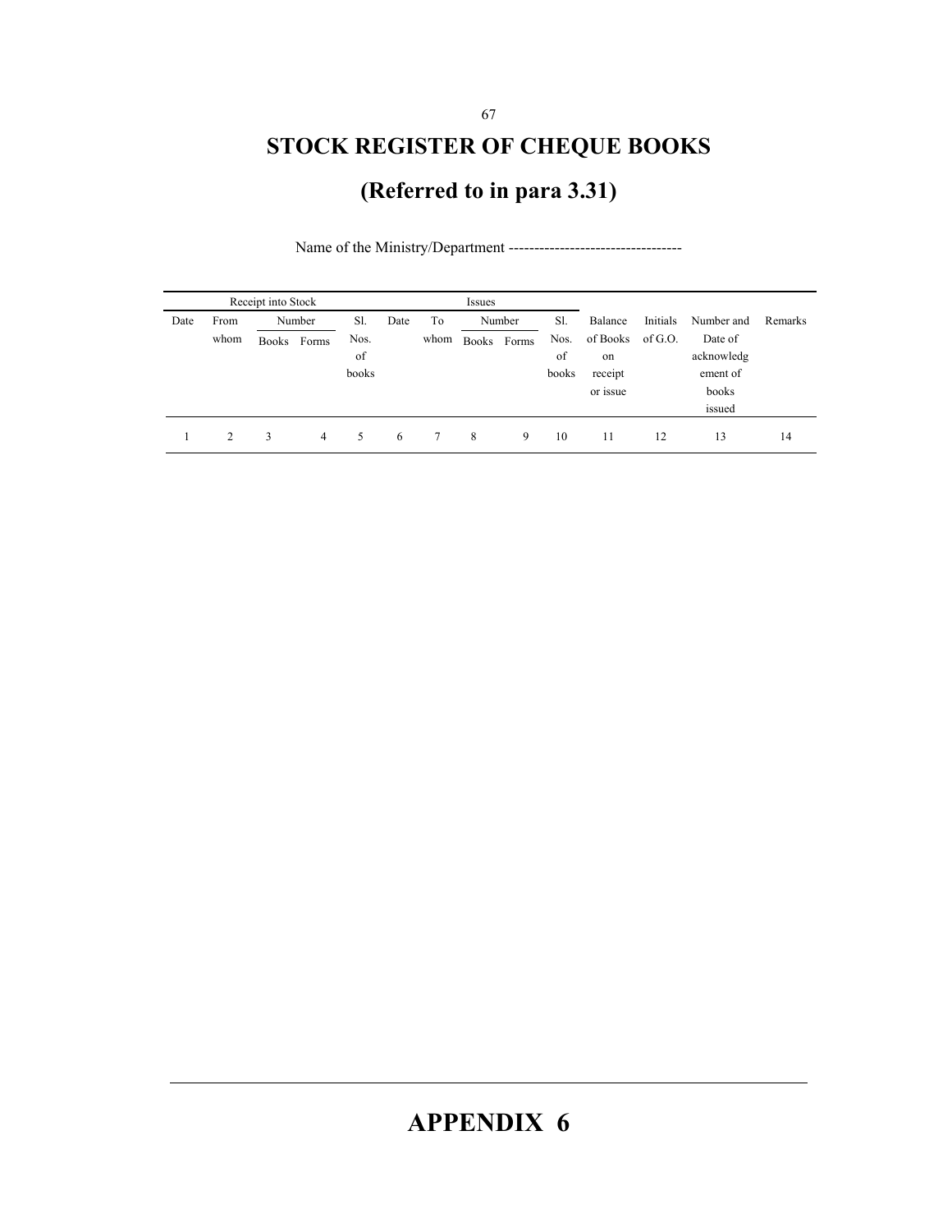# STOCK REGISTER OF CHEQUE BOOKS

## (Referred to in para 3.31)

Name of the Ministry/Department ----------------------------------

| Receipt into Stock | | | | | Issues | | | | | | | | |
|---|---|---|---|---|---|---|---|---|---|---|---|---|---|
| Date | From whom | Number | | Sl. Nos. of books | Date | To whom | Number | | Sl. Nos. of books | Balance of Books on receipt or issue | Initials of G.O. | Number and Date of acknowledgement of books issued | Remarks |
| | | Books | Forms | | | | Books | Forms | | | | | |
| 1 | 2 | 3 | 4 | 5 | 6 | 7 | 8 | 9 | 10 | 11 | 12 | 13 | 14 |

# APPENDIX 6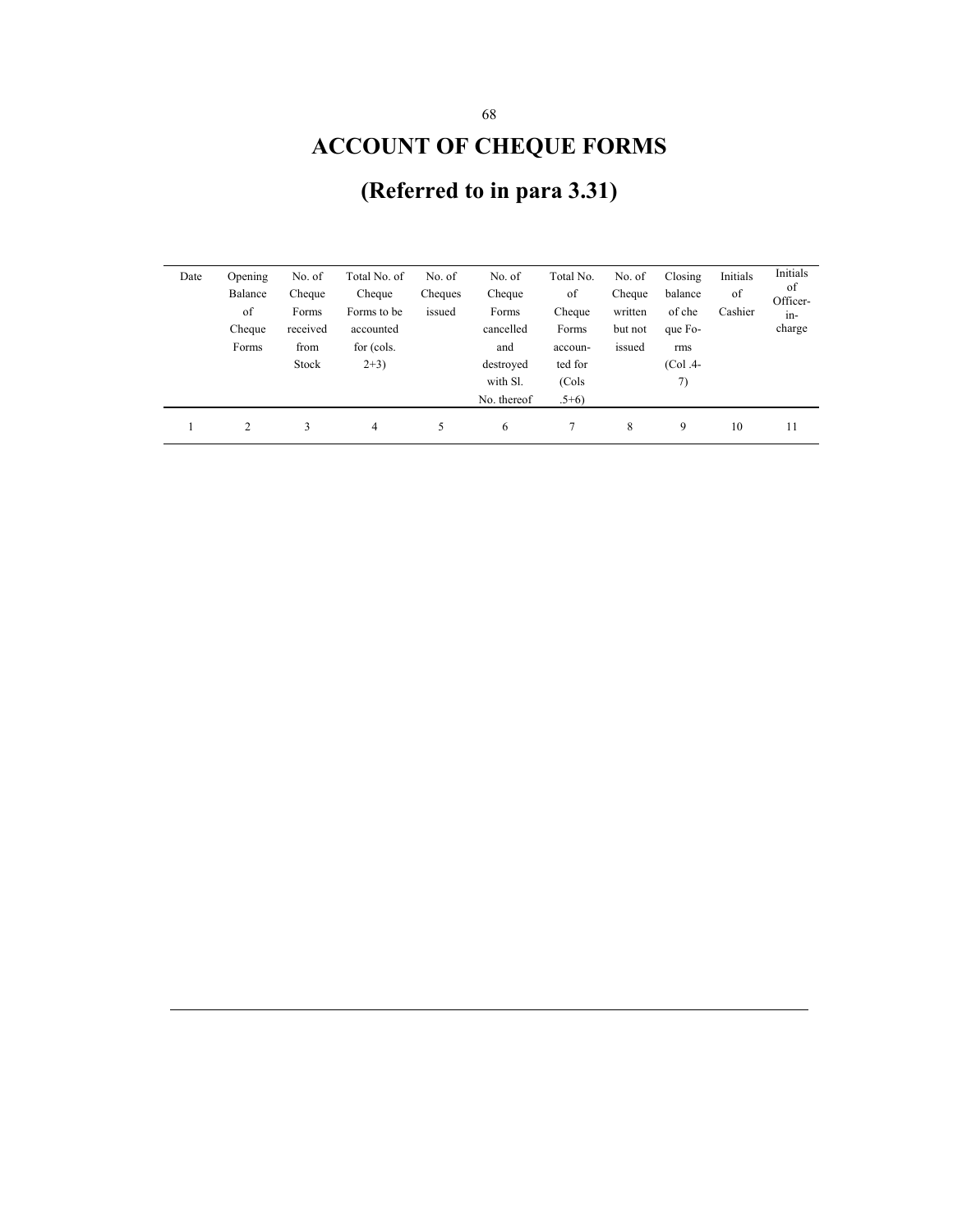# ACCOUNT OF CHEQUE FORMS

## (Referred to in para 3.31)

| Date | Opening Balance of Cheque Forms | No. of Cheque Forms received from Stock | Total No. of Cheque Forms to be accounted for (cols. 2+3) | No. of Cheques issued | No. of Cheque Forms cancelled and destroyed with Sl. No. thereof | Total No. of Cheque Forms accoun-ted for (Cols .5+6) | No. of Cheque written but not issued | Closing balance of che que Fo-rms (Col .4-7) | Initials of Cashier | Initials of Officer-in-charge |
|---|---|---|---|---|---|---|---|---|---|---|
| 1 | 2 | 3 | 4 | 5 | 6 | 7 | 8 | 9 | 10 | 11 |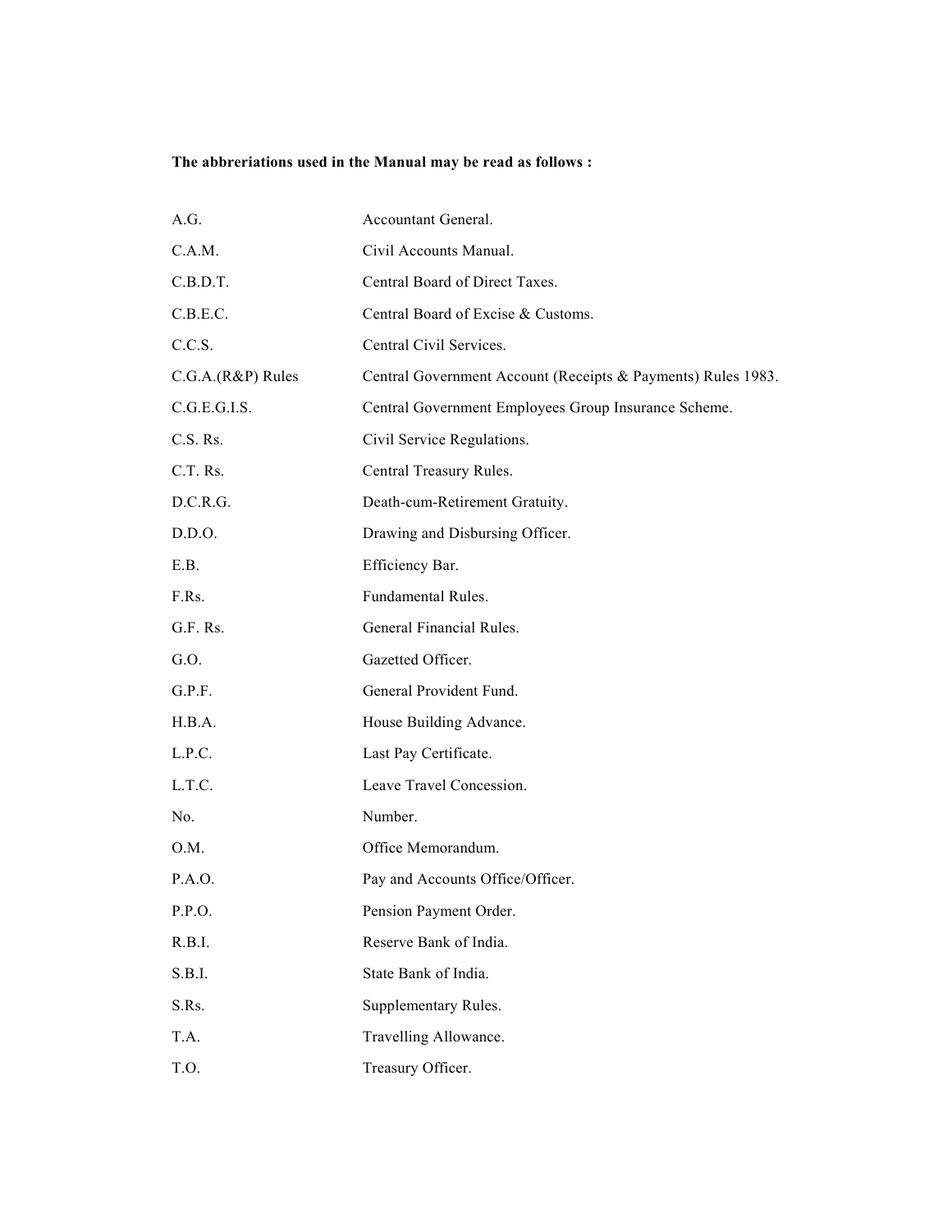**The abbreriations used in the Manual may be read as follows :**

| | |
|---|---|
| A.G. | Accountant General. |
| C.A.M. | Civil Accounts Manual. |
| C.B.D.T. | Central Board of Direct Taxes. |
| C.B.E.C. | Central Board of Excise & Customs. |
| C.C.S. | Central Civil Services. |
| C.G.A.(R&P) Rules | Central Government Account (Receipts & Payments) Rules 1983. |
| C.G.E.G.I.S. | Central Government Employees Group Insurance Scheme. |
| C.S. Rs. | Civil Service Regulations. |
| C.T. Rs. | Central Treasury Rules. |
| D.C.R.G. | Death-cum-Retirement Gratuity. |
| D.D.O. | Drawing and Disbursing Officer. |
| E.B. | Efficiency Bar. |
| F.Rs. | Fundamental Rules. |
| G.F. Rs. | General Financial Rules. |
| G.O. | Gazetted Officer. |
| G.P.F. | General Provident Fund. |
| H.B.A. | House Building Advance. |
| L.P.C. | Last Pay Certificate. |
| L.T.C. | Leave Travel Concession. |
| No. | Number. |
| O.M. | Office Memorandum. |
| P.A.O. | Pay and Accounts Office/Officer. |
| P.P.O. | Pension Payment Order. |
| R.B.I. | Reserve Bank of India. |
| S.B.I. | State Bank of India. |
| S.Rs. | Supplementary Rules. |
| T.A. | Travelling Allowance. |
| T.O. | Treasury Officer. |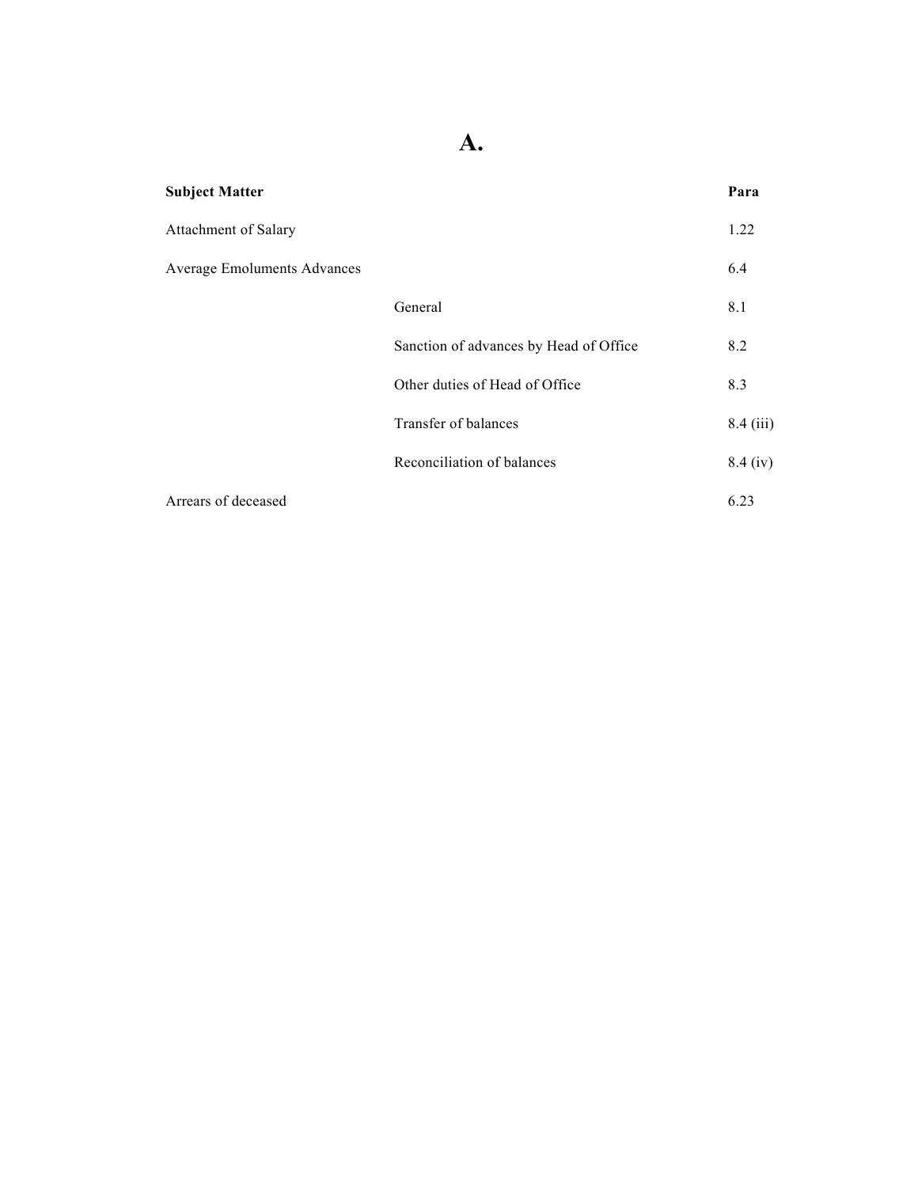# A.

| Subject Matter | | Para |
|---|---|---|
| Attachment of Salary | | 1.22 |
| Average Emoluments Advances | | 6.4 |
| | General | 8.1 |
| | Sanction of advances by Head of Office | 8.2 |
| | Other duties of Head of Office | 8.3 |
| | Transfer of balances | 8.4 (iii) |
| | Reconciliation of balances | 8.4 (iv) |
| Arrears of deceased | | 6.23 |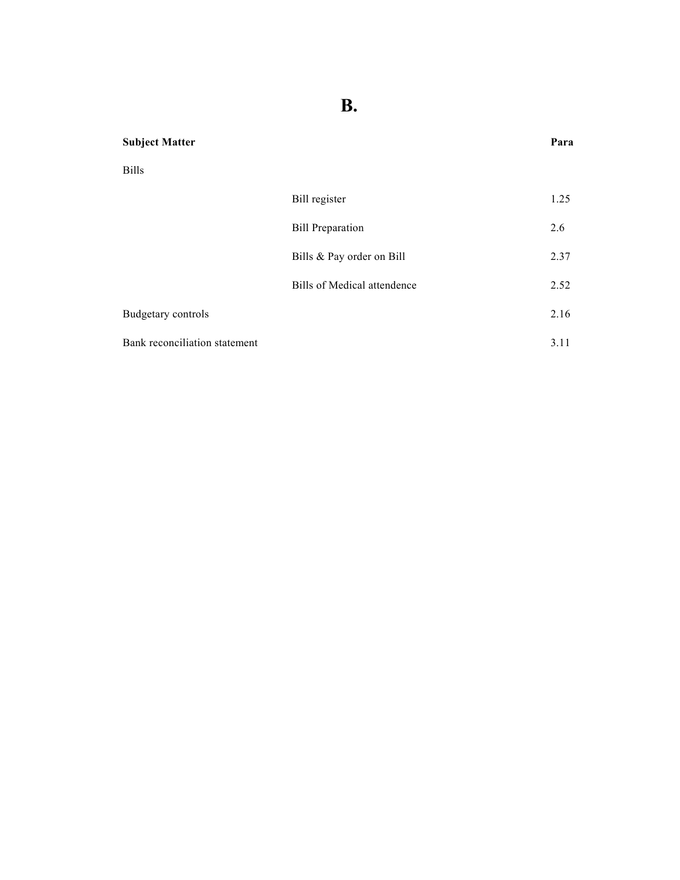# B.

| Subject Matter | | Para |
|---|---|---|
| Bills | | |
| | Bill register | 1.25 |
| | Bill Preparation | 2.6 |
| | Bills & Pay order on Bill | 2.37 |
| | Bills of Medical attendence | 2.52 |
| Budgetary controls | | 2.16 |
| Bank reconciliation statement | | 3.11 |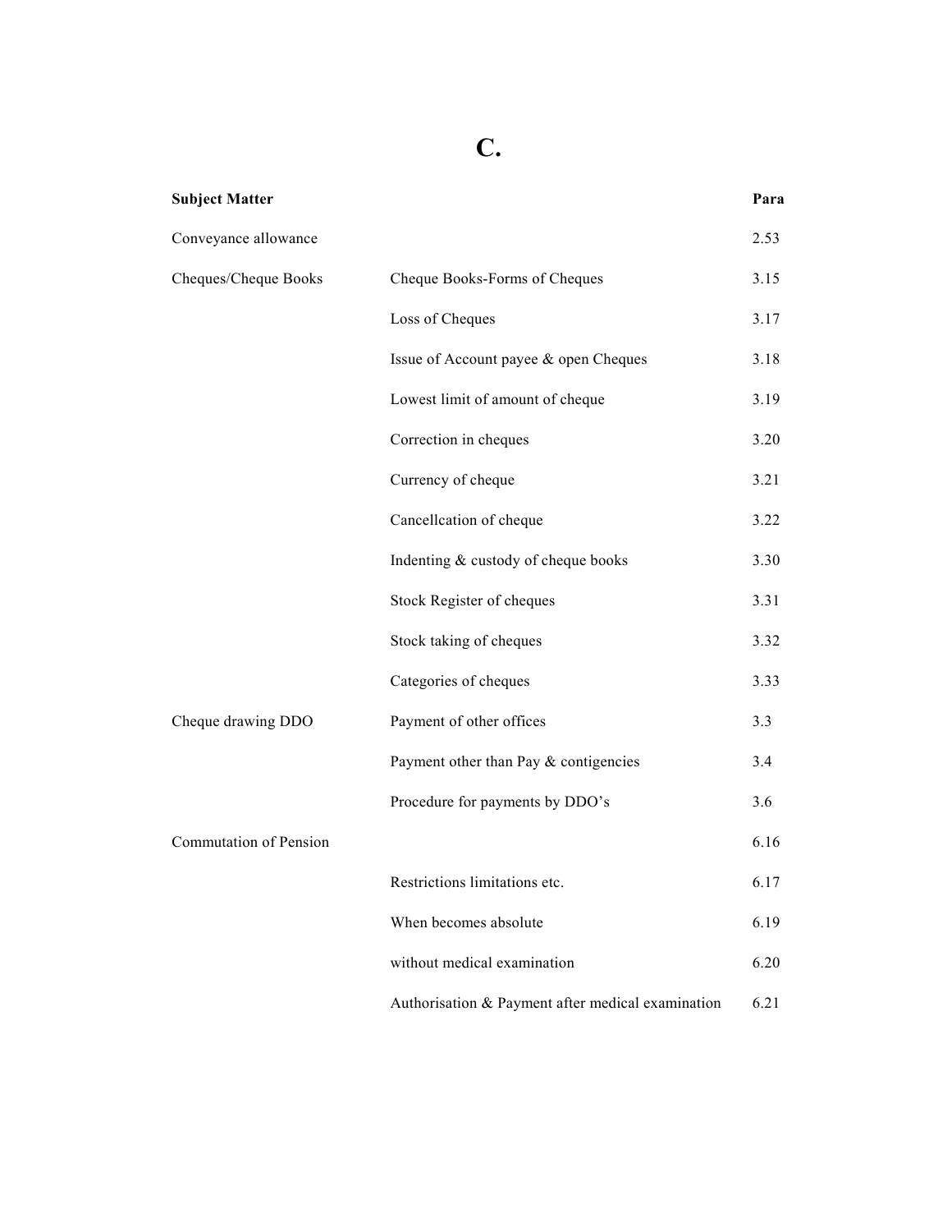# C.

| Subject Matter | | Para |
|---|---|---|
| Conveyance allowance | | 2.53 |
| Cheques/Cheque Books | Cheque Books-Forms of Cheques | 3.15 |
| | Loss of Cheques | 3.17 |
| | Issue of Account payee & open Cheques | 3.18 |
| | Lowest limit of amount of cheque | 3.19 |
| | Correction in cheques | 3.20 |
| | Currency of cheque | 3.21 |
| | Cancellcation of cheque | 3.22 |
| | Indenting & custody of cheque books | 3.30 |
| | Stock Register of cheques | 3.31 |
| | Stock taking of cheques | 3.32 |
| | Categories of cheques | 3.33 |
| Cheque drawing DDO | Payment of other offices | 3.3 |
| | Payment other than Pay & contigencies | 3.4 |
| | Procedure for payments by DDO's | 3.6 |
| Commutation of Pension | | 6.16 |
| | Restrictions limitations etc. | 6.17 |
| | When becomes absolute | 6.19 |
| | without medical examination | 6.20 |
| | Authorisation & Payment after medical examination | 6.21 |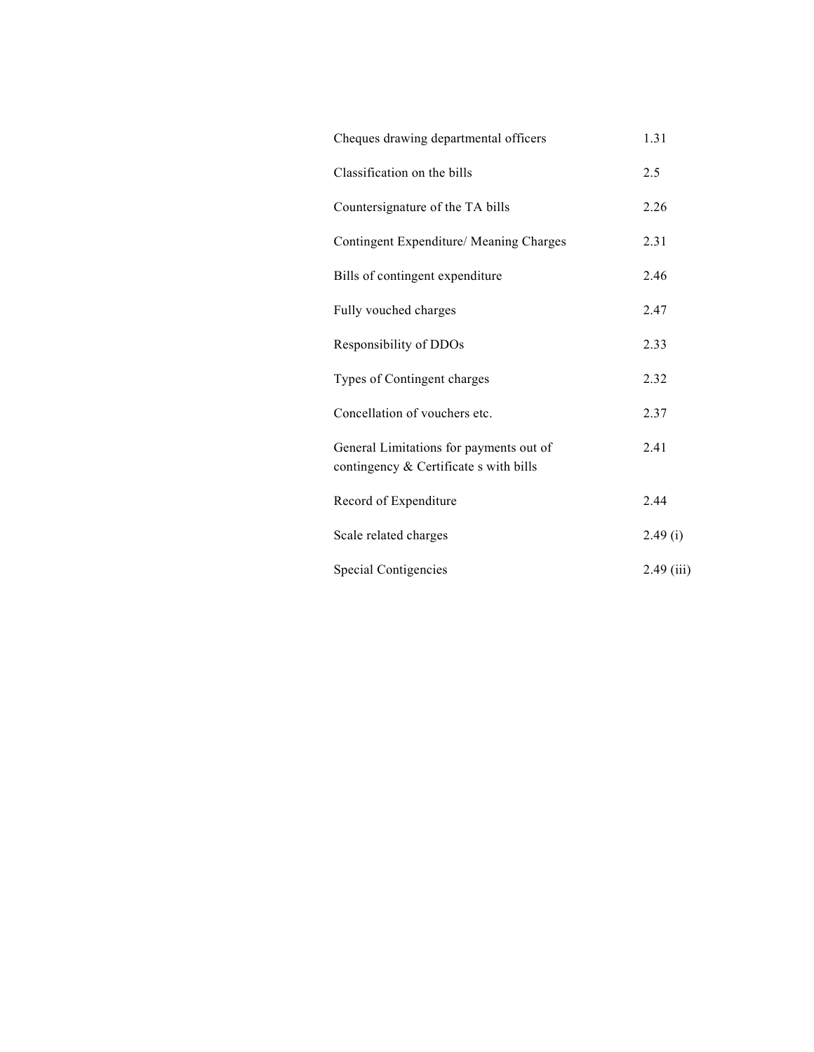| | |
|---|---|
| Cheques drawing departmental officers | 1.31 |
| Classification on the bills | 2.5 |
| Countersignature of the TA bills | 2.26 |
| Contingent Expenditure/ Meaning Charges | 2.31 |
| Bills of contingent expenditure | 2.46 |
| Fully vouched charges | 2.47 |
| Responsibility of DDOs | 2.33 |
| Types of Contingent charges | 2.32 |
| Concellation of vouchers etc. | 2.37 |
| General Limitations for payments out of contingency & Certificate s with bills | 2.41 |
| Record of Expenditure | 2.44 |
| Scale related charges | 2.49 (i) |
| Special Contigencies | 2.49 (iii) |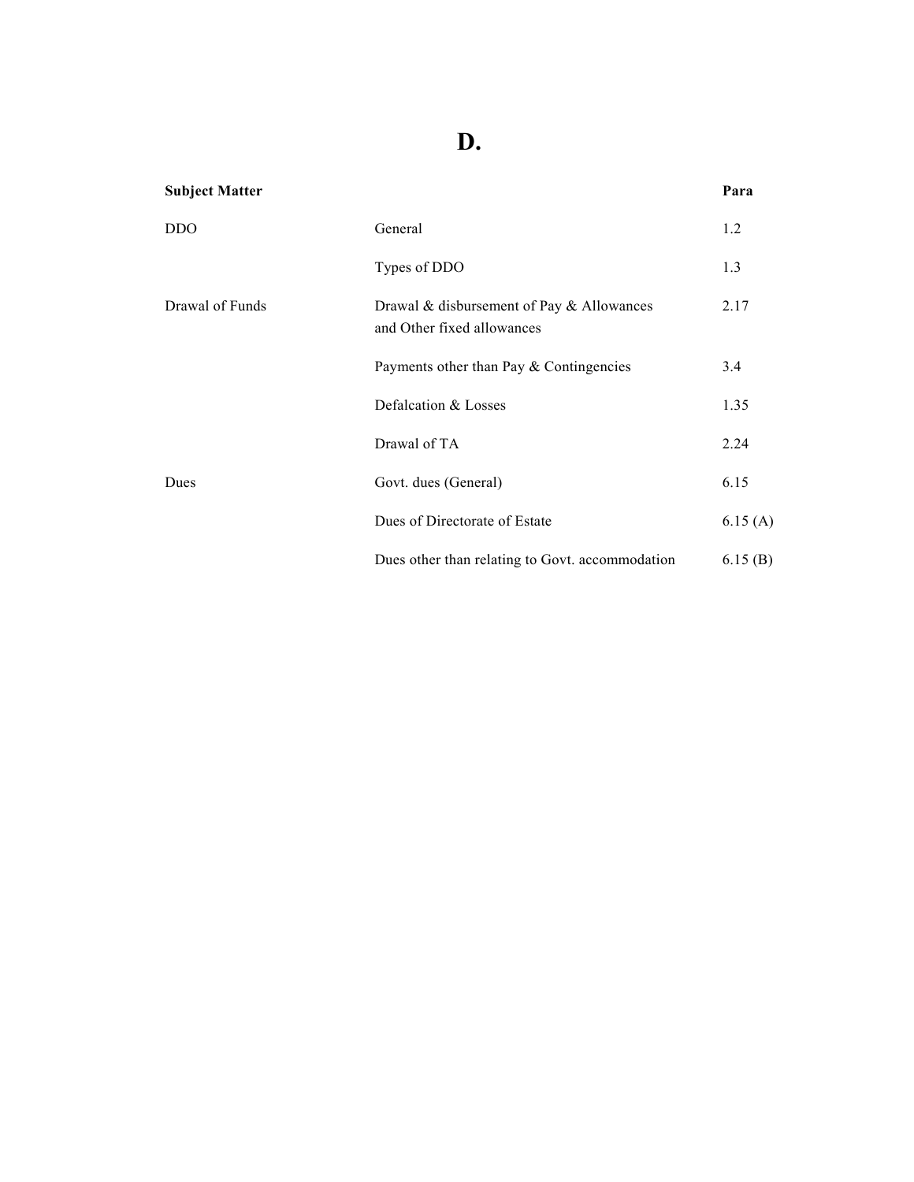# D.

| Subject Matter | | Para |
|---|---|---|
| DDO | General | 1.2 |
| | Types of DDO | 1.3 |
| Drawal of Funds | Drawal & disbursement of Pay & Allowances and Other fixed allowances | 2.17 |
| | Payments other than Pay & Contingencies | 3.4 |
| | Defalcation & Losses | 1.35 |
| | Drawal of TA | 2.24 |
| Dues | Govt. dues (General) | 6.15 |
| | Dues of Directorate of Estate | 6.15 (A) |
| | Dues other than relating to Govt. accommodation | 6.15 (B) |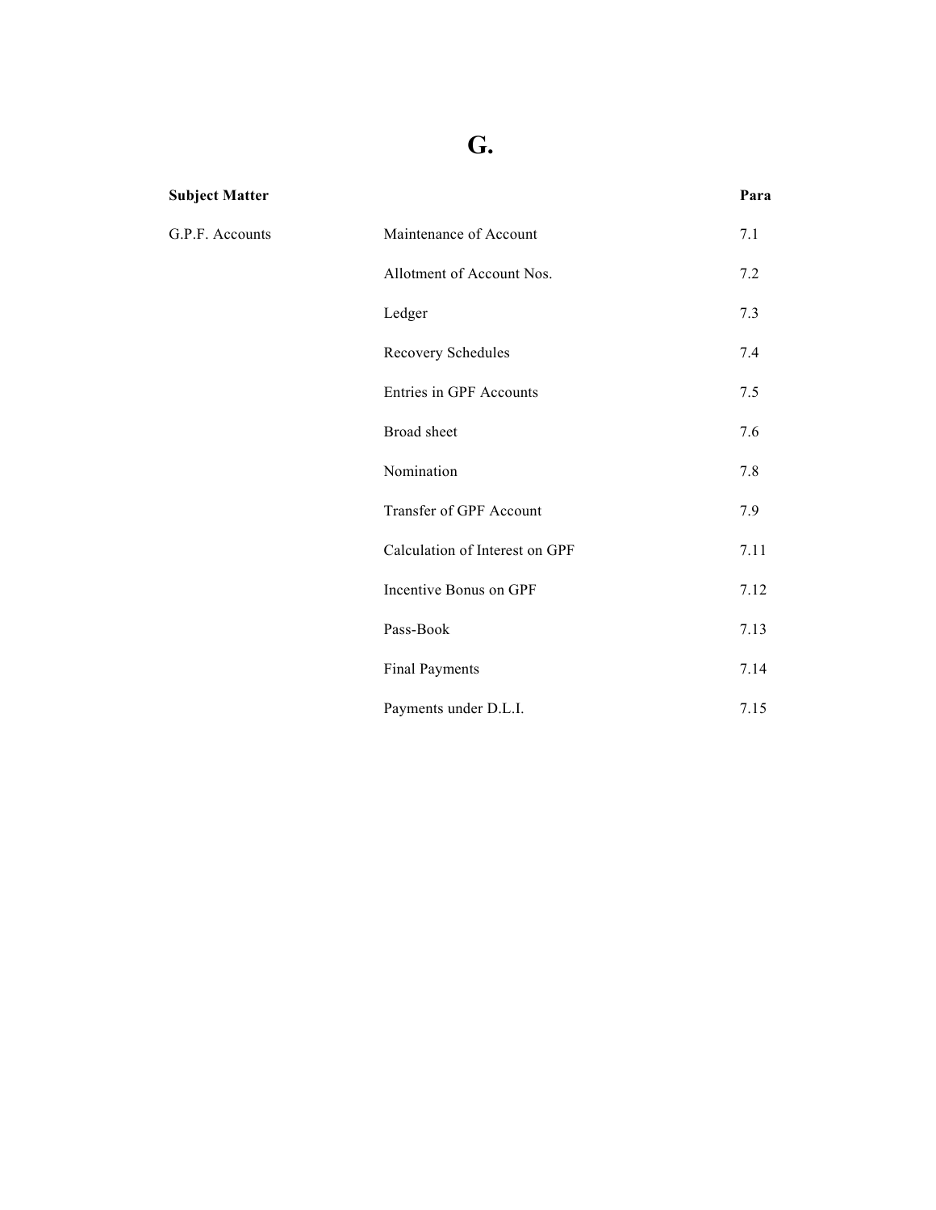# G.

| Subject Matter | | Para |
|---|---|---|
| G.P.F. Accounts | Maintenance of Account | 7.1 |
| | Allotment of Account Nos. | 7.2 |
| | Ledger | 7.3 |
| | Recovery Schedules | 7.4 |
| | Entries in GPF Accounts | 7.5 |
| | Broad sheet | 7.6 |
| | Nomination | 7.8 |
| | Transfer of GPF Account | 7.9 |
| | Calculation of Interest on GPF | 7.11 |
| | Incentive Bonus on GPF | 7.12 |
| | Pass-Book | 7.13 |
| | Final Payments | 7.14 |
| | Payments under D.L.I. | 7.15 |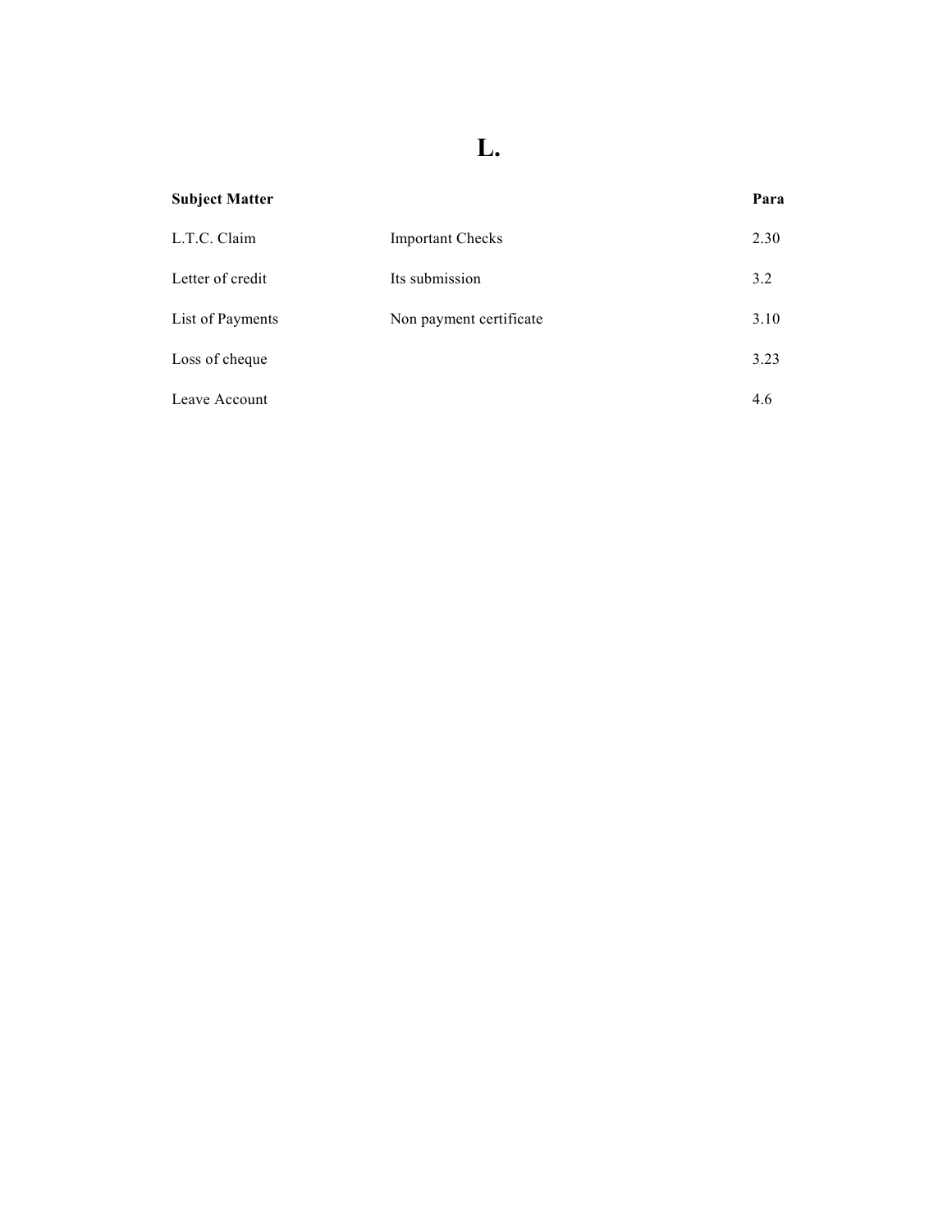# L.

| Subject Matter | | Para |
|---|---|---|
| L.T.C. Claim | Important Checks | 2.30 |
| Letter of credit | Its submission | 3.2 |
| List of Payments | Non payment certificate | 3.10 |
| Loss of cheque | | 3.23 |
| Leave Account | | 4.6 |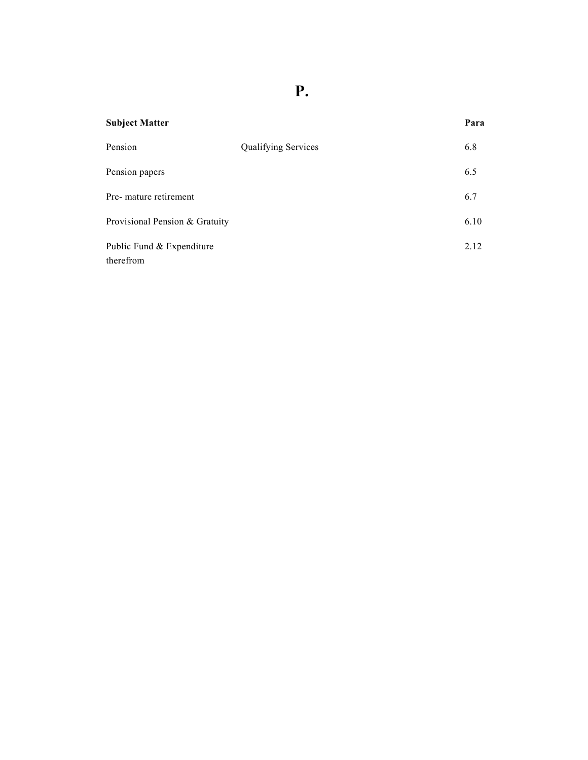# P.

| Subject Matter | | Para |
|---|---|---|
| Pension | Qualifying Services | 6.8 |
| Pension papers | | 6.5 |
| Pre- mature retirement | | 6.7 |
| Provisional Pension & Gratuity | | 6.10 |
| Public Fund & Expenditure therefrom | | 2.12 |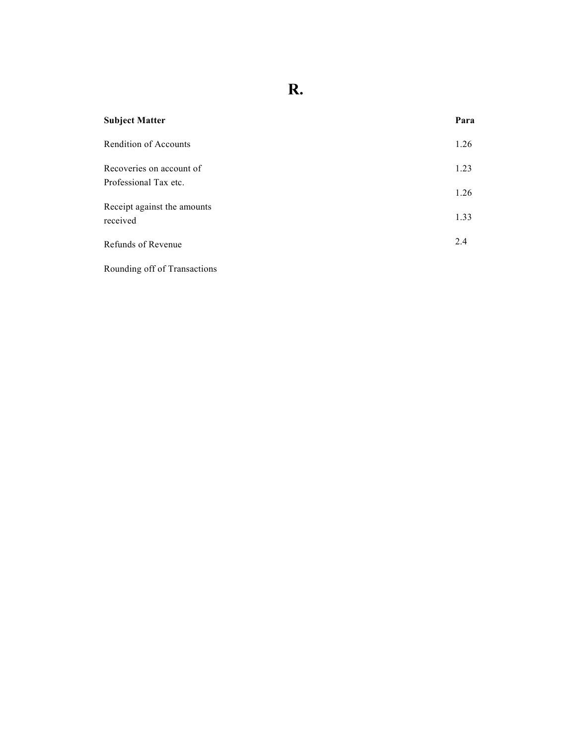# R.

| Subject Matter | Para |
|---|---|
| Rendition of Accounts | 1.26 |
| Recoveries on account of Professional Tax etc. | 1.23 |
| Receipt against the amounts received | 1.26 |
| Refunds of Revenue | 1.33 |
| Rounding off of Transactions | 2.4 |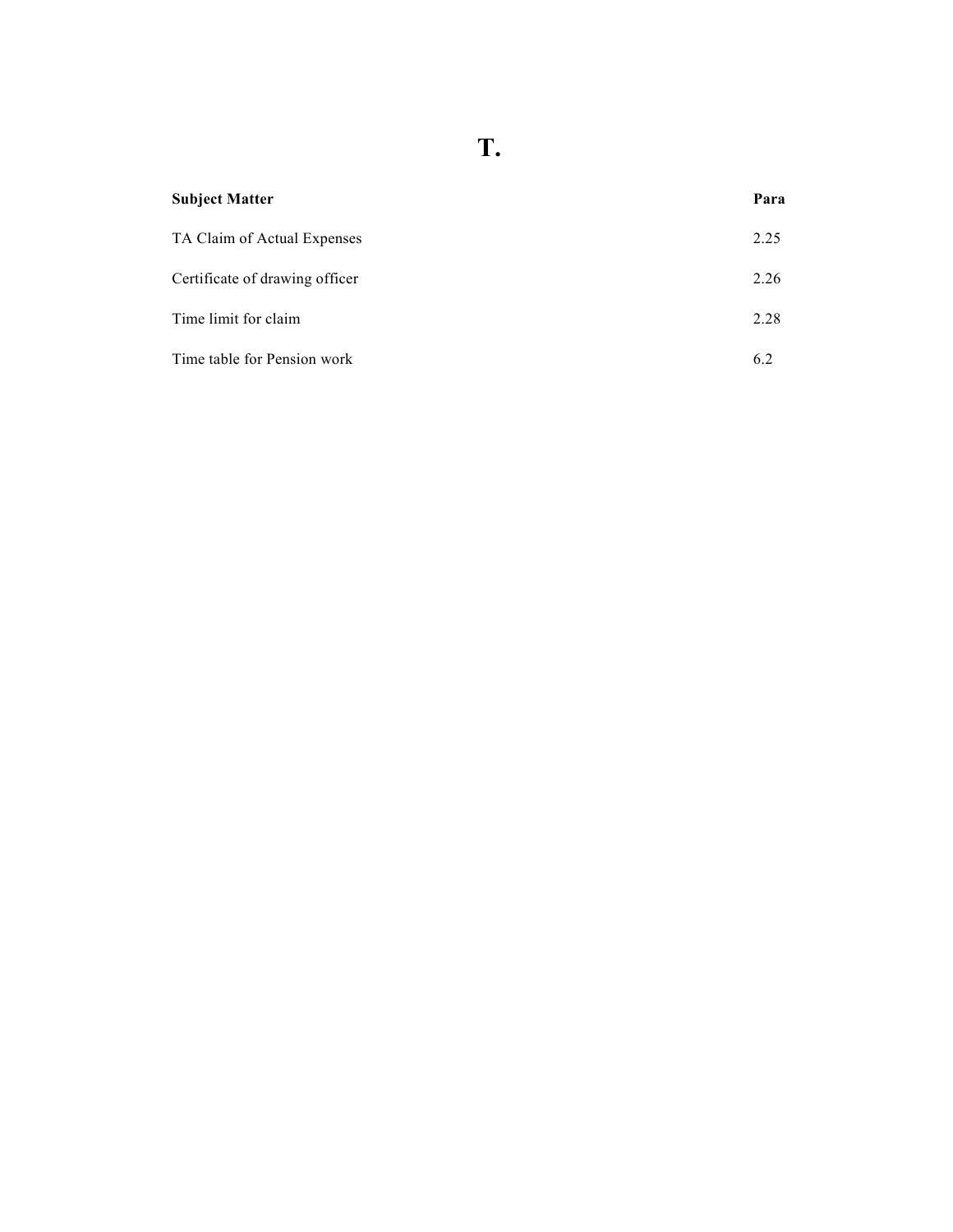# T.

| Subject Matter | Para |
|---|---|
| TA Claim of Actual Expenses | 2.25 |
| Certificate of drawing officer | 2.26 |
| Time limit for claim | 2.28 |
| Time table for Pension work | 6.2 |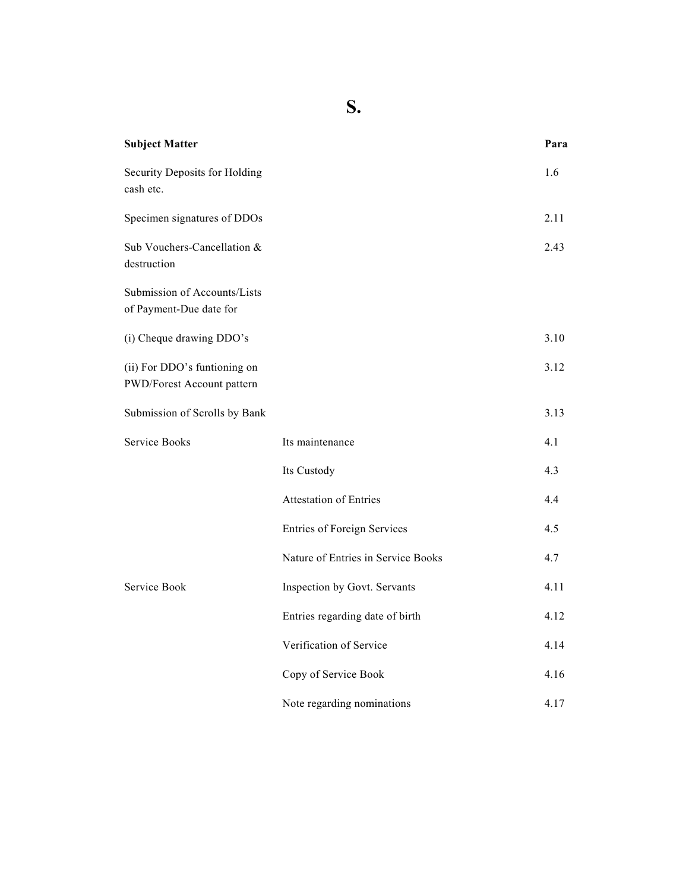# S.

| Subject Matter | | Para |
|---|---|---|
| Security Deposits for Holding cash etc. | | 1.6 |
| Specimen signatures of DDOs | | 2.11 |
| Sub Vouchers-Cancellation & destruction | | 2.43 |
| Submission of Accounts/Lists of Payment-Due date for | | |
| (i) Cheque drawing DDO's | | 3.10 |
| (ii) For DDO's funtioning on PWD/Forest Account pattern | | 3.12 |
| Submission of Scrolls by Bank | | 3.13 |
| Service Books | Its maintenance | 4.1 |
| | Its Custody | 4.3 |
| | Attestation of Entries | 4.4 |
| | Entries of Foreign Services | 4.5 |
| | Nature of Entries in Service Books | 4.7 |
| Service Book | Inspection by Govt. Servants | 4.11 |
| | Entries regarding date of birth | 4.12 |
| | Verification of Service | 4.14 |
| | Copy of Service Book | 4.16 |
| | Note regarding nominations | 4.17 |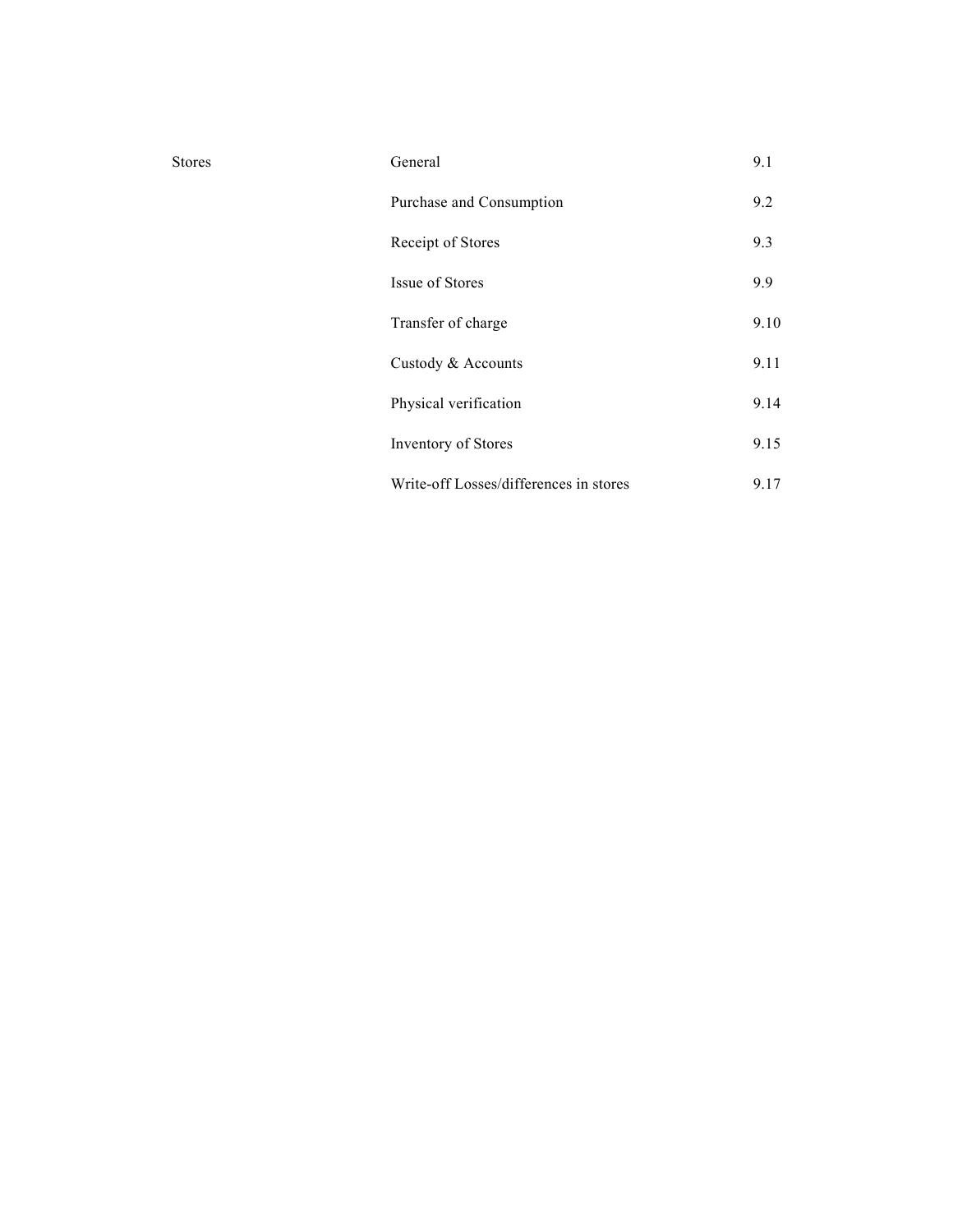| | | |
|---|---|---|
| Stores | General | 9.1 |
| | Purchase and Consumption | 9.2 |
| | Receipt of Stores | 9.3 |
| | Issue of Stores | 9.9 |
| | Transfer of charge | 9.10 |
| | Custody & Accounts | 9.11 |
| | Physical verification | 9.14 |
| | Inventory of Stores | 9.15 |
| | Write-off Losses/differences in stores | 9.17 |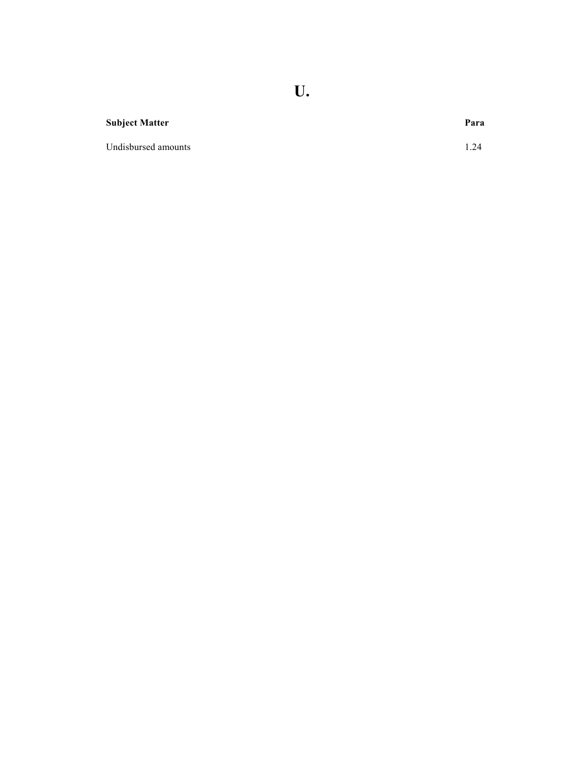# U.

| Subject Matter | Para |
| --- | --- |
| Undisbursed amounts | 1.24 |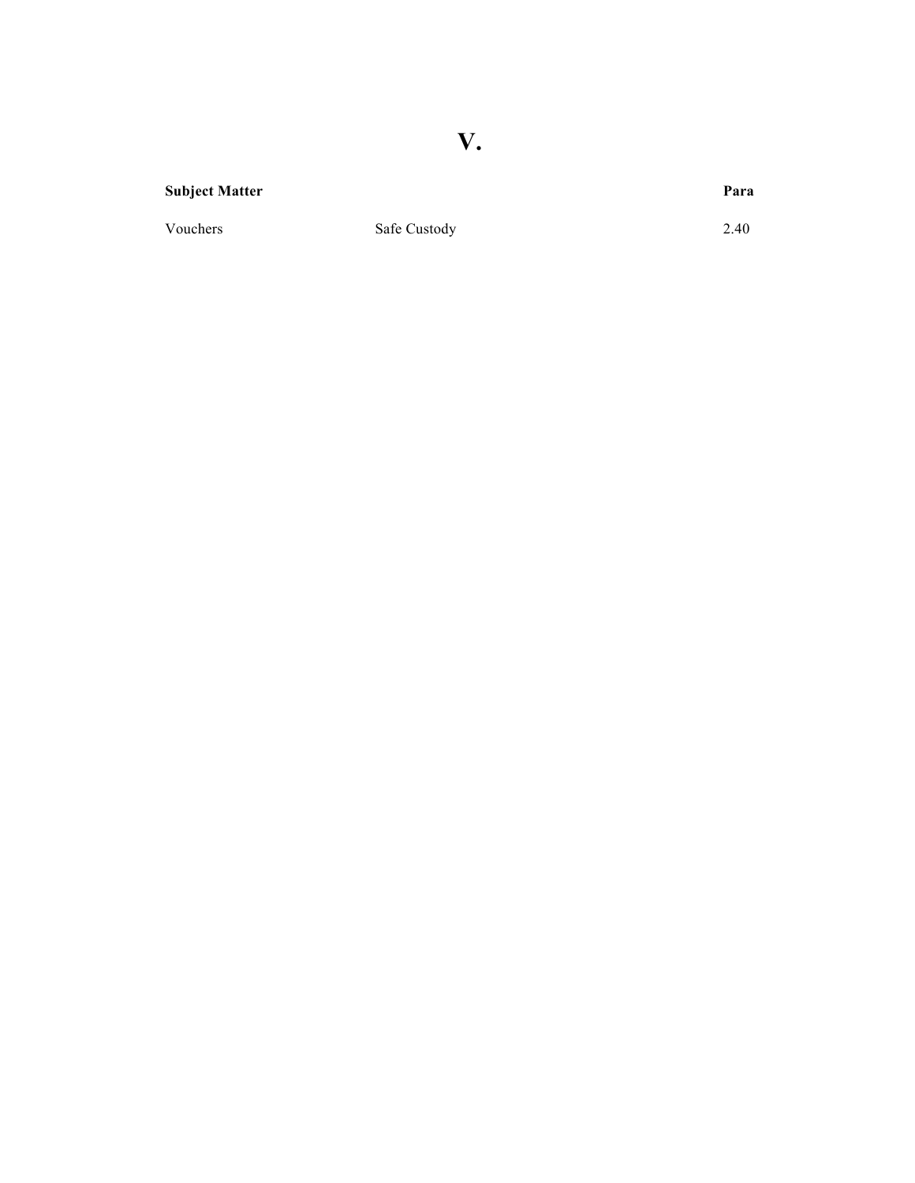# V.

| Subject Matter | | Para |
|---|---|---|
| Vouchers | Safe Custody | 2.40 |